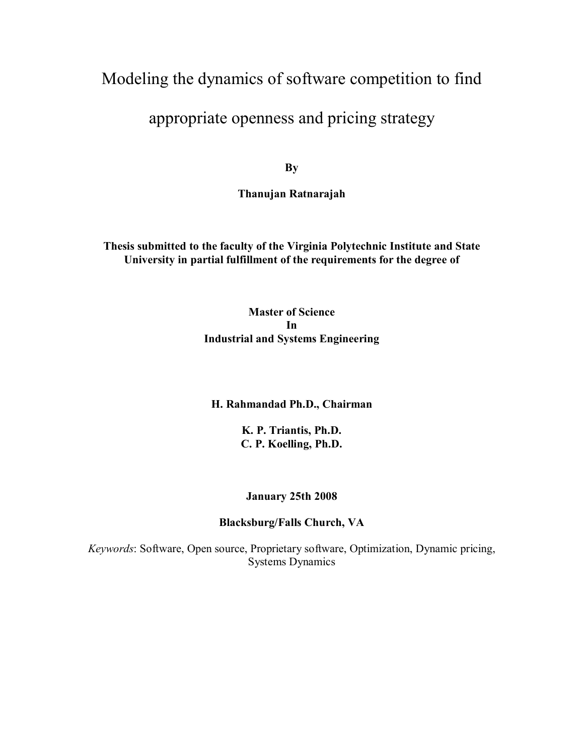# Modeling the dynamics of software competition to find appropriate openness and pricing strategy

**By**

**Thanujan Ratnarajah**

**Thesis submitted to the faculty of the Virginia Polytechnic Institute and State University in partial fulfillment of the requirements for the degree of**

**Master of Science**
**In**
**Industrial and Systems Engineering**

**H. Rahmandad Ph.D., Chairman**

**K. P. Triantis, Ph.D.**
**C. P. Koelling, Ph.D.**

**January 25th 2008**

**Blacksburg/Falls Church, VA**

*Keywords*: Software, Open source, Proprietary software, Optimization, Dynamic pricing, Systems Dynamics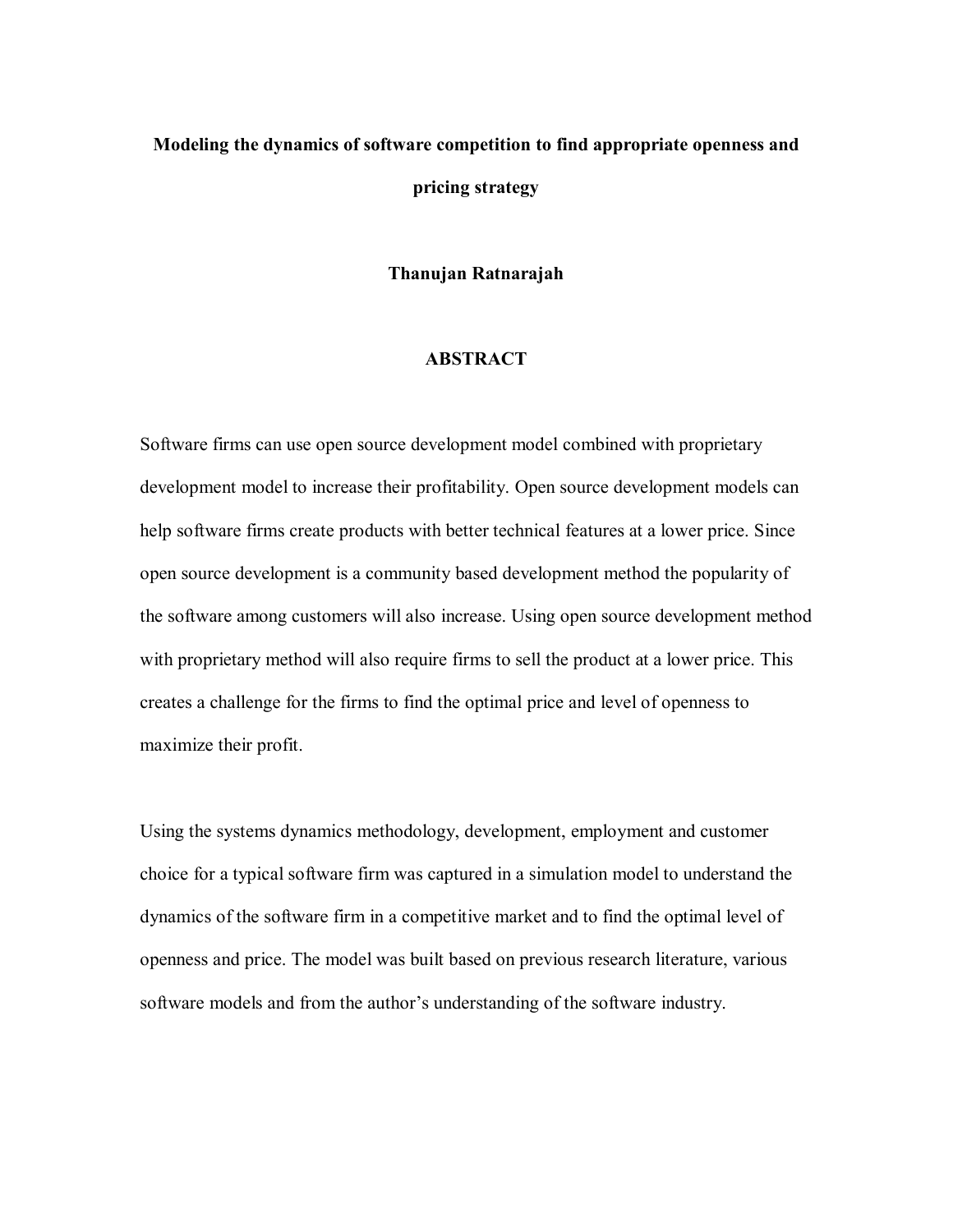# Modeling the dynamics of software competition to find appropriate openness and pricing strategy

**Thanujan Ratnarajah**

## ABSTRACT

Software firms can use open source development model combined with proprietary development model to increase their profitability. Open source development models can help software firms create products with better technical features at a lower price. Since open source development is a community based development method the popularity of the software among customers will also increase. Using open source development method with proprietary method will also require firms to sell the product at a lower price. This creates a challenge for the firms to find the optimal price and level of openness to maximize their profit.

Using the systems dynamics methodology, development, employment and customer choice for a typical software firm was captured in a simulation model to understand the dynamics of the software firm in a competitive market and to find the optimal level of openness and price. The model was built based on previous research literature, various software models and from the author's understanding of the software industry.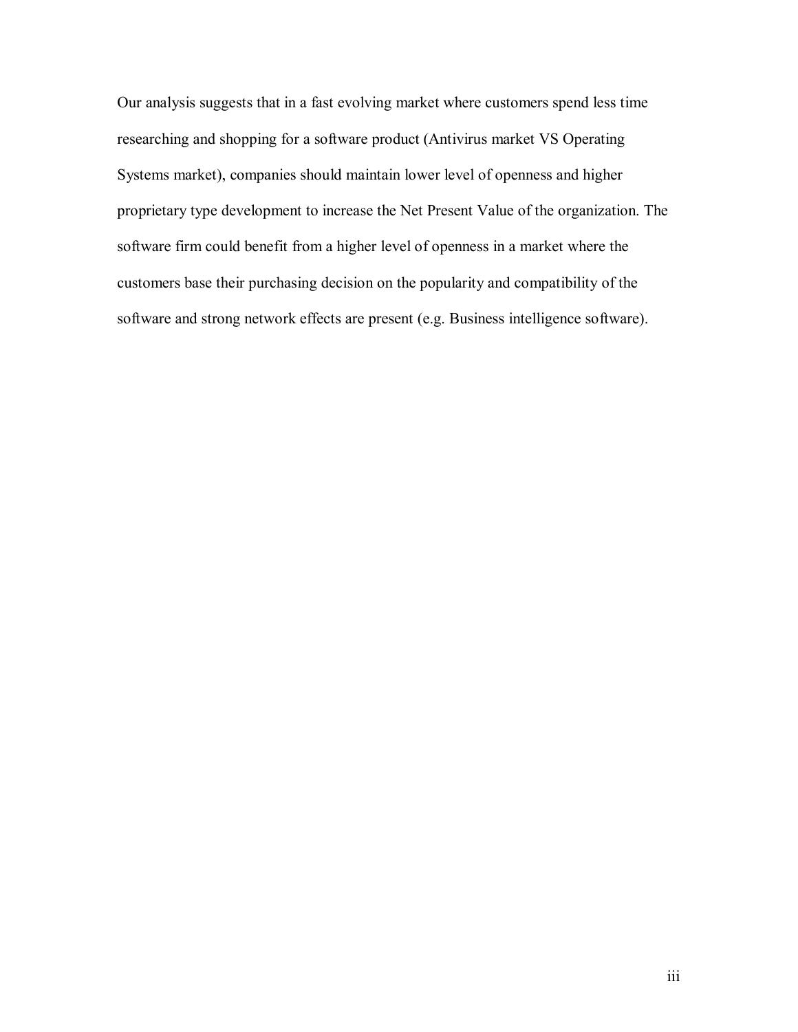Our analysis suggests that in a fast evolving market where customers spend less time researching and shopping for a software product (Antivirus market VS Operating Systems market), companies should maintain lower level of openness and higher proprietary type development to increase the Net Present Value of the organization. The software firm could benefit from a higher level of openness in a market where the customers base their purchasing decision on the popularity and compatibility of the software and strong network effects are present (e.g. Business intelligence software).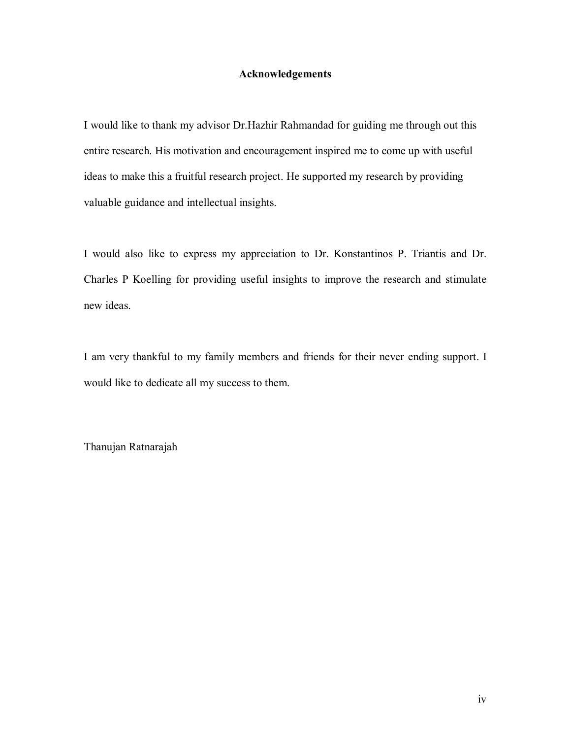# Acknowledgements

I would like to thank my advisor Dr.Hazhir Rahmandad for guiding me through out this entire research. His motivation and encouragement inspired me to come up with useful ideas to make this a fruitful research project. He supported my research by providing valuable guidance and intellectual insights.

I would also like to express my appreciation to Dr. Konstantinos P. Triantis and Dr. Charles P Koelling for providing useful insights to improve the research and stimulate new ideas.

I am very thankful to my family members and friends for their never ending support. I would like to dedicate all my success to them.

Thanujan Ratnarajah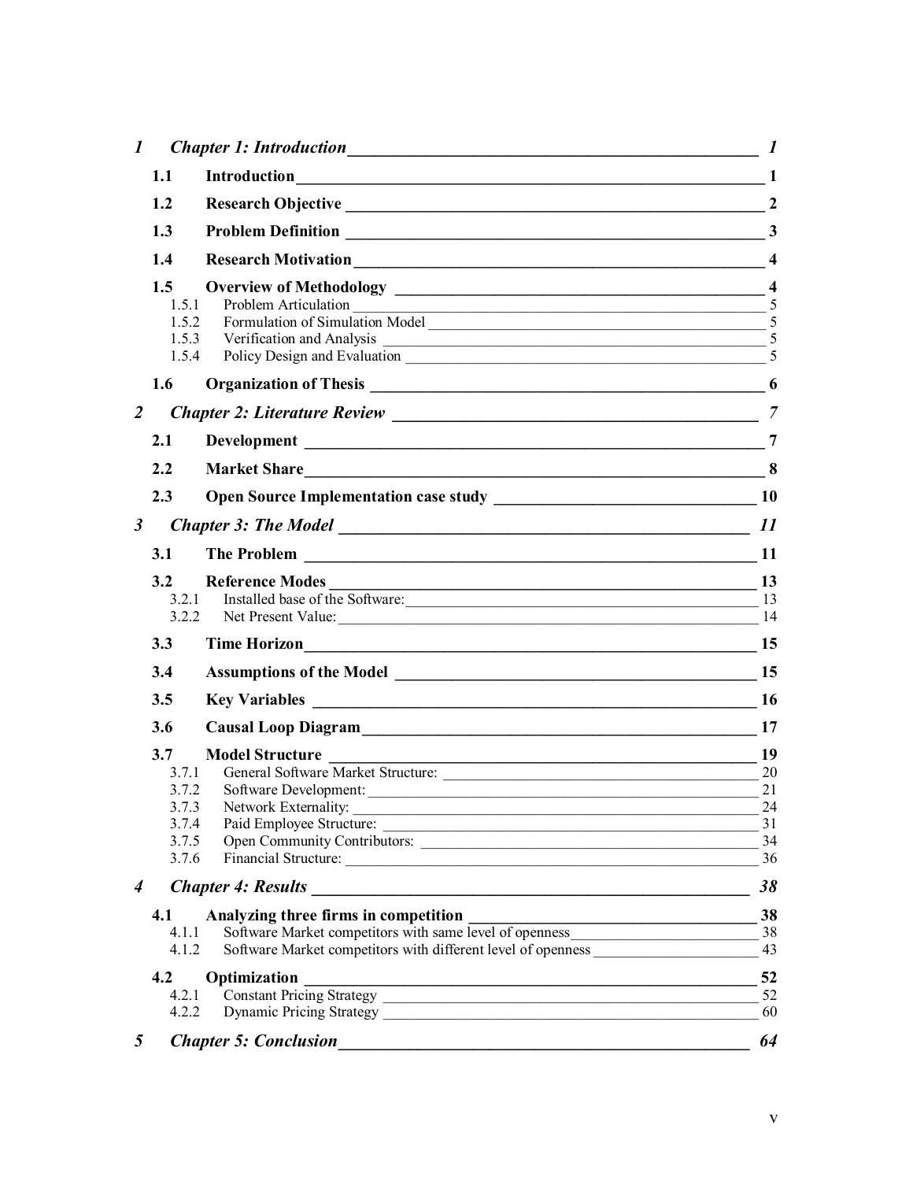*1 Chapter 1: Introduction* ... *1*

**1.1 Introduction** ... **1**

**1.2 Research Objective** ... **2**

**1.3 Problem Definition** ... **3**

**1.4 Research Motivation** ... **4**

**1.5 Overview of Methodology** ... **4**

- 1.5.1 Problem Articulation ... 5
- 1.5.2 Formulation of Simulation Model ... 5
- 1.5.3 Verification and Analysis ... 5
- 1.5.4 Policy Design and Evaluation ... 5

**1.6 Organization of Thesis** ... **6**

*2 Chapter 2: Literature Review* ... *7*

**2.1 Development** ... **7**

**2.2 Market Share** ... **8**

**2.3 Open Source Implementation case study** ... **10**

*3 Chapter 3: The Model* ... *11*

**3.1 The Problem** ... **11**

**3.2 Reference Modes** ... **13**

- 3.2.1 Installed base of the Software: ... 13
- 3.2.2 Net Present Value: ... 14

**3.3 Time Horizon** ... **15**

**3.4 Assumptions of the Model** ... **15**

**3.5 Key Variables** ... **16**

**3.6 Causal Loop Diagram** ... **17**

**3.7 Model Structure** ... **19**

- 3.7.1 General Software Market Structure: ... 20
- 3.7.2 Software Development: ... 21
- 3.7.3 Network Externality: ... 24
- 3.7.4 Paid Employee Structure: ... 31
- 3.7.5 Open Community Contributors: ... 34
- 3.7.6 Financial Structure: ... 36

*4 Chapter 4: Results* ... *38*

**4.1 Analyzing three firms in competition** ... **38**

- 4.1.1 Software Market competitors with same level of openness ... 38
- 4.1.2 Software Market competitors with different level of openness ... 43

**4.2 Optimization** ... **52**

- 4.2.1 Constant Pricing Strategy ... 52
- 4.2.2 Dynamic Pricing Strategy ... 60

*5 Chapter 5: Conclusion* ... *64*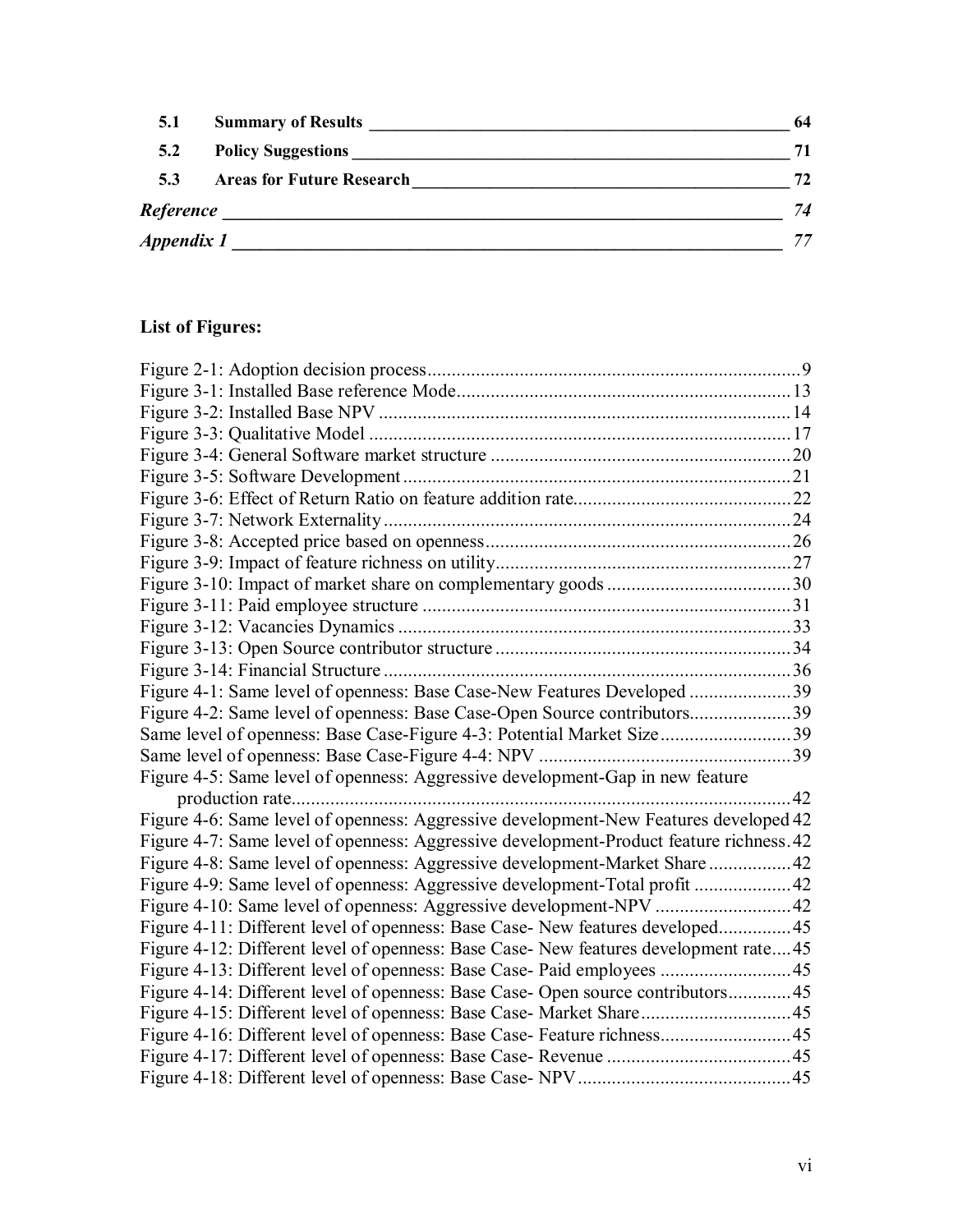| | | |
|---|---|---|
| **5.1** | **Summary of Results** | **64** |
| **5.2** | **Policy Suggestions** | **71** |
| **5.3** | **Areas for Future Research** | **72** |
| ***Reference*** | | ***74*** |
| ***Appendix 1*** | | ***77*** |

## List of Figures:

Figure 2-1: Adoption decision process ... 9
Figure 3-1: Installed Base reference Mode ... 13
Figure 3-2: Installed Base NPV ... 14
Figure 3-3: Qualitative Model ... 17
Figure 3-4: General Software market structure ... 20
Figure 3-5: Software Development ... 21
Figure 3-6: Effect of Return Ratio on feature addition rate ... 22
Figure 3-7: Network Externality ... 24
Figure 3-8: Accepted price based on openness ... 26
Figure 3-9: Impact of feature richness on utility ... 27
Figure 3-10: Impact of market share on complementary goods ... 30
Figure 3-11: Paid employee structure ... 31
Figure 3-12: Vacancies Dynamics ... 33
Figure 3-13: Open Source contributor structure ... 34
Figure 3-14: Financial Structure ... 36
Figure 4-1: Same level of openness: Base Case-New Features Developed ... 39
Figure 4-2: Same level of openness: Base Case-Open Source contributors ... 39
Same level of openness: Base Case-Figure 4-3: Potential Market Size ... 39
Same level of openness: Base Case-Figure 4-4: NPV ... 39
Figure 4-5: Same level of openness: Aggressive development-Gap in new feature production rate ... 42
Figure 4-6: Same level of openness: Aggressive development-New Features developed 42
Figure 4-7: Same level of openness: Aggressive development-Product feature richness. 42
Figure 4-8: Same level of openness: Aggressive development-Market Share ... 42
Figure 4-9: Same level of openness: Aggressive development-Total profit ... 42
Figure 4-10: Same level of openness: Aggressive development-NPV ... 42
Figure 4-11: Different level of openness: Base Case- New features developed ... 45
Figure 4-12: Different level of openness: Base Case- New features development rate .... 45
Figure 4-13: Different level of openness: Base Case- Paid employees ... 45
Figure 4-14: Different level of openness: Base Case- Open source contributors ... 45
Figure 4-15: Different level of openness: Base Case- Market Share ... 45
Figure 4-16: Different level of openness: Base Case- Feature richness ... 45
Figure 4-17: Different level of openness: Base Case- Revenue ... 45
Figure 4-18: Different level of openness: Base Case- NPV ... 45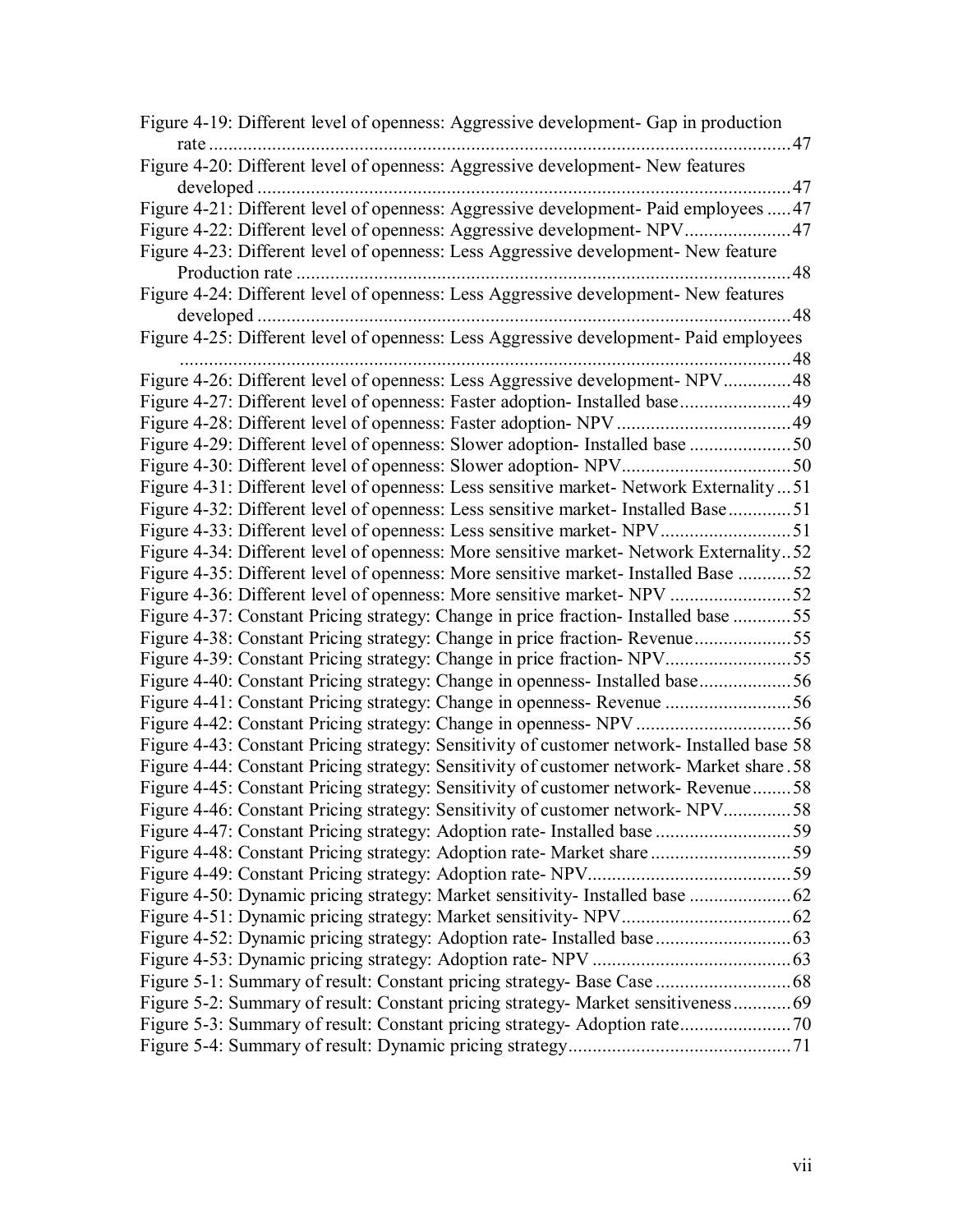Figure 4-19: Different level of openness: Aggressive development- Gap in production rate ........................................................................................................................47

Figure 4-20: Different level of openness: Aggressive development- New features developed ...............................................................................................................47

Figure 4-21: Different level of openness: Aggressive development- Paid employees .....47

Figure 4-22: Different level of openness: Aggressive development- NPV......................47

Figure 4-23: Different level of openness: Less Aggressive development- New feature Production rate ......................................................................................................48

Figure 4-24: Different level of openness: Less Aggressive development- New features developed ...............................................................................................................48

Figure 4-25: Different level of openness: Less Aggressive development- Paid employees ...............................................................................................................................48

Figure 4-26: Different level of openness: Less Aggressive development- NPV..............48

Figure 4-27: Different level of openness: Faster adoption- Installed base.......................49

Figure 4-28: Different level of openness: Faster adoption- NPV....................................49

Figure 4-29: Different level of openness: Slower adoption- Installed base .....................50

Figure 4-30: Different level of openness: Slower adoption- NPV...................................50

Figure 4-31: Different level of openness: Less sensitive market- Network Externality...51

Figure 4-32: Different level of openness: Less sensitive market- Installed Base.............51

Figure 4-33: Different level of openness: Less sensitive market- NPV...........................51

Figure 4-34: Different level of openness: More sensitive market- Network Externality..52

Figure 4-35: Different level of openness: More sensitive market- Installed Base ...........52

Figure 4-36: Different level of openness: More sensitive market- NPV .........................52

Figure 4-37: Constant Pricing strategy: Change in price fraction- Installed base ............55

Figure 4-38: Constant Pricing strategy: Change in price fraction- Revenue....................55

Figure 4-39: Constant Pricing strategy: Change in price fraction- NPV..........................55

Figure 4-40: Constant Pricing strategy: Change in openness- Installed base...................56

Figure 4-41: Constant Pricing strategy: Change in openness- Revenue ..........................56

Figure 4-42: Constant Pricing strategy: Change in openness- NPV ................................56

Figure 4-43: Constant Pricing strategy: Sensitivity of customer network- Installed base 58

Figure 4-44: Constant Pricing strategy: Sensitivity of customer network- Market share .58

Figure 4-45: Constant Pricing strategy: Sensitivity of customer network- Revenue........58

Figure 4-46: Constant Pricing strategy: Sensitivity of customer network- NPV.............58

Figure 4-47: Constant Pricing strategy: Adoption rate- Installed base ............................59

Figure 4-48: Constant Pricing strategy: Adoption rate- Market share .............................59

Figure 4-49: Constant Pricing strategy: Adoption rate- NPV..........................................59

Figure 4-50: Dynamic pricing strategy: Market sensitivity- Installed base .....................62

Figure 4-51: Dynamic pricing strategy: Market sensitivity- NPV...................................62

Figure 4-52: Dynamic pricing strategy: Adoption rate- Installed base ............................63

Figure 4-53: Dynamic pricing strategy: Adoption rate- NPV .........................................63

Figure 5-1: Summary of result: Constant pricing strategy- Base Case ............................68

Figure 5-2: Summary of result: Constant pricing strategy- Market sensitiveness............69

Figure 5-3: Summary of result: Constant pricing strategy- Adoption rate.......................70

Figure 5-4: Summary of result: Dynamic pricing strategy..............................................71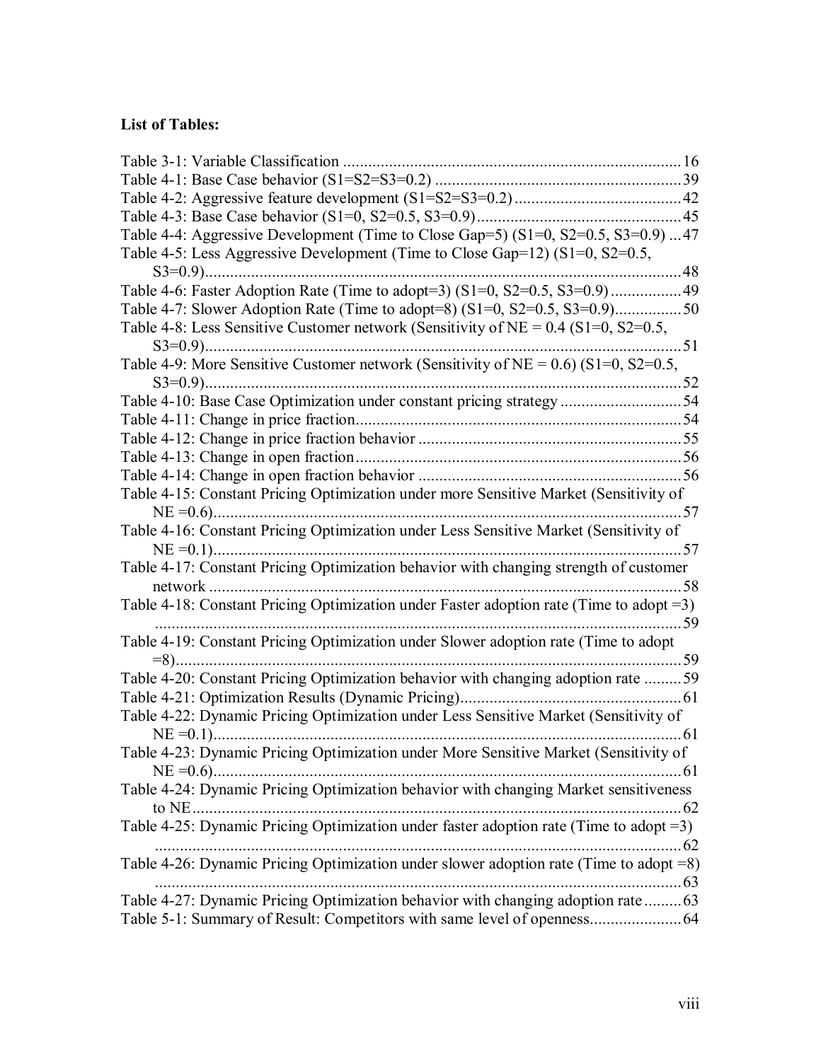**List of Tables:**

Table 3-1: Variable Classification ................................................................................. 16
Table 4-1: Base Case behavior (S1=S2=S3=0.2) ........................................................... 39
Table 4-2: Aggressive feature development (S1=S2=S3=0.2) ......................................... 42
Table 4-3: Base Case behavior (S1=0, S2=0.5, S3=0.9) ................................................. 45
Table 4-4: Aggressive Development (Time to Close Gap=5) (S1=0, S2=0.5, S3=0.9) ... 47
Table 4-5: Less Aggressive Development (Time to Close Gap=12) (S1=0, S2=0.5, S3=0.9) .................................................................................................................. 48
Table 4-6: Faster Adoption Rate (Time to adopt=3) (S1=0, S2=0.5, S3=0.9) ................. 49
Table 4-7: Slower Adoption Rate (Time to adopt=8) (S1=0, S2=0.5, S3=0.9) ................ 50
Table 4-8: Less Sensitive Customer network (Sensitivity of NE = 0.4 (S1=0, S2=0.5, S3=0.9) .................................................................................................................. 51
Table 4-9: More Sensitive Customer network (Sensitivity of NE = 0.6) (S1=0, S2=0.5, S3=0.9) .................................................................................................................. 52
Table 4-10: Base Case Optimization under constant pricing strategy ............................. 54
Table 4-11: Change in price fraction .............................................................................. 54
Table 4-12: Change in price fraction behavior ............................................................... 55
Table 4-13: Change in open fraction .............................................................................. 56
Table 4-14: Change in open fraction behavior ............................................................... 56
Table 4-15: Constant Pricing Optimization under more Sensitive Market (Sensitivity of NE =0.6) ................................................................................................................. 57
Table 4-16: Constant Pricing Optimization under Less Sensitive Market (Sensitivity of NE =0.1) ................................................................................................................. 57
Table 4-17: Constant Pricing Optimization behavior with changing strength of customer network ................................................................................................................. 58
Table 4-18: Constant Pricing Optimization under Faster adoption rate (Time to adopt =3) .............................................................................................................................. 59
Table 4-19: Constant Pricing Optimization under Slower adoption rate (Time to adopt =8) .......................................................................................................................... 59
Table 4-20: Constant Pricing Optimization behavior with changing adoption rate ......... 59
Table 4-21: Optimization Results (Dynamic Pricing) ..................................................... 61
Table 4-22: Dynamic Pricing Optimization under Less Sensitive Market (Sensitivity of NE =0.1) ................................................................................................................. 61
Table 4-23: Dynamic Pricing Optimization under More Sensitive Market (Sensitivity of NE =0.6) ................................................................................................................. 61
Table 4-24: Dynamic Pricing Optimization behavior with changing Market sensitiveness to NE ..................................................................................................................... 62
Table 4-25: Dynamic Pricing Optimization under faster adoption rate (Time to adopt =3) .............................................................................................................................. 62
Table 4-26: Dynamic Pricing Optimization under slower adoption rate (Time to adopt =8) .............................................................................................................................. 63
Table 4-27: Dynamic Pricing Optimization behavior with changing adoption rate ......... 63
Table 5-1: Summary of Result: Competitors with same level of openness ...................... 64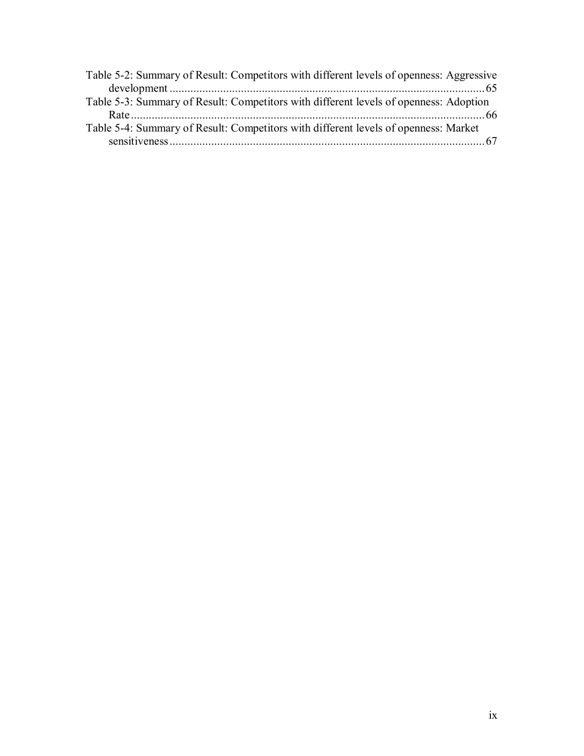Table 5-2: Summary of Result: Competitors with different levels of openness: Aggressive development ........................................................................................................ 65

Table 5-3: Summary of Result: Competitors with different levels of openness: Adoption Rate ........................................................................................................................ 66

Table 5-4: Summary of Result: Competitors with different levels of openness: Market sensitiveness ........................................................................................................... 67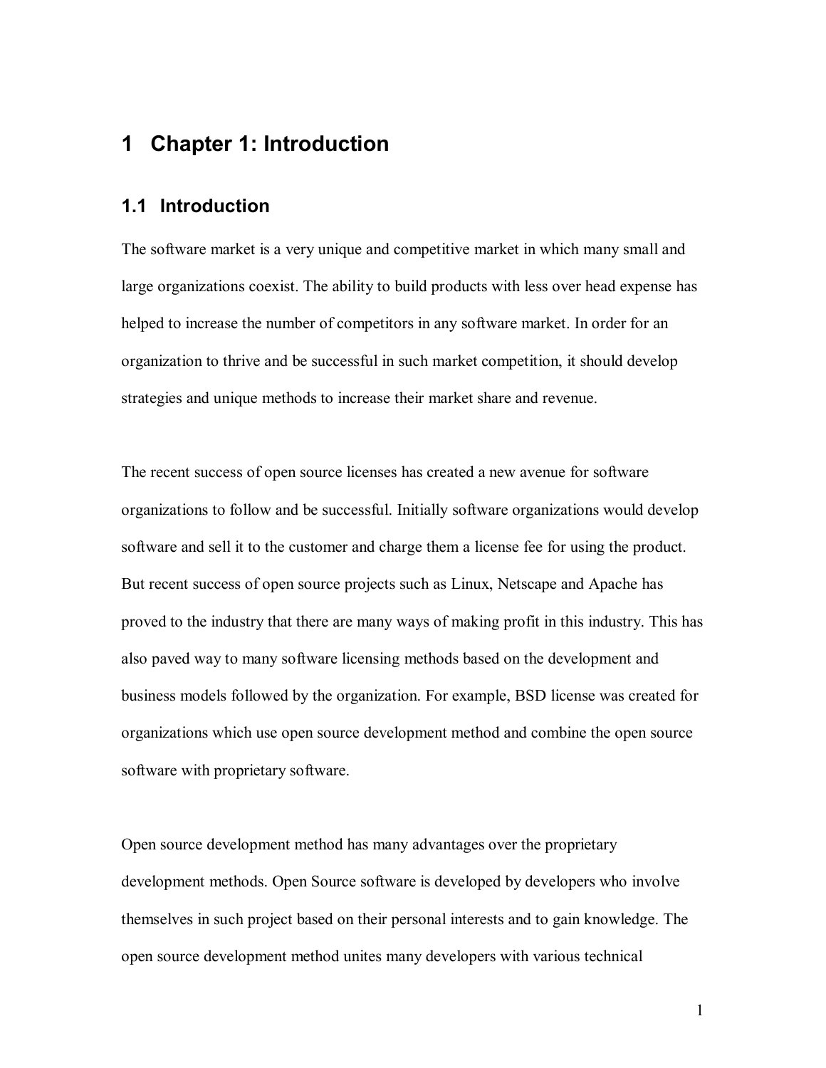# 1 Chapter 1: Introduction

## 1.1 Introduction

The software market is a very unique and competitive market in which many small and large organizations coexist. The ability to build products with less over head expense has helped to increase the number of competitors in any software market. In order for an organization to thrive and be successful in such market competition, it should develop strategies and unique methods to increase their market share and revenue.

The recent success of open source licenses has created a new avenue for software organizations to follow and be successful. Initially software organizations would develop software and sell it to the customer and charge them a license fee for using the product. But recent success of open source projects such as Linux, Netscape and Apache has proved to the industry that there are many ways of making profit in this industry. This has also paved way to many software licensing methods based on the development and business models followed by the organization. For example, BSD license was created for organizations which use open source development method and combine the open source software with proprietary software.

Open source development method has many advantages over the proprietary development methods. Open Source software is developed by developers who involve themselves in such project based on their personal interests and to gain knowledge. The open source development method unites many developers with various technical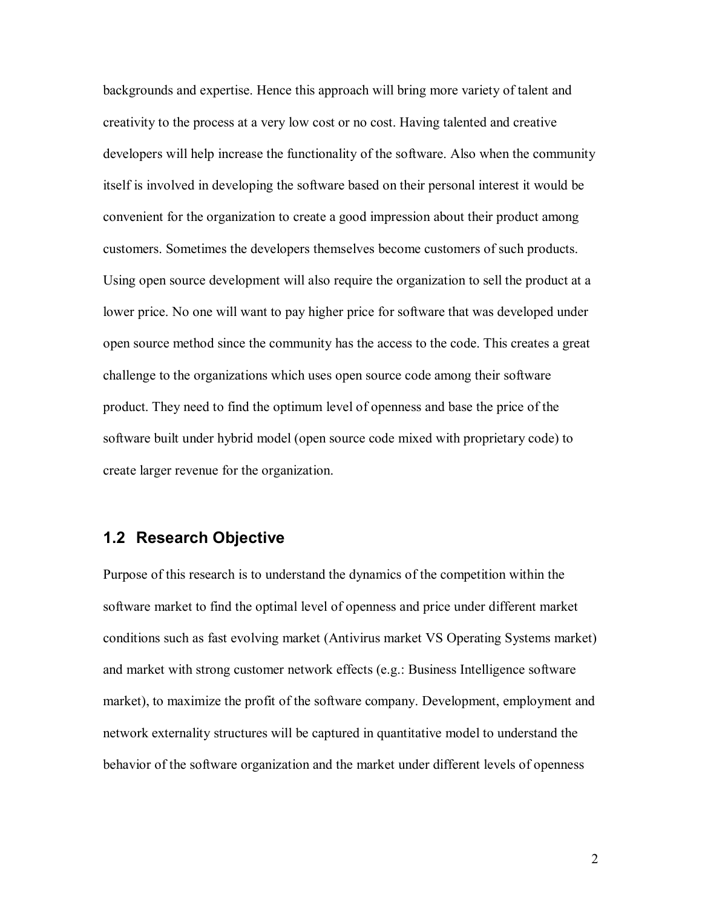backgrounds and expertise. Hence this approach will bring more variety of talent and creativity to the process at a very low cost or no cost. Having talented and creative developers will help increase the functionality of the software. Also when the community itself is involved in developing the software based on their personal interest it would be convenient for the organization to create a good impression about their product among customers. Sometimes the developers themselves become customers of such products. Using open source development will also require the organization to sell the product at a lower price. No one will want to pay higher price for software that was developed under open source method since the community has the access to the code. This creates a great challenge to the organizations which uses open source code among their software product. They need to find the optimum level of openness and base the price of the software built under hybrid model (open source code mixed with proprietary code) to create larger revenue for the organization.

## 1.2 Research Objective

Purpose of this research is to understand the dynamics of the competition within the software market to find the optimal level of openness and price under different market conditions such as fast evolving market (Antivirus market VS Operating Systems market) and market with strong customer network effects (e.g.: Business Intelligence software market), to maximize the profit of the software company. Development, employment and network externality structures will be captured in quantitative model to understand the behavior of the software organization and the market under different levels of openness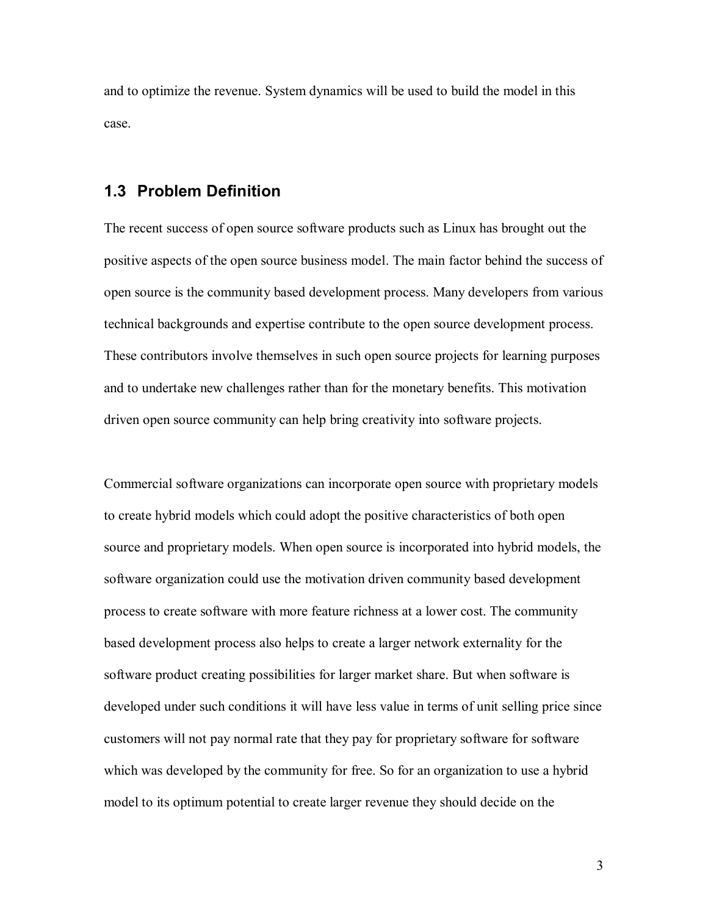and to optimize the revenue. System dynamics will be used to build the model in this case.

## 1.3 Problem Definition

The recent success of open source software products such as Linux has brought out the positive aspects of the open source business model. The main factor behind the success of open source is the community based development process. Many developers from various technical backgrounds and expertise contribute to the open source development process. These contributors involve themselves in such open source projects for learning purposes and to undertake new challenges rather than for the monetary benefits. This motivation driven open source community can help bring creativity into software projects.

Commercial software organizations can incorporate open source with proprietary models to create hybrid models which could adopt the positive characteristics of both open source and proprietary models. When open source is incorporated into hybrid models, the software organization could use the motivation driven community based development process to create software with more feature richness at a lower cost. The community based development process also helps to create a larger network externality for the software product creating possibilities for larger market share. But when software is developed under such conditions it will have less value in terms of unit selling price since customers will not pay normal rate that they pay for proprietary software for software which was developed by the community for free. So for an organization to use a hybrid model to its optimum potential to create larger revenue they should decide on the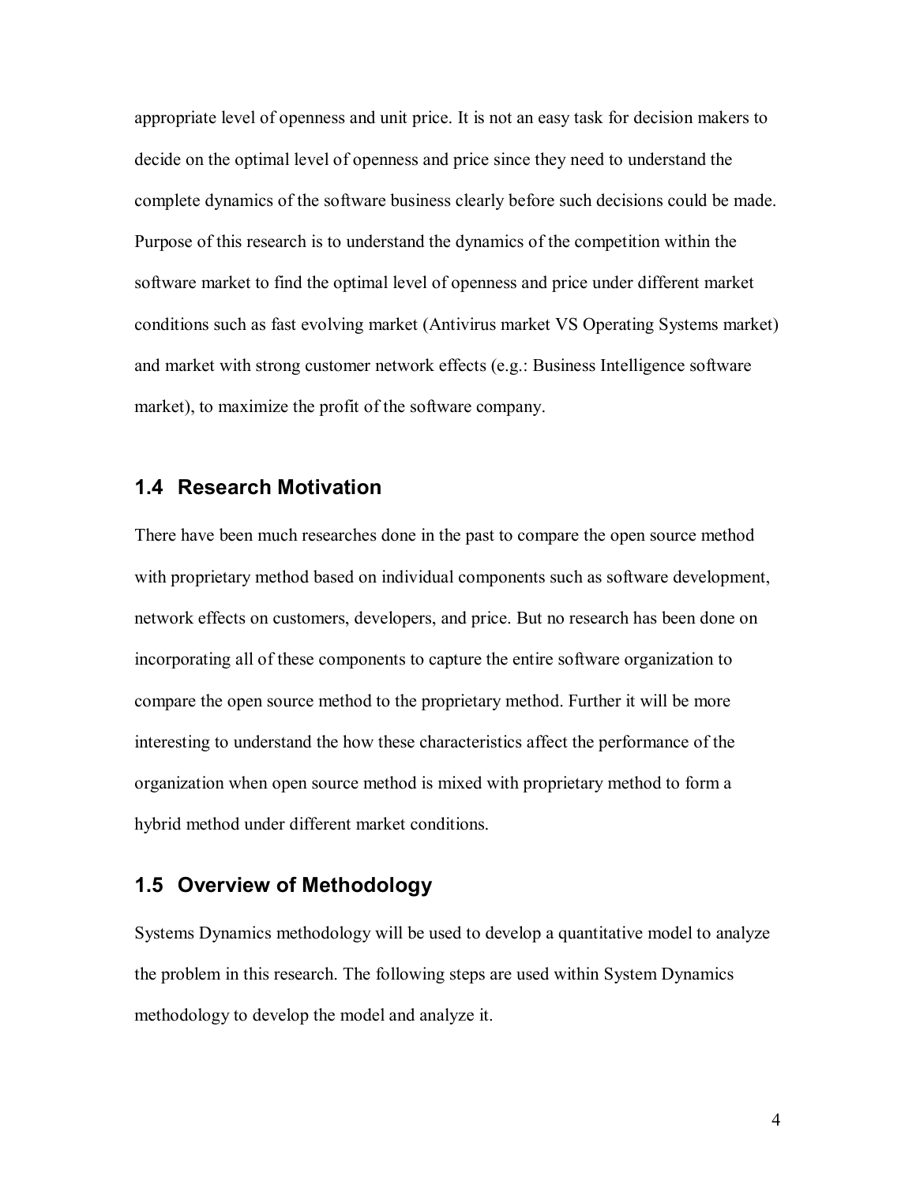appropriate level of openness and unit price. It is not an easy task for decision makers to decide on the optimal level of openness and price since they need to understand the complete dynamics of the software business clearly before such decisions could be made. Purpose of this research is to understand the dynamics of the competition within the software market to find the optimal level of openness and price under different market conditions such as fast evolving market (Antivirus market VS Operating Systems market) and market with strong customer network effects (e.g.: Business Intelligence software market), to maximize the profit of the software company.

## 1.4 Research Motivation

There have been much researches done in the past to compare the open source method with proprietary method based on individual components such as software development, network effects on customers, developers, and price. But no research has been done on incorporating all of these components to capture the entire software organization to compare the open source method to the proprietary method. Further it will be more interesting to understand the how these characteristics affect the performance of the organization when open source method is mixed with proprietary method to form a hybrid method under different market conditions.

## 1.5 Overview of Methodology

Systems Dynamics methodology will be used to develop a quantitative model to analyze the problem in this research. The following steps are used within System Dynamics methodology to develop the model and analyze it.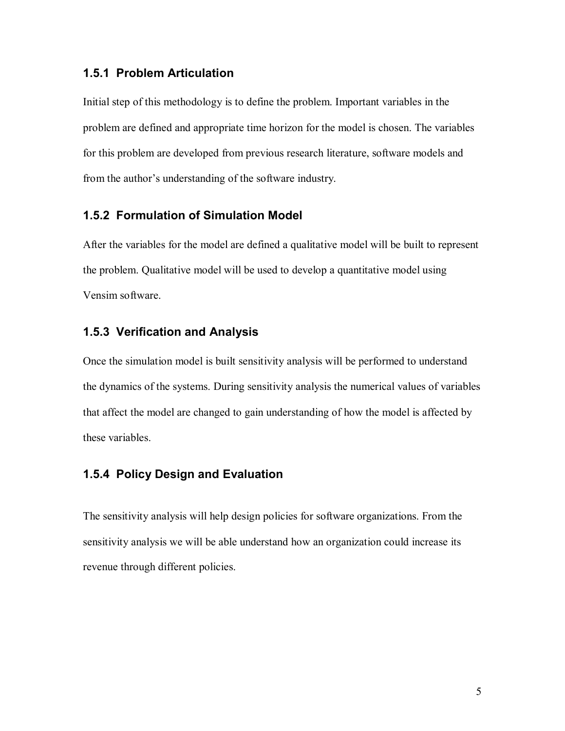### 1.5.1 Problem Articulation

Initial step of this methodology is to define the problem. Important variables in the problem are defined and appropriate time horizon for the model is chosen. The variables for this problem are developed from previous research literature, software models and from the author's understanding of the software industry.

### 1.5.2 Formulation of Simulation Model

After the variables for the model are defined a qualitative model will be built to represent the problem. Qualitative model will be used to develop a quantitative model using Vensim software.

### 1.5.3 Verification and Analysis

Once the simulation model is built sensitivity analysis will be performed to understand the dynamics of the systems. During sensitivity analysis the numerical values of variables that affect the model are changed to gain understanding of how the model is affected by these variables.

### 1.5.4 Policy Design and Evaluation

The sensitivity analysis will help design policies for software organizations. From the sensitivity analysis we will be able understand how an organization could increase its revenue through different policies.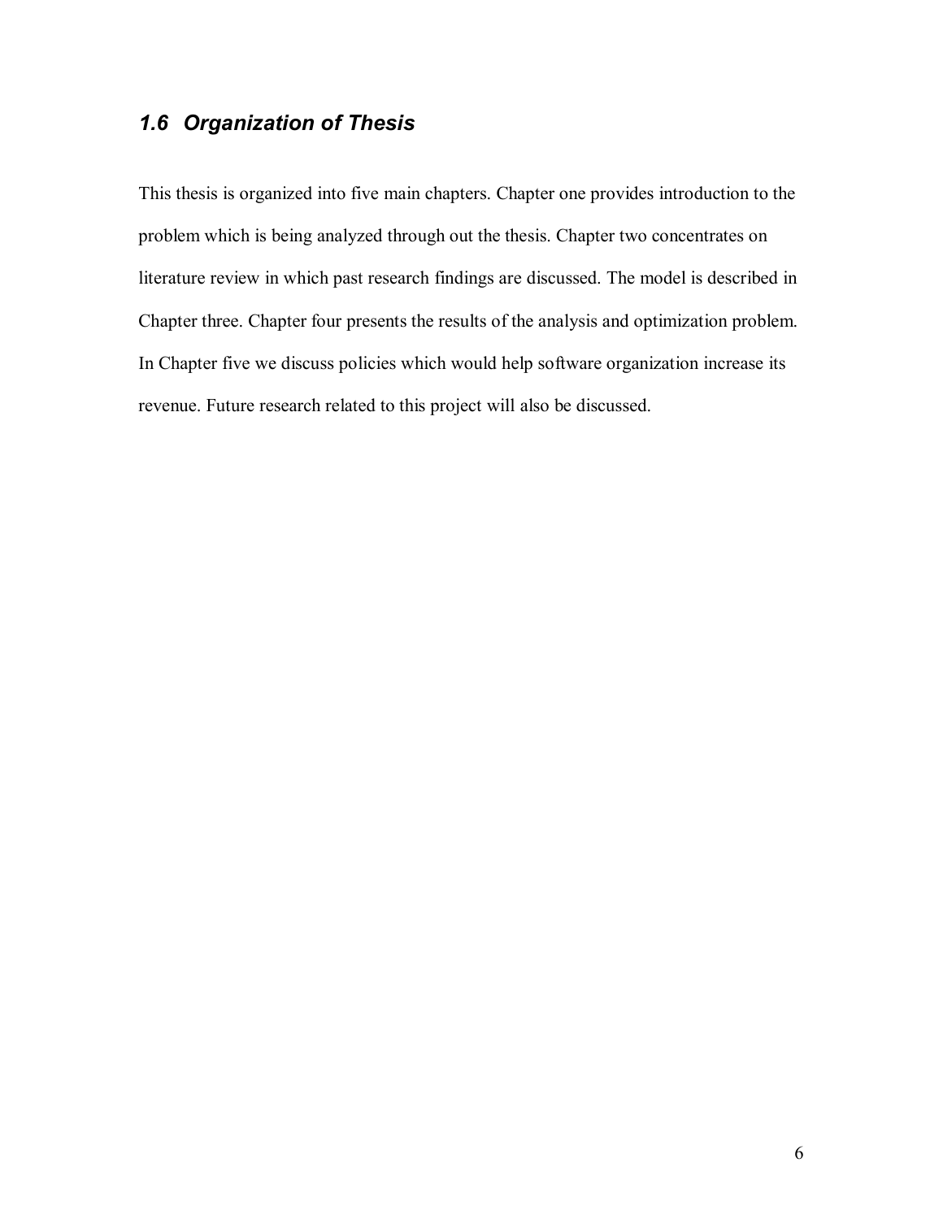## *1.6 Organization of Thesis*

This thesis is organized into five main chapters. Chapter one provides introduction to the problem which is being analyzed through out the thesis. Chapter two concentrates on literature review in which past research findings are discussed. The model is described in Chapter three. Chapter four presents the results of the analysis and optimization problem. In Chapter five we discuss policies which would help software organization increase its revenue. Future research related to this project will also be discussed.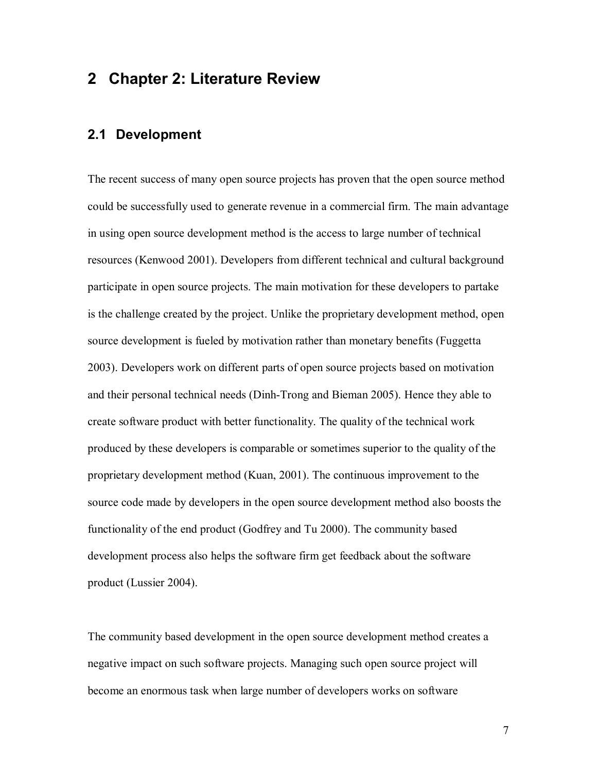# 2 Chapter 2: Literature Review

## 2.1 Development

The recent success of many open source projects has proven that the open source method could be successfully used to generate revenue in a commercial firm. The main advantage in using open source development method is the access to large number of technical resources (Kenwood 2001). Developers from different technical and cultural background participate in open source projects. The main motivation for these developers to partake is the challenge created by the project. Unlike the proprietary development method, open source development is fueled by motivation rather than monetary benefits (Fuggetta 2003). Developers work on different parts of open source projects based on motivation and their personal technical needs (Dinh-Trong and Bieman 2005). Hence they able to create software product with better functionality. The quality of the technical work produced by these developers is comparable or sometimes superior to the quality of the proprietary development method (Kuan, 2001). The continuous improvement to the source code made by developers in the open source development method also boosts the functionality of the end product (Godfrey and Tu 2000). The community based development process also helps the software firm get feedback about the software product (Lussier 2004).

The community based development in the open source development method creates a negative impact on such software projects. Managing such open source project will become an enormous task when large number of developers works on software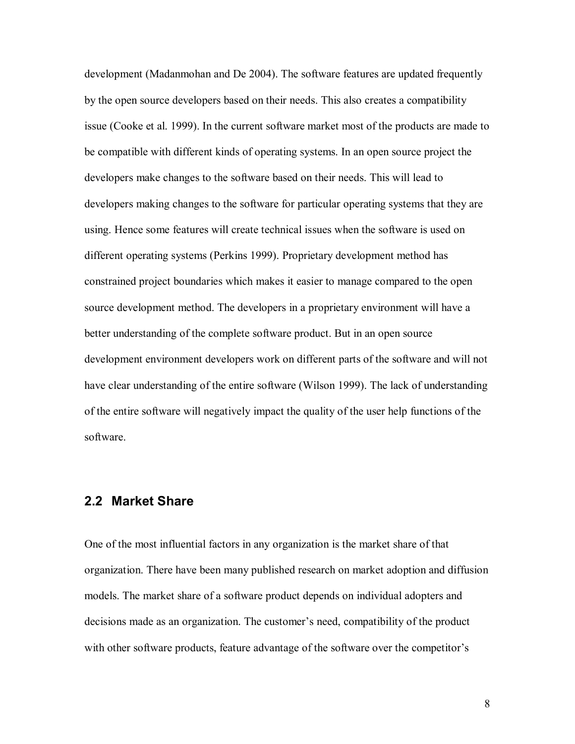development (Madanmohan and De 2004). The software features are updated frequently by the open source developers based on their needs. This also creates a compatibility issue (Cooke et al. 1999). In the current software market most of the products are made to be compatible with different kinds of operating systems. In an open source project the developers make changes to the software based on their needs. This will lead to developers making changes to the software for particular operating systems that they are using. Hence some features will create technical issues when the software is used on different operating systems (Perkins 1999). Proprietary development method has constrained project boundaries which makes it easier to manage compared to the open source development method. The developers in a proprietary environment will have a better understanding of the complete software product. But in an open source development environment developers work on different parts of the software and will not have clear understanding of the entire software (Wilson 1999). The lack of understanding of the entire software will negatively impact the quality of the user help functions of the software.

## 2.2 Market Share

One of the most influential factors in any organization is the market share of that organization. There have been many published research on market adoption and diffusion models. The market share of a software product depends on individual adopters and decisions made as an organization. The customer's need, compatibility of the product with other software products, feature advantage of the software over the competitor's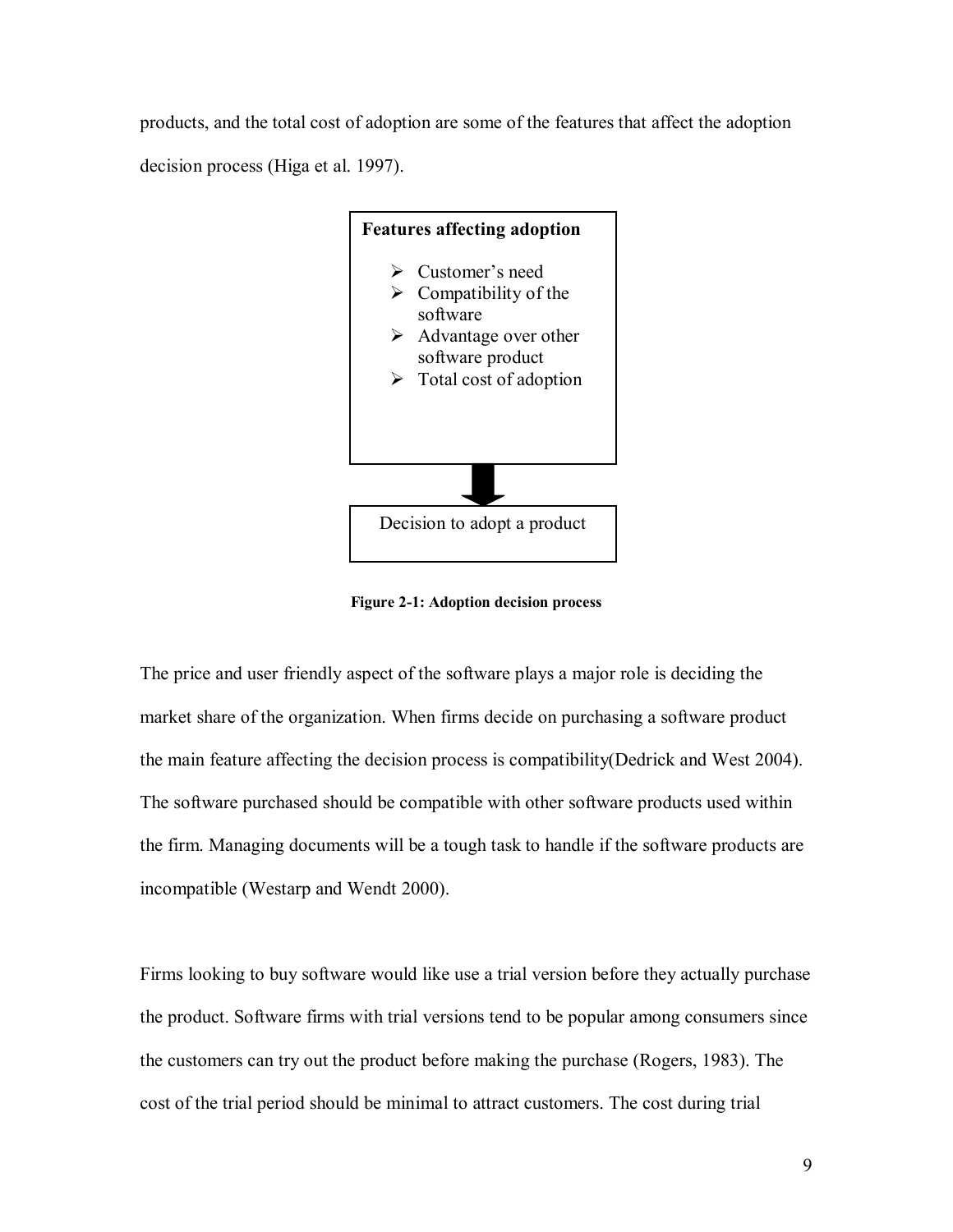products, and the total cost of adoption are some of the features that affect the adoption decision process (Higa et al. 1997).

**Features affecting adoption**

- Customer's need
- Compatibility of the software
- Advantage over other software product
- Total cost of adoption

↓

Decision to adopt a product

**Figure 2-1: Adoption decision process**

The price and user friendly aspect of the software plays a major role is deciding the market share of the organization. When firms decide on purchasing a software product the main feature affecting the decision process is compatibility(Dedrick and West 2004). The software purchased should be compatible with other software products used within the firm. Managing documents will be a tough task to handle if the software products are incompatible (Westarp and Wendt 2000).

Firms looking to buy software would like use a trial version before they actually purchase the product. Software firms with trial versions tend to be popular among consumers since the customers can try out the product before making the purchase (Rogers, 1983). The cost of the trial period should be minimal to attract customers. The cost during trial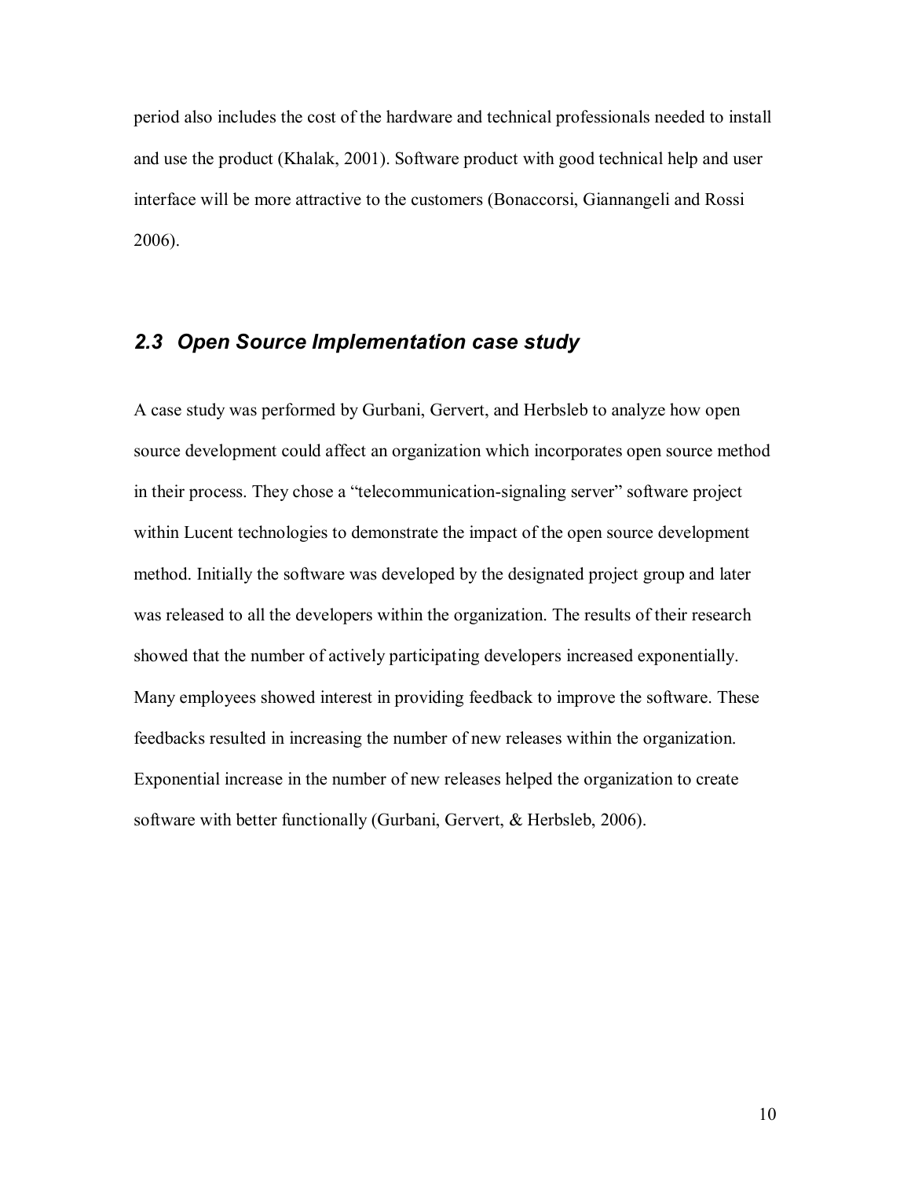period also includes the cost of the hardware and technical professionals needed to install and use the product (Khalak, 2001). Software product with good technical help and user interface will be more attractive to the customers (Bonaccorsi, Giannangeli and Rossi 2006).

## *2.3 Open Source Implementation case study*

A case study was performed by Gurbani, Gervert, and Herbsleb to analyze how open source development could affect an organization which incorporates open source method in their process. They chose a "telecommunication-signaling server" software project within Lucent technologies to demonstrate the impact of the open source development method. Initially the software was developed by the designated project group and later was released to all the developers within the organization. The results of their research showed that the number of actively participating developers increased exponentially. Many employees showed interest in providing feedback to improve the software. These feedbacks resulted in increasing the number of new releases within the organization. Exponential increase in the number of new releases helped the organization to create software with better functionally (Gurbani, Gervert, & Herbsleb, 2006).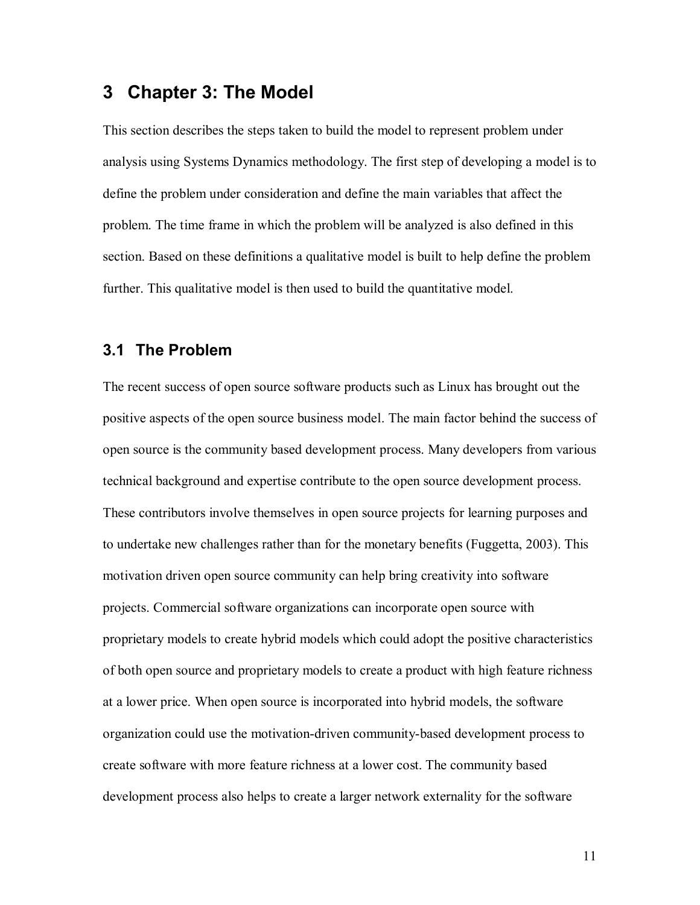# 3 Chapter 3: The Model

This section describes the steps taken to build the model to represent problem under analysis using Systems Dynamics methodology. The first step of developing a model is to define the problem under consideration and define the main variables that affect the problem. The time frame in which the problem will be analyzed is also defined in this section. Based on these definitions a qualitative model is built to help define the problem further. This qualitative model is then used to build the quantitative model.

## 3.1 The Problem

The recent success of open source software products such as Linux has brought out the positive aspects of the open source business model. The main factor behind the success of open source is the community based development process. Many developers from various technical background and expertise contribute to the open source development process. These contributors involve themselves in open source projects for learning purposes and to undertake new challenges rather than for the monetary benefits (Fuggetta, 2003). This motivation driven open source community can help bring creativity into software projects. Commercial software organizations can incorporate open source with proprietary models to create hybrid models which could adopt the positive characteristics of both open source and proprietary models to create a product with high feature richness at a lower price. When open source is incorporated into hybrid models, the software organization could use the motivation-driven community-based development process to create software with more feature richness at a lower cost. The community based development process also helps to create a larger network externality for the software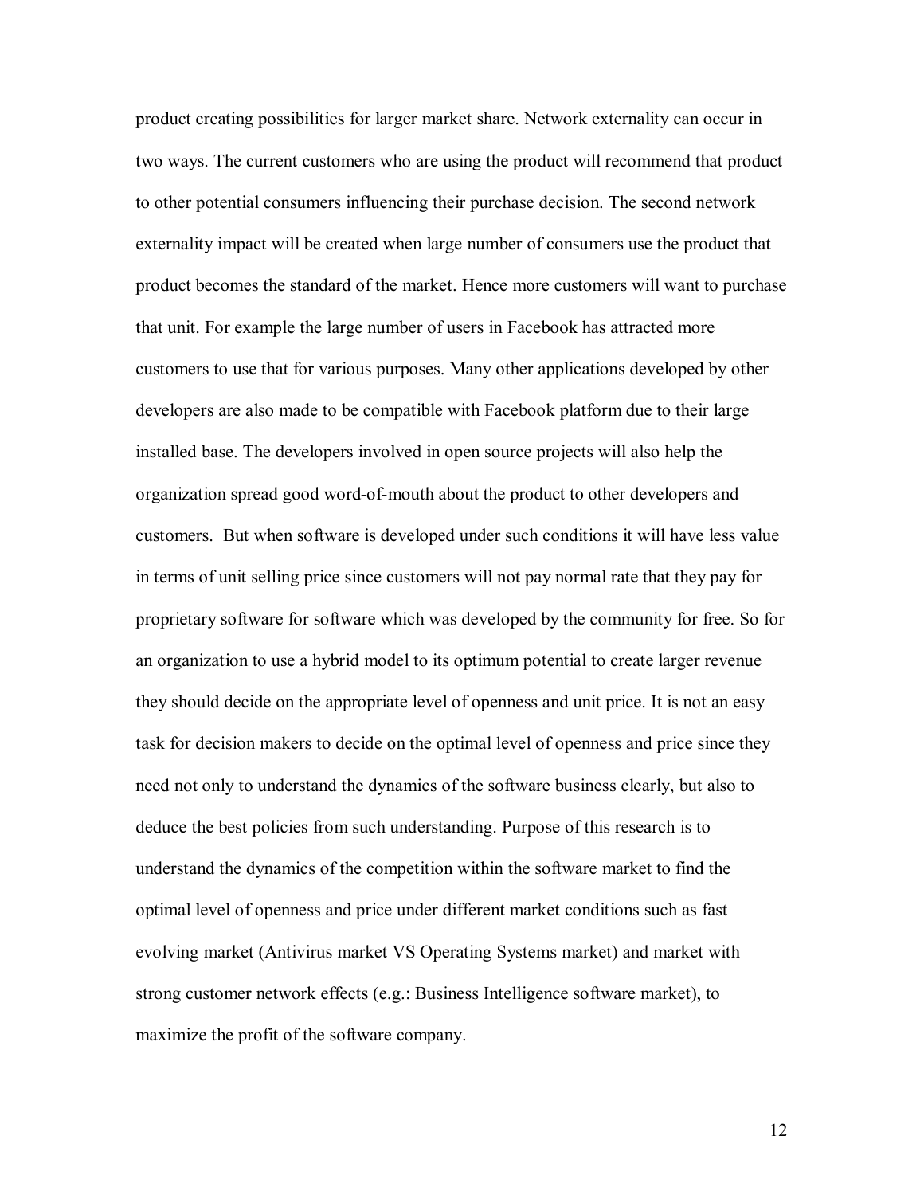product creating possibilities for larger market share. Network externality can occur in two ways. The current customers who are using the product will recommend that product to other potential consumers influencing their purchase decision. The second network externality impact will be created when large number of consumers use the product that product becomes the standard of the market. Hence more customers will want to purchase that unit. For example the large number of users in Facebook has attracted more customers to use that for various purposes. Many other applications developed by other developers are also made to be compatible with Facebook platform due to their large installed base. The developers involved in open source projects will also help the organization spread good word-of-mouth about the product to other developers and customers. But when software is developed under such conditions it will have less value in terms of unit selling price since customers will not pay normal rate that they pay for proprietary software for software which was developed by the community for free. So for an organization to use a hybrid model to its optimum potential to create larger revenue they should decide on the appropriate level of openness and unit price. It is not an easy task for decision makers to decide on the optimal level of openness and price since they need not only to understand the dynamics of the software business clearly, but also to deduce the best policies from such understanding. Purpose of this research is to understand the dynamics of the competition within the software market to find the optimal level of openness and price under different market conditions such as fast evolving market (Antivirus market VS Operating Systems market) and market with strong customer network effects (e.g.: Business Intelligence software market), to maximize the profit of the software company.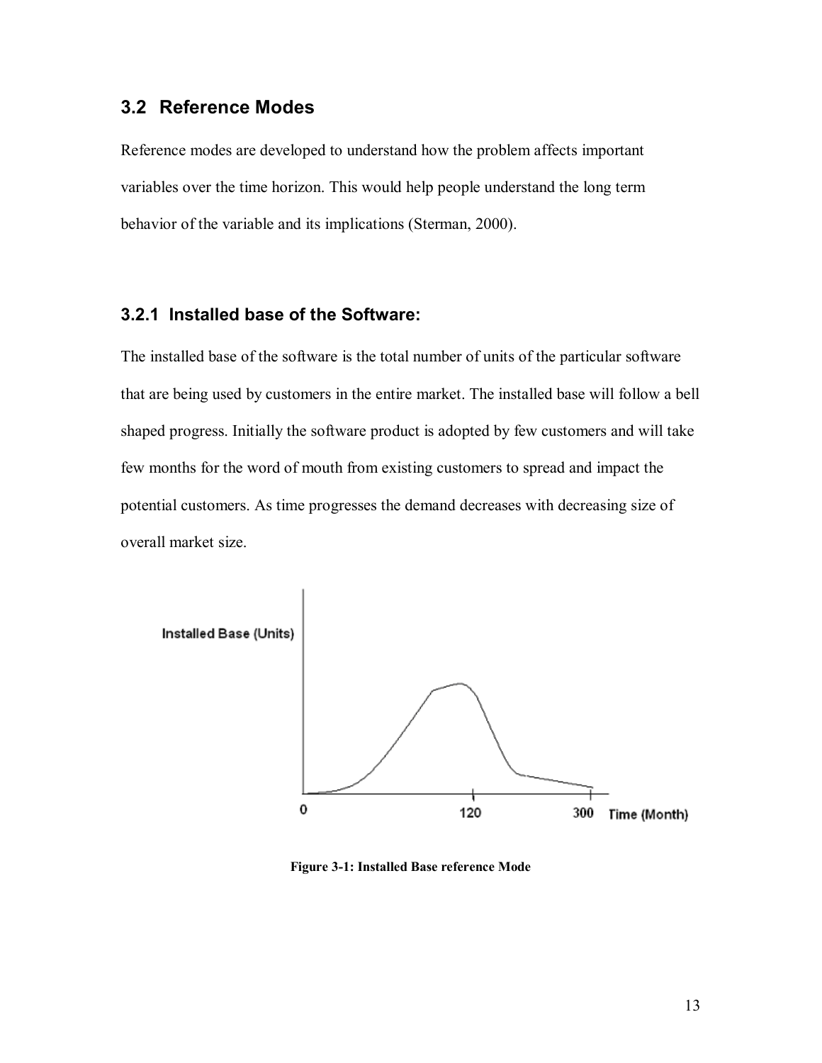## 3.2 Reference Modes

Reference modes are developed to understand how the problem affects important variables over the time horizon. This would help people understand the long term behavior of the variable and its implications (Sterman, 2000).

### 3.2.1 Installed base of the Software:

The installed base of the software is the total number of units of the particular software that are being used by customers in the entire market. The installed base will follow a bell shaped progress. Initially the software product is adopted by few customers and will take few months for the word of mouth from existing customers to spread and impact the potential customers. As time progresses the demand decreases with decreasing size of overall market size.

**Figure 3-1: Installed Base reference Mode**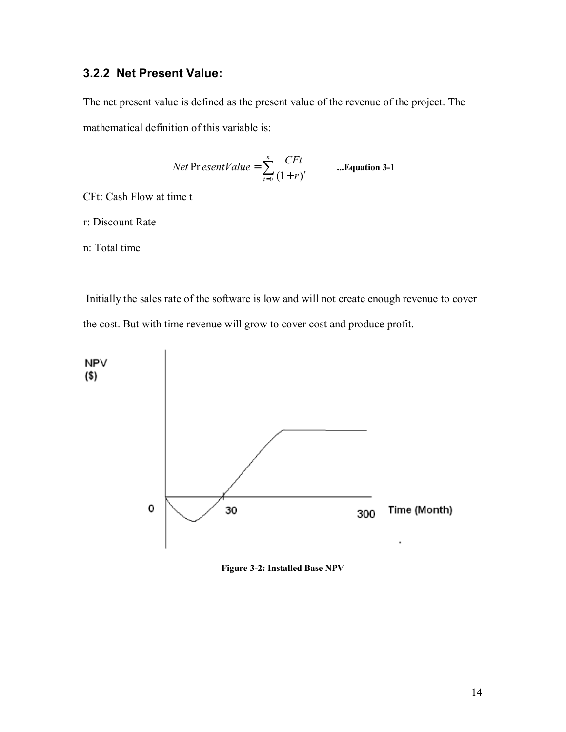### 3.2.2 Net Present Value:

The net present value is defined as the present value of the revenue of the project. The mathematical definition of this variable is:

$$Net\ Present Value = \sum_{t=0}^{n} \frac{CFt}{(1+r)^t} \qquad \textbf{...Equation 3-1}$$

CFt: Cash Flow at time t

r: Discount Rate

n: Total time

Initially the sales rate of the software is low and will not create enough revenue to cover the cost. But with time revenue will grow to cover cost and produce profit.

**Figure 3-2: Installed Base NPV**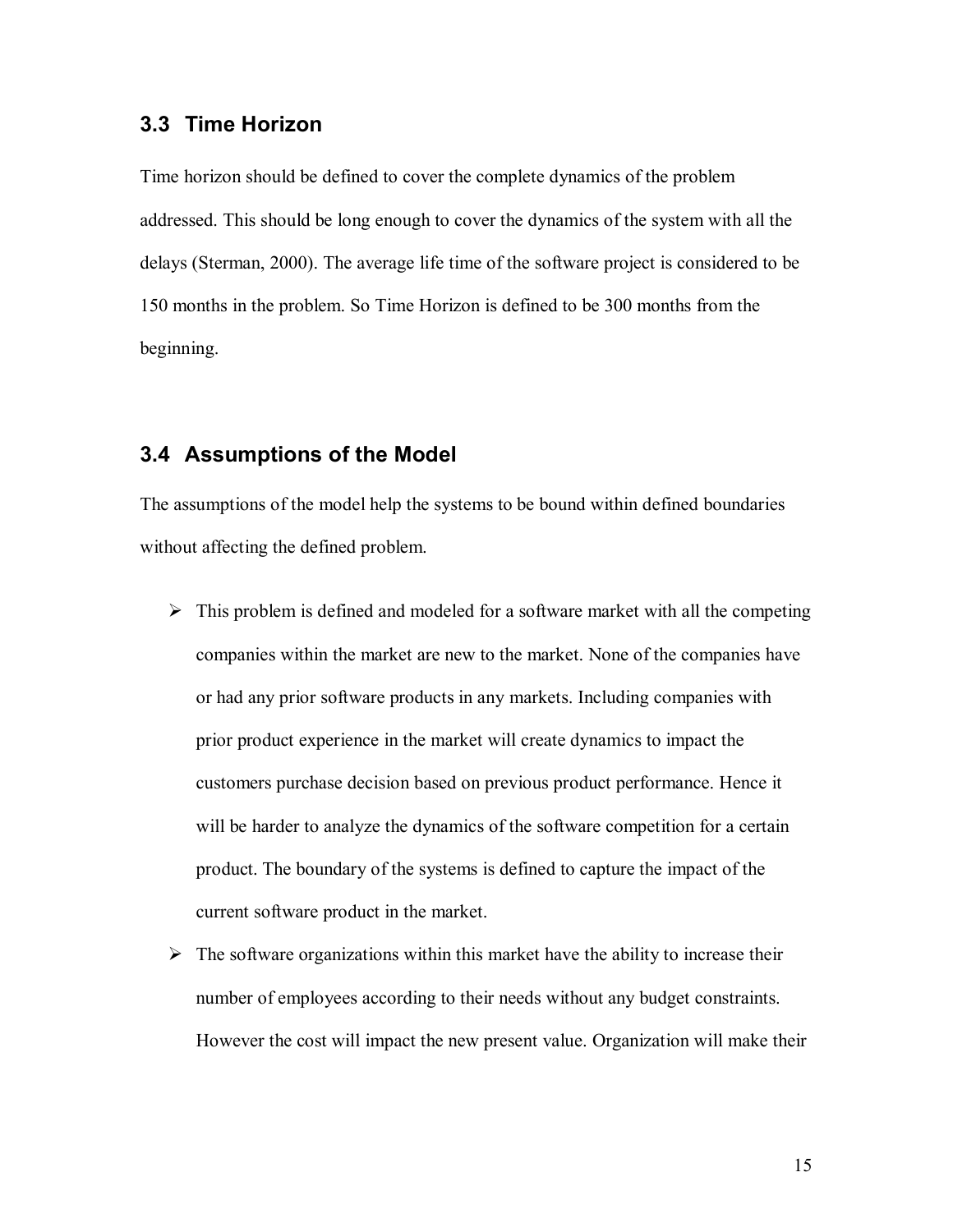## 3.3 Time Horizon

Time horizon should be defined to cover the complete dynamics of the problem addressed. This should be long enough to cover the dynamics of the system with all the delays (Sterman, 2000). The average life time of the software project is considered to be 150 months in the problem. So Time Horizon is defined to be 300 months from the beginning.

## 3.4 Assumptions of the Model

The assumptions of the model help the systems to be bound within defined boundaries without affecting the defined problem.

- This problem is defined and modeled for a software market with all the competing companies within the market are new to the market. None of the companies have or had any prior software products in any markets. Including companies with prior product experience in the market will create dynamics to impact the customers purchase decision based on previous product performance. Hence it will be harder to analyze the dynamics of the software competition for a certain product. The boundary of the systems is defined to capture the impact of the current software product in the market.
- The software organizations within this market have the ability to increase their number of employees according to their needs without any budget constraints. However the cost will impact the new present value. Organization will make their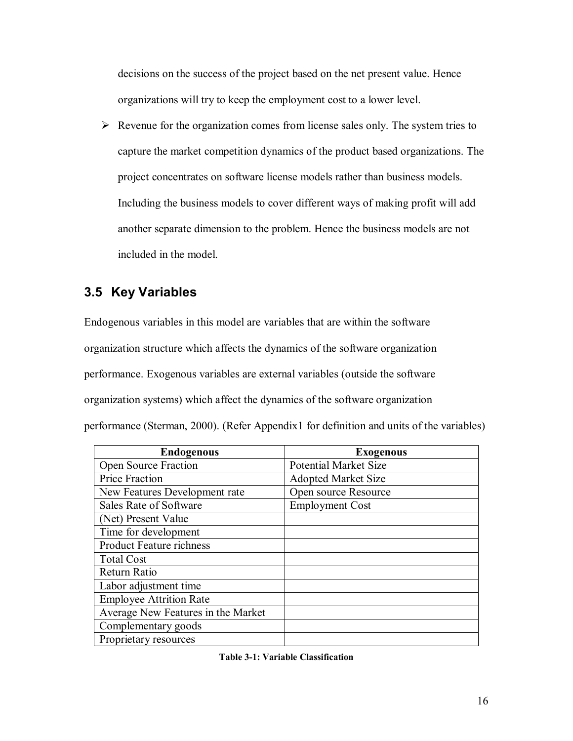decisions on the success of the project based on the net present value. Hence organizations will try to keep the employment cost to a lower level.

- Revenue for the organization comes from license sales only. The system tries to capture the market competition dynamics of the product based organizations. The project concentrates on software license models rather than business models. Including the business models to cover different ways of making profit will add another separate dimension to the problem. Hence the business models are not included in the model.

## 3.5 Key Variables

Endogenous variables in this model are variables that are within the software organization structure which affects the dynamics of the software organization performance. Exogenous variables are external variables (outside the software organization systems) which affect the dynamics of the software organization performance (Sterman, 2000). (Refer Appendix1 for definition and units of the variables)

| Endogenous | Exogenous |
| --- | --- |
| Open Source Fraction | Potential Market Size |
| Price Fraction | Adopted Market Size |
| New Features Development rate | Open source Resource |
| Sales Rate of Software | Employment Cost |
| (Net) Present Value | |
| Time for development | |
| Product Feature richness | |
| Total Cost | |
| Return Ratio | |
| Labor adjustment time | |
| Employee Attrition Rate | |
| Average New Features in the Market | |
| Complementary goods | |
| Proprietary resources | |

**Table 3-1: Variable Classification**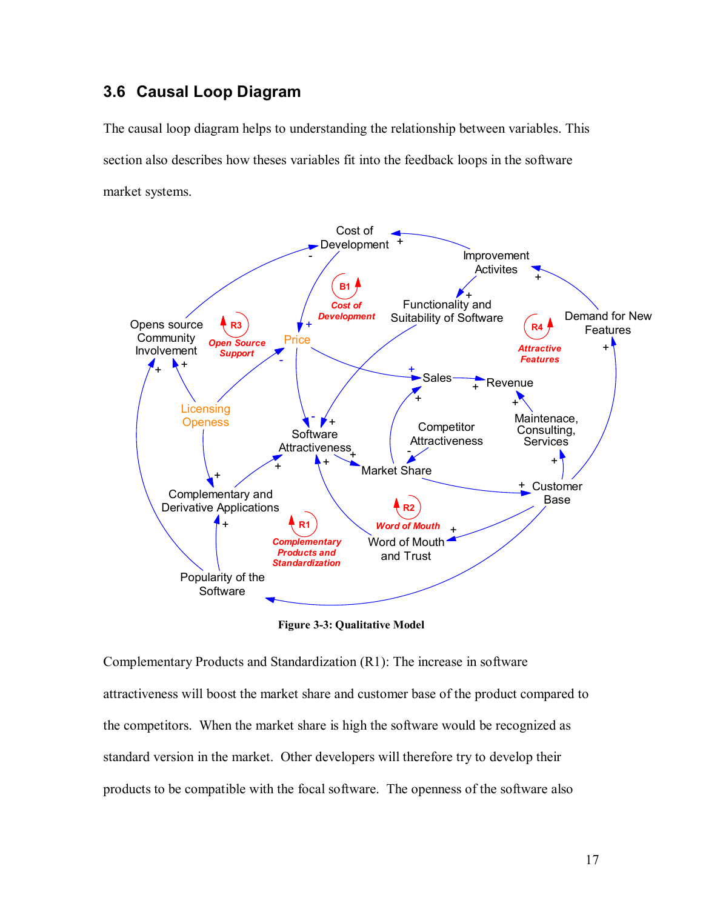## 3.6 Causal Loop Diagram

The causal loop diagram helps to understanding the relationship between variables. This section also describes how theses variables fit into the feedback loops in the software market systems.

Figure 3-3: Qualitative Model

Complementary Products and Standardization (R1): The increase in software attractiveness will boost the market share and customer base of the product compared to the competitors. When the market share is high the software would be recognized as standard version in the market. Other developers will therefore try to develop their products to be compatible with the focal software. The openness of the software also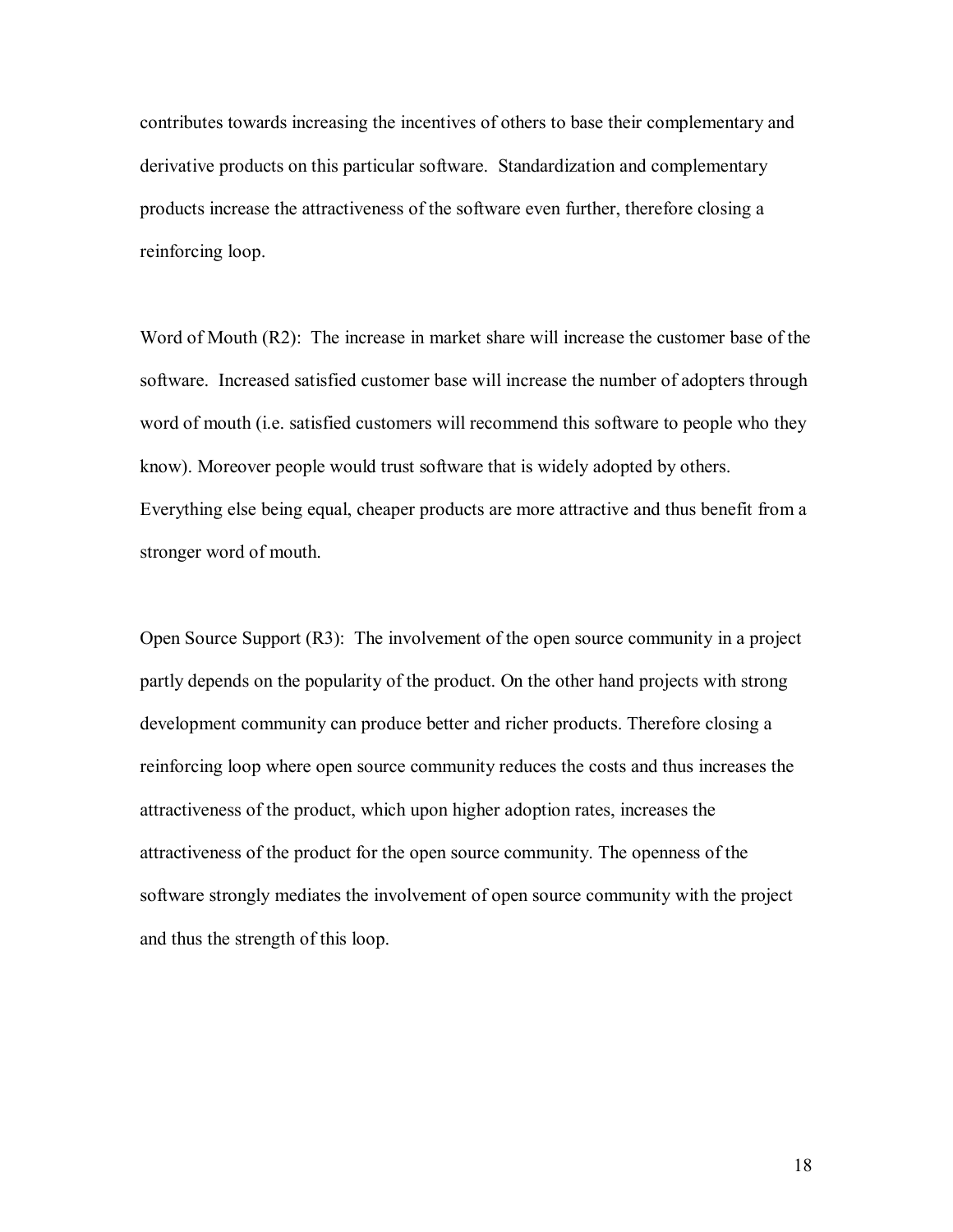contributes towards increasing the incentives of others to base their complementary and derivative products on this particular software. Standardization and complementary products increase the attractiveness of the software even further, therefore closing a reinforcing loop.

Word of Mouth (R2): The increase in market share will increase the customer base of the software. Increased satisfied customer base will increase the number of adopters through word of mouth (i.e. satisfied customers will recommend this software to people who they know). Moreover people would trust software that is widely adopted by others. Everything else being equal, cheaper products are more attractive and thus benefit from a stronger word of mouth.

Open Source Support (R3): The involvement of the open source community in a project partly depends on the popularity of the product. On the other hand projects with strong development community can produce better and richer products. Therefore closing a reinforcing loop where open source community reduces the costs and thus increases the attractiveness of the product, which upon higher adoption rates, increases the attractiveness of the product for the open source community. The openness of the software strongly mediates the involvement of open source community with the project and thus the strength of this loop.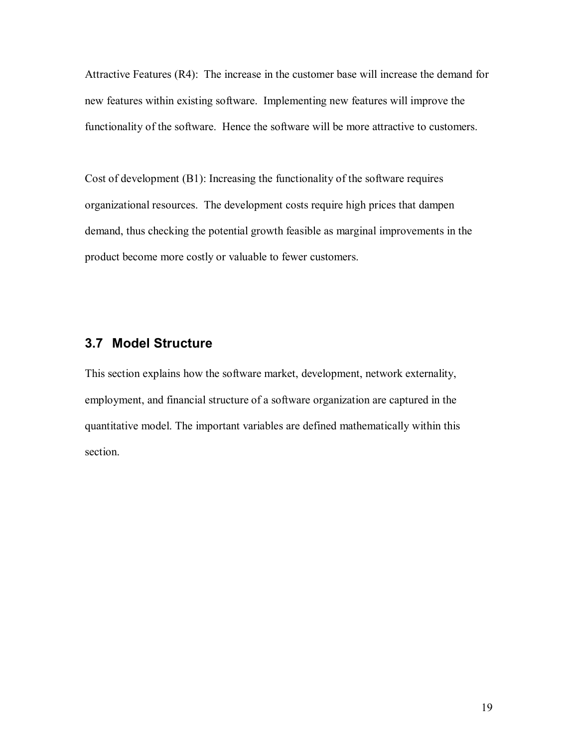Attractive Features (R4): The increase in the customer base will increase the demand for new features within existing software. Implementing new features will improve the functionality of the software. Hence the software will be more attractive to customers.

Cost of development (B1): Increasing the functionality of the software requires organizational resources. The development costs require high prices that dampen demand, thus checking the potential growth feasible as marginal improvements in the product become more costly or valuable to fewer customers.

## 3.7 Model Structure

This section explains how the software market, development, network externality, employment, and financial structure of a software organization are captured in the quantitative model. The important variables are defined mathematically within this section.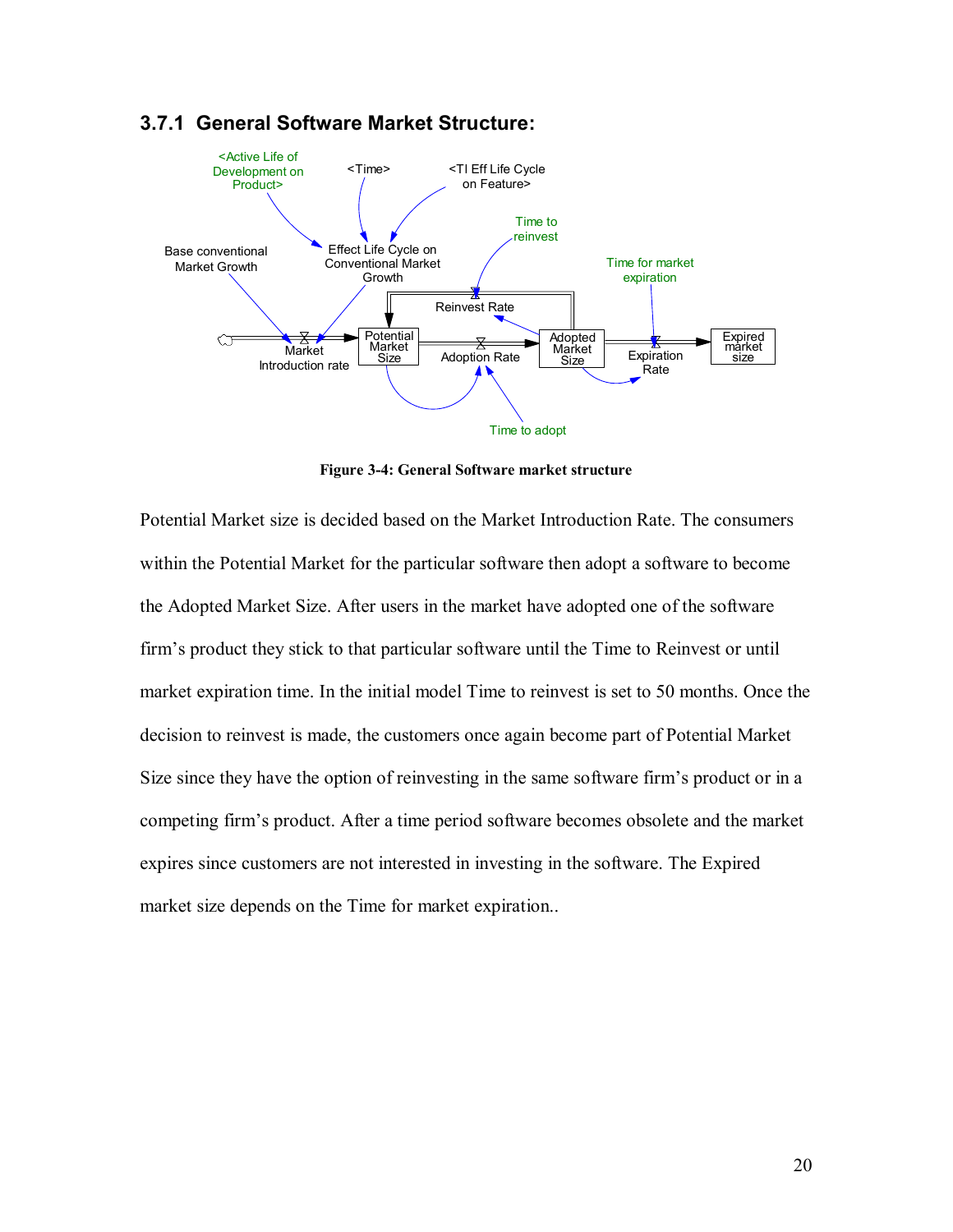### 3.7.1 General Software Market Structure:

**Figure 3-4: General Software market structure**

Potential Market size is decided based on the Market Introduction Rate. The consumers within the Potential Market for the particular software then adopt a software to become the Adopted Market Size. After users in the market have adopted one of the software firm's product they stick to that particular software until the Time to Reinvest or until market expiration time. In the initial model Time to reinvest is set to 50 months. Once the decision to reinvest is made, the customers once again become part of Potential Market Size since they have the option of reinvesting in the same software firm's product or in a competing firm's product. After a time period software becomes obsolete and the market expires since customers are not interested in investing in the software. The Expired market size depends on the Time for market expiration..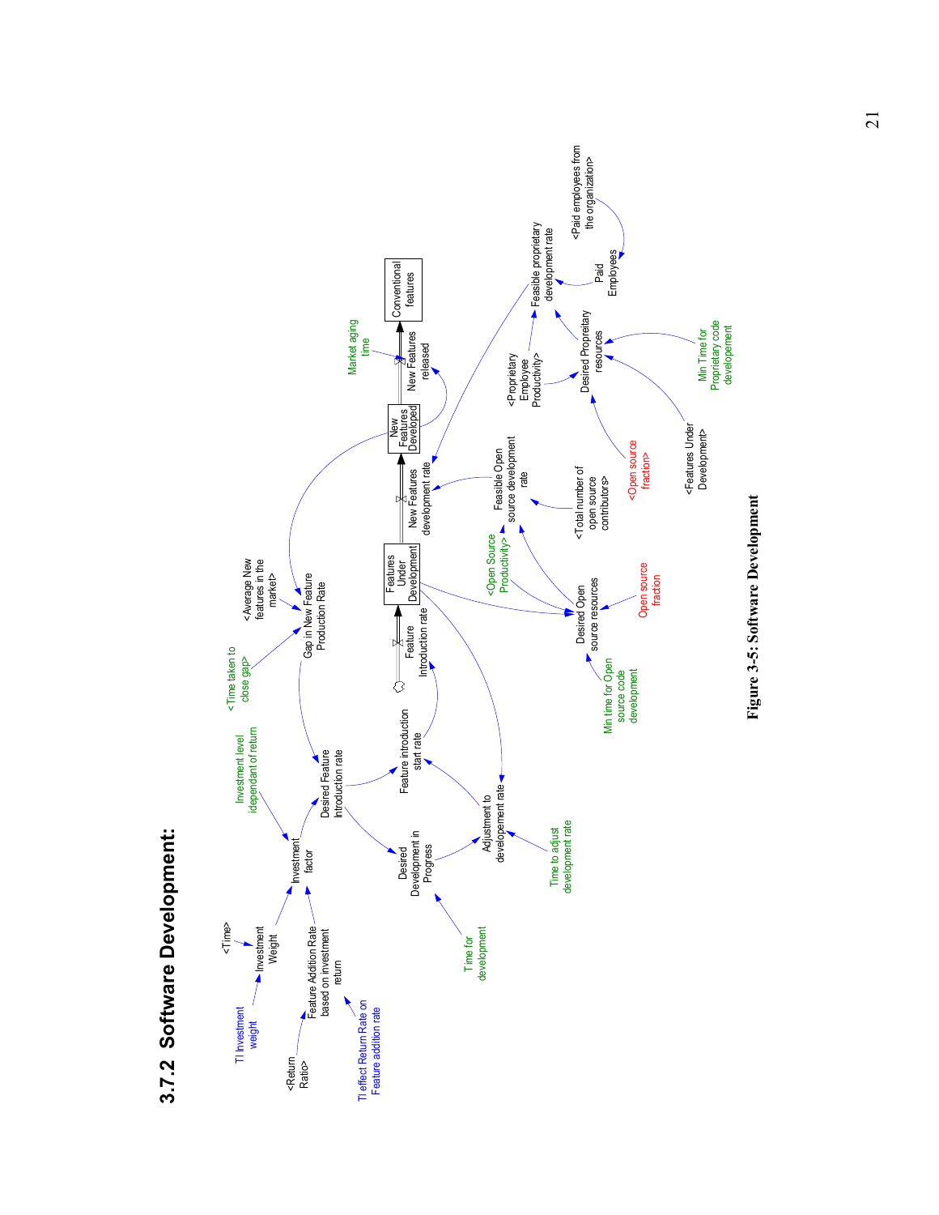### 3.7.2 Software Development:

Figure 3-5: Software Development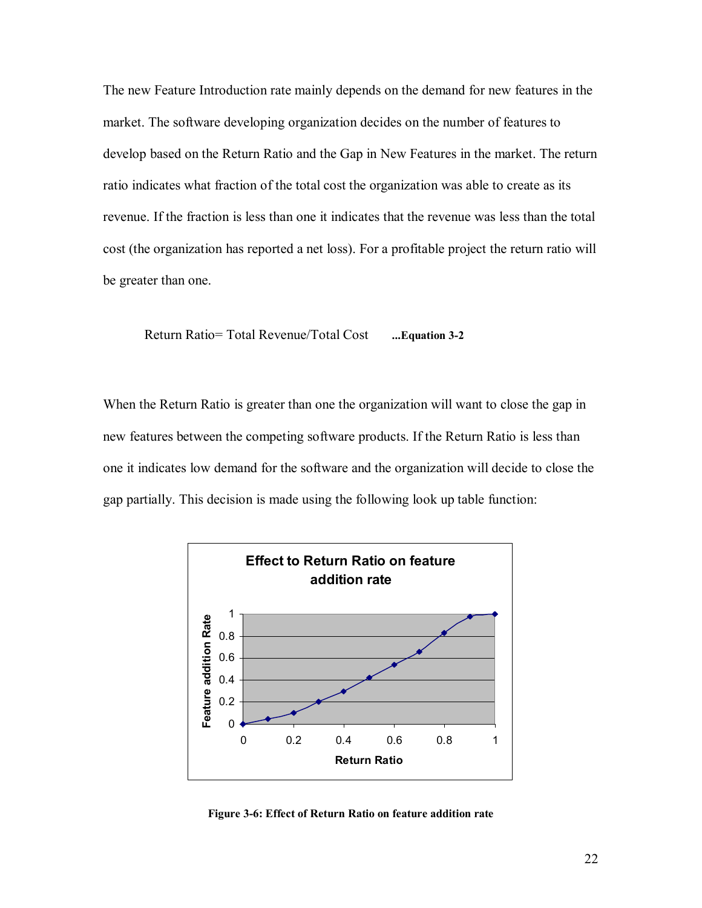The new Feature Introduction rate mainly depends on the demand for new features in the market. The software developing organization decides on the number of features to develop based on the Return Ratio and the Gap in New Features in the market. The return ratio indicates what fraction of the total cost the organization was able to create as its revenue. If the fraction is less than one it indicates that the revenue was less than the total cost (the organization has reported a net loss). For a profitable project the return ratio will be greater than one.

Return Ratio= Total Revenue/Total Cost **...Equation 3-2**

When the Return Ratio is greater than one the organization will want to close the gap in new features between the competing software products. If the Return Ratio is less than one it indicates low demand for the software and the organization will decide to close the gap partially. This decision is made using the following look up table function:

**Figure 3-6: Effect of Return Ratio on feature addition rate**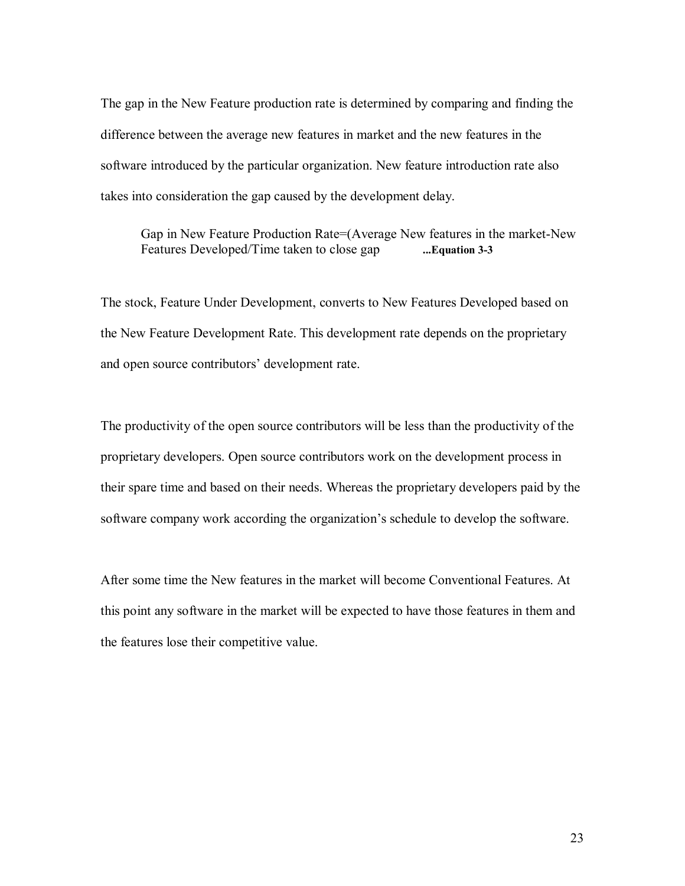The gap in the New Feature production rate is determined by comparing and finding the difference between the average new features in market and the new features in the software introduced by the particular organization. New feature introduction rate also takes into consideration the gap caused by the development delay.

> Gap in New Feature Production Rate=(Average New features in the market-New Features Developed/Time taken to close gap **...Equation 3-3**

The stock, Feature Under Development, converts to New Features Developed based on the New Feature Development Rate. This development rate depends on the proprietary and open source contributors' development rate.

The productivity of the open source contributors will be less than the productivity of the proprietary developers. Open source contributors work on the development process in their spare time and based on their needs. Whereas the proprietary developers paid by the software company work according the organization's schedule to develop the software.

After some time the New features in the market will become Conventional Features. At this point any software in the market will be expected to have those features in them and the features lose their competitive value.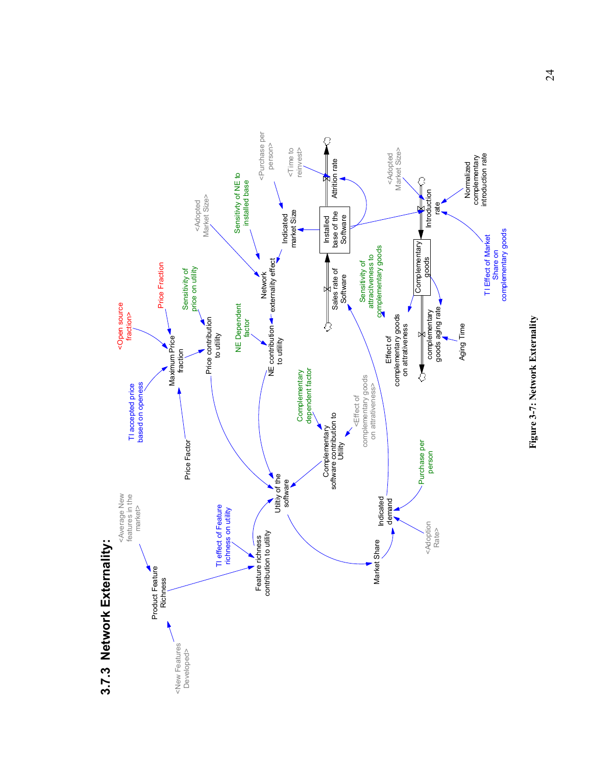### 3.7.3 Network Externality:

Figure 3-7: Network Externality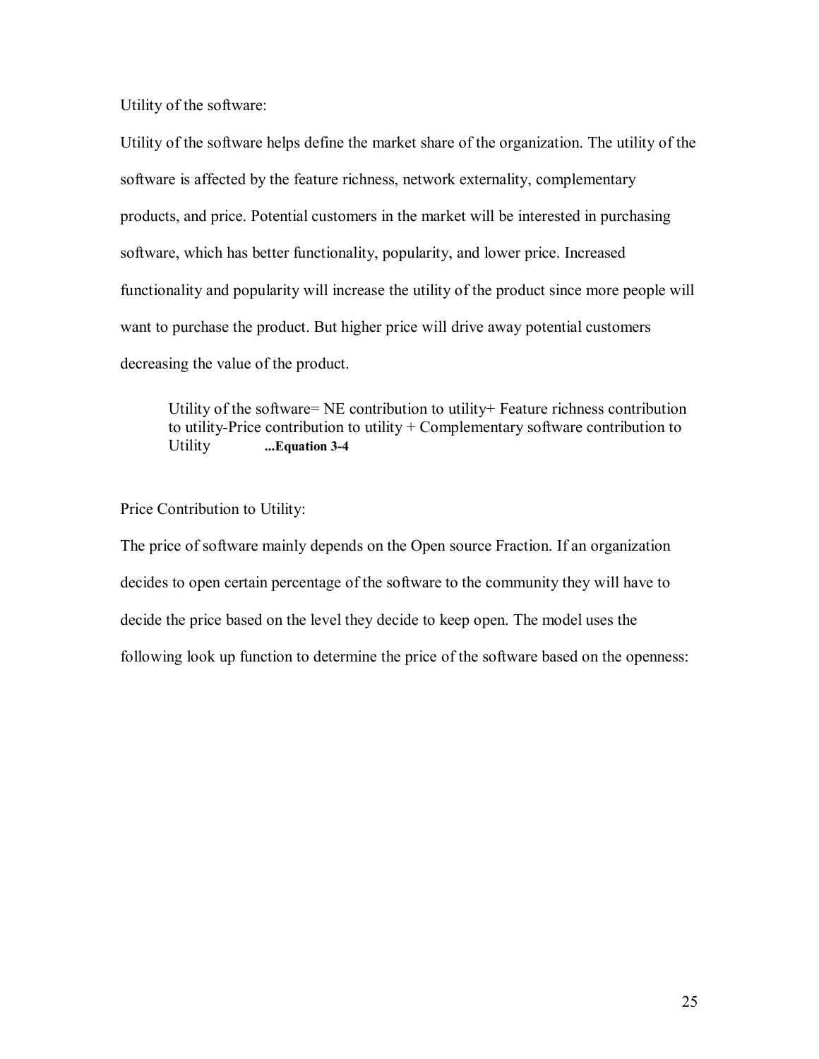Utility of the software:

Utility of the software helps define the market share of the organization. The utility of the software is affected by the feature richness, network externality, complementary products, and price. Potential customers in the market will be interested in purchasing software, which has better functionality, popularity, and lower price. Increased functionality and popularity will increase the utility of the product since more people will want to purchase the product. But higher price will drive away potential customers decreasing the value of the product.

> Utility of the software= NE contribution to utility+ Feature richness contribution to utility-Price contribution to utility + Complementary software contribution to Utility **...Equation 3-4**

Price Contribution to Utility:

The price of software mainly depends on the Open source Fraction. If an organization decides to open certain percentage of the software to the community they will have to decide the price based on the level they decide to keep open. The model uses the following look up function to determine the price of the software based on the openness: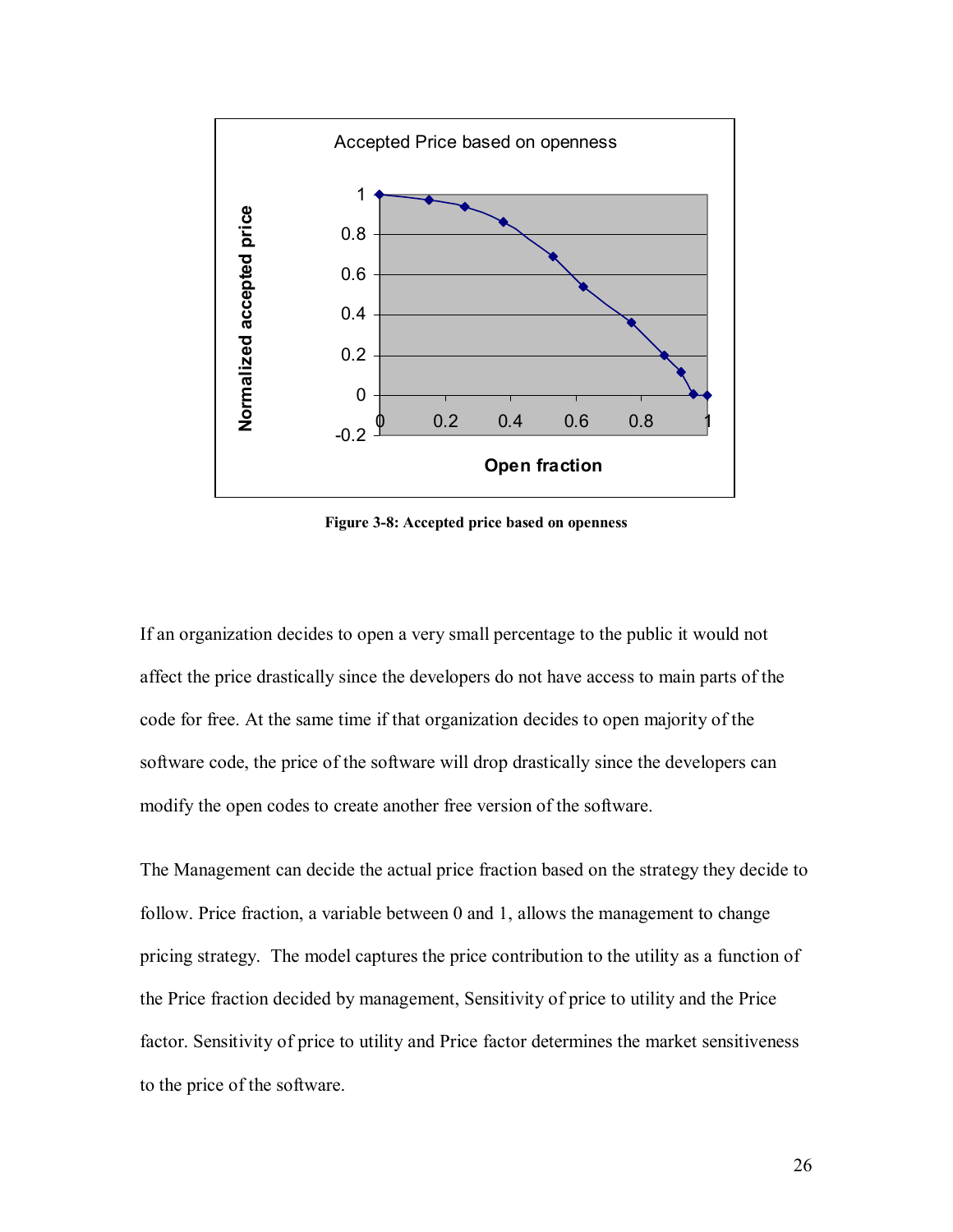**Figure 3-8: Accepted price based on openness**

If an organization decides to open a very small percentage to the public it would not affect the price drastically since the developers do not have access to main parts of the code for free. At the same time if that organization decides to open majority of the software code, the price of the software will drop drastically since the developers can modify the open codes to create another free version of the software.

The Management can decide the actual price fraction based on the strategy they decide to follow. Price fraction, a variable between 0 and 1, allows the management to change pricing strategy. The model captures the price contribution to the utility as a function of the Price fraction decided by management, Sensitivity of price to utility and the Price factor. Sensitivity of price to utility and Price factor determines the market sensitiveness to the price of the software.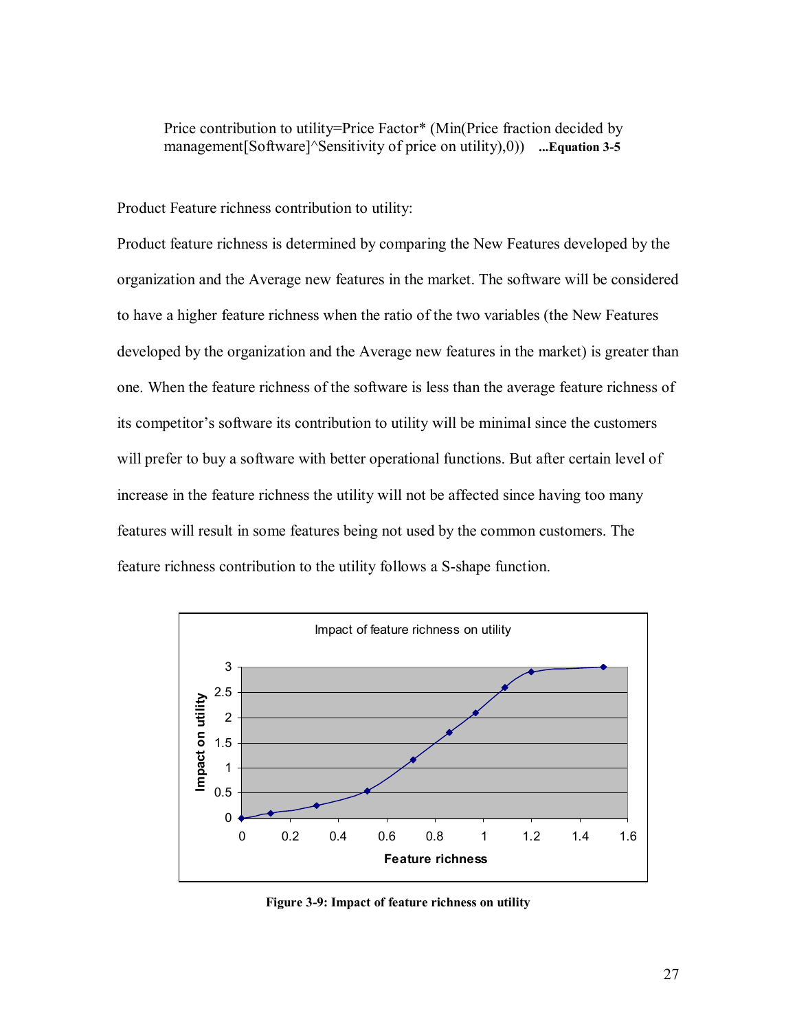Price contribution to utility=Price Factor* (Min(Price fraction decided by management[Software]^Sensitivity of price on utility),0)) **...Equation 3-5**

Product Feature richness contribution to utility:

Product feature richness is determined by comparing the New Features developed by the organization and the Average new features in the market. The software will be considered to have a higher feature richness when the ratio of the two variables (the New Features developed by the organization and the Average new features in the market) is greater than one. When the feature richness of the software is less than the average feature richness of its competitor's software its contribution to utility will be minimal since the customers will prefer to buy a software with better operational functions. But after certain level of increase in the feature richness the utility will not be affected since having too many features will result in some features being not used by the common customers. The feature richness contribution to the utility follows a S-shape function.

**Figure 3-9: Impact of feature richness on utility**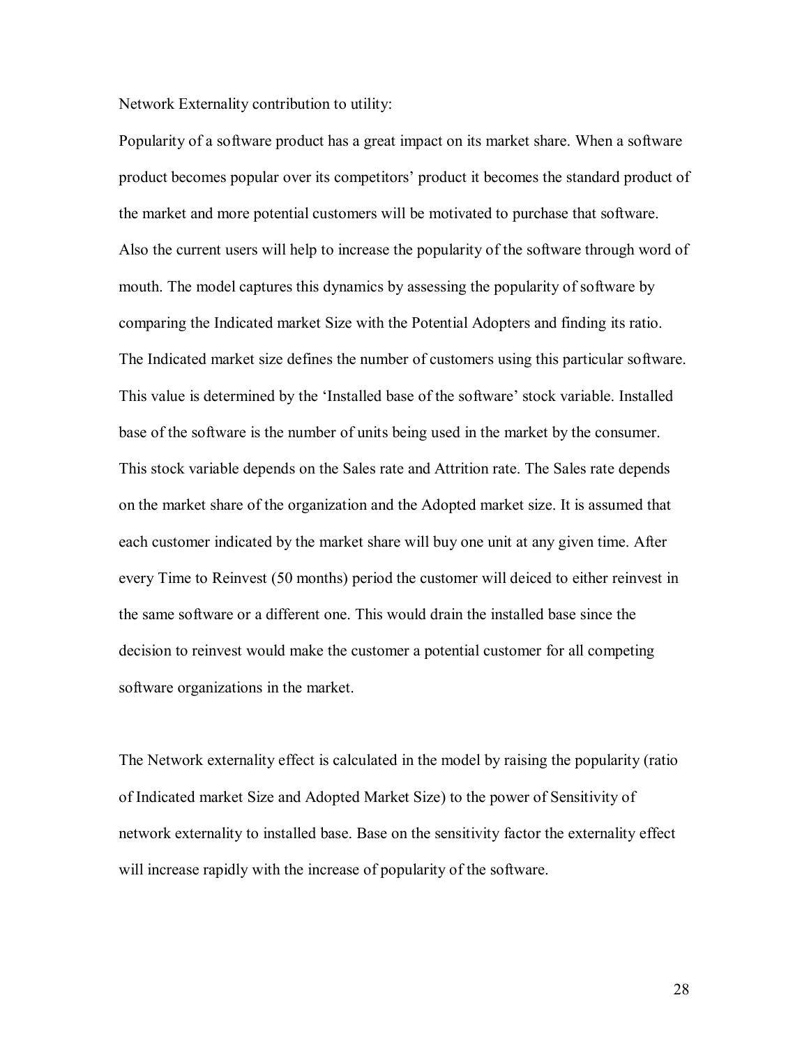Network Externality contribution to utility:

Popularity of a software product has a great impact on its market share. When a software product becomes popular over its competitors' product it becomes the standard product of the market and more potential customers will be motivated to purchase that software. Also the current users will help to increase the popularity of the software through word of mouth. The model captures this dynamics by assessing the popularity of software by comparing the Indicated market Size with the Potential Adopters and finding its ratio. The Indicated market size defines the number of customers using this particular software. This value is determined by the 'Installed base of the software' stock variable. Installed base of the software is the number of units being used in the market by the consumer. This stock variable depends on the Sales rate and Attrition rate. The Sales rate depends on the market share of the organization and the Adopted market size. It is assumed that each customer indicated by the market share will buy one unit at any given time. After every Time to Reinvest (50 months) period the customer will deiced to either reinvest in the same software or a different one. This would drain the installed base since the decision to reinvest would make the customer a potential customer for all competing software organizations in the market.

The Network externality effect is calculated in the model by raising the popularity (ratio of Indicated market Size and Adopted Market Size) to the power of Sensitivity of network externality to installed base. Base on the sensitivity factor the externality effect will increase rapidly with the increase of popularity of the software.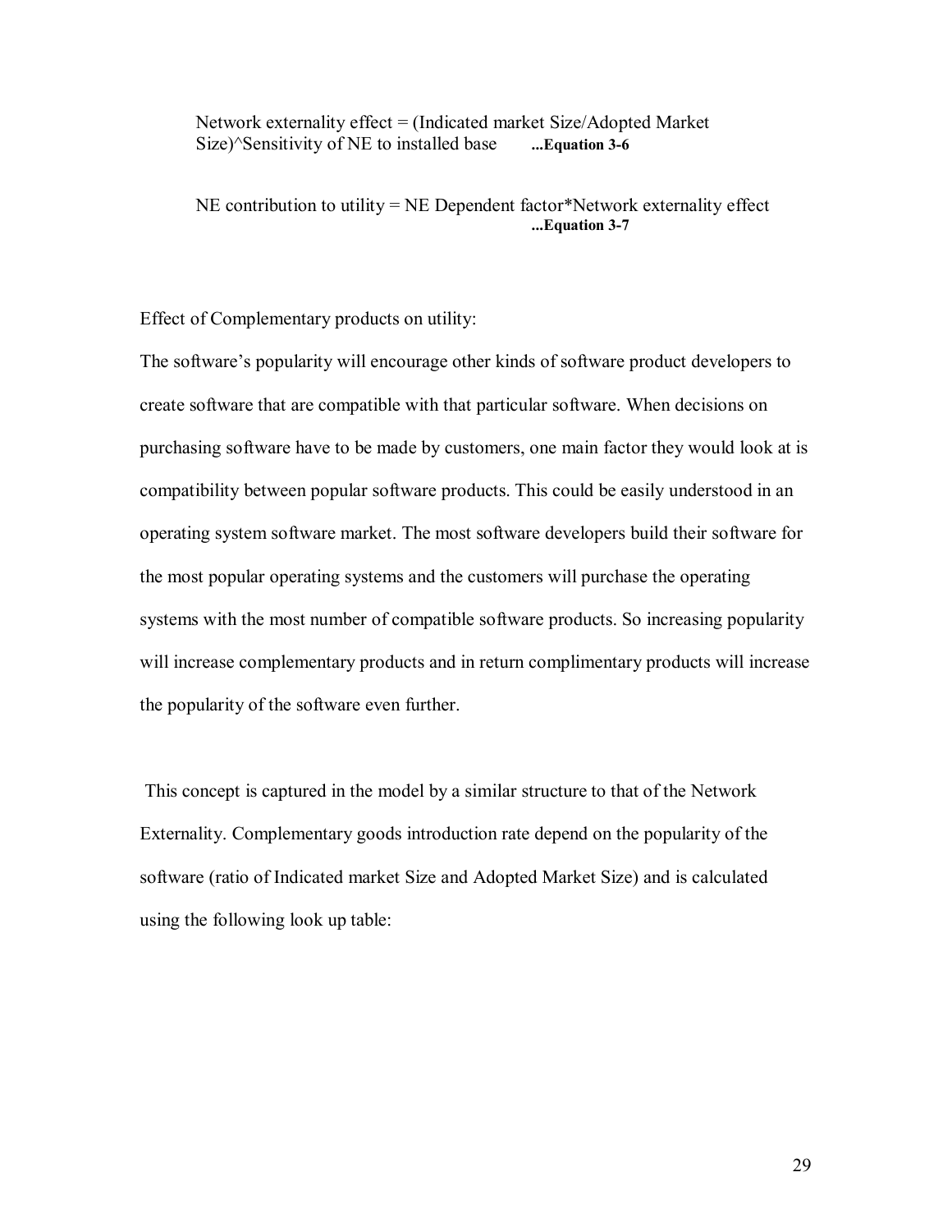Network externality effect = (Indicated market Size/Adopted Market Size)^Sensitivity of NE to installed base **...Equation 3-6**

NE contribution to utility = NE Dependent factor*Network externality effect **...Equation 3-7**

Effect of Complementary products on utility:

The software's popularity will encourage other kinds of software product developers to create software that are compatible with that particular software. When decisions on purchasing software have to be made by customers, one main factor they would look at is compatibility between popular software products. This could be easily understood in an operating system software market. The most software developers build their software for the most popular operating systems and the customers will purchase the operating systems with the most number of compatible software products. So increasing popularity will increase complementary products and in return complimentary products will increase the popularity of the software even further.

This concept is captured in the model by a similar structure to that of the Network Externality. Complementary goods introduction rate depend on the popularity of the software (ratio of Indicated market Size and Adopted Market Size) and is calculated using the following look up table: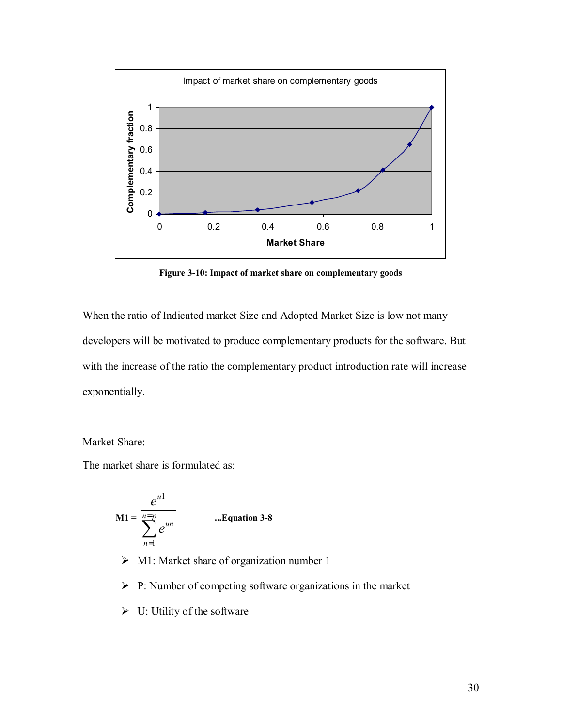Figure 3-10: Impact of market share on complementary goods

When the ratio of Indicated market Size and Adopted Market Size is low not many developers will be motivated to produce complementary products for the software. But with the increase of the ratio the complementary product introduction rate will increase exponentially.

Market Share:

The market share is formulated as:

$$\text{M1} = \frac{e^{u1}}{\sum_{n=1}^{n=p} e^{un}} \qquad \text{...Equation 3-8}$$

- M1: Market share of organization number 1
- P: Number of competing software organizations in the market
- U: Utility of the software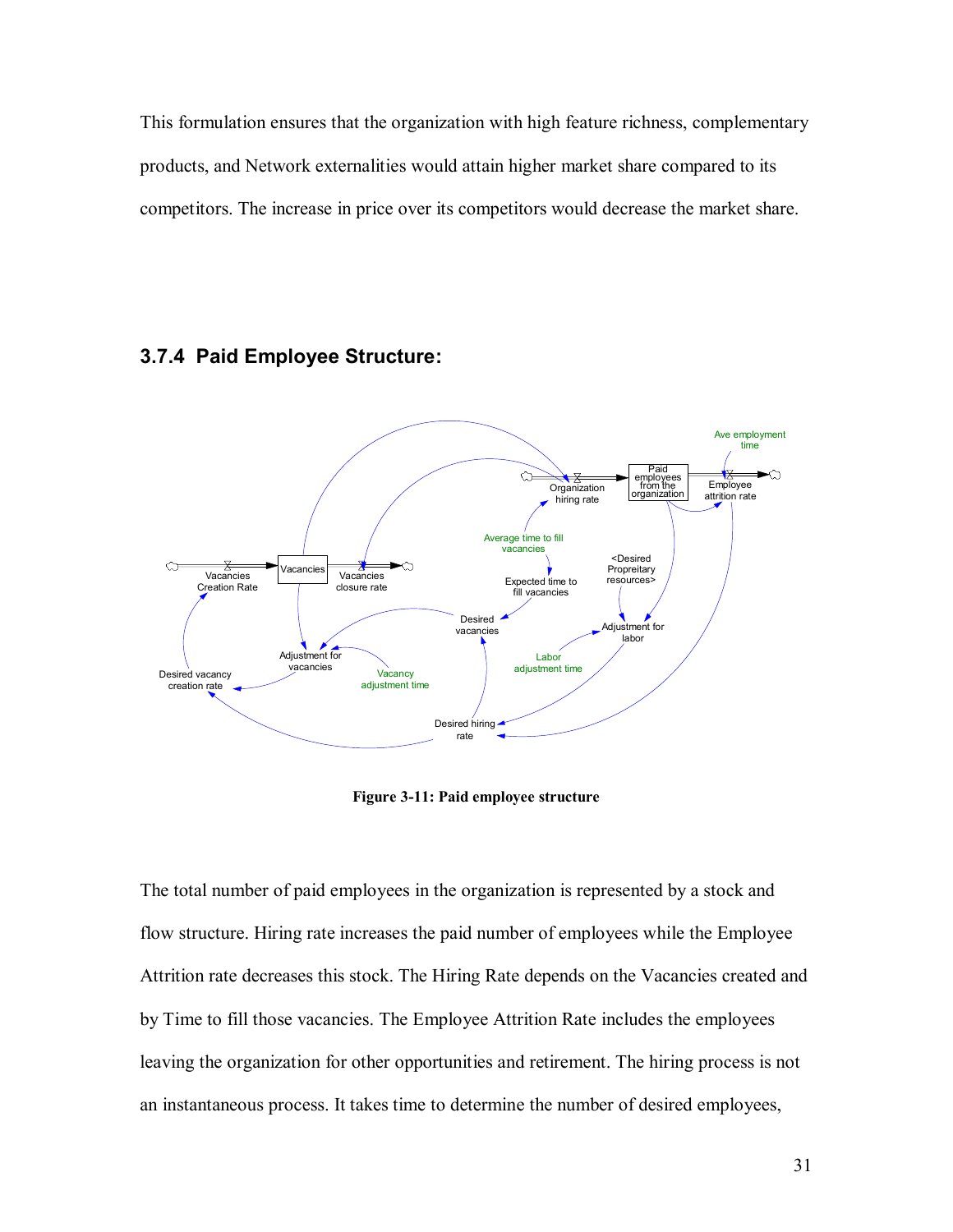This formulation ensures that the organization with high feature richness, complementary products, and Network externalities would attain higher market share compared to its competitors. The increase in price over its competitors would decrease the market share.

### 3.7.4 Paid Employee Structure:

**Figure 3-11: Paid employee structure**

The total number of paid employees in the organization is represented by a stock and flow structure. Hiring rate increases the paid number of employees while the Employee Attrition rate decreases this stock. The Hiring Rate depends on the Vacancies created and by Time to fill those vacancies. The Employee Attrition Rate includes the employees leaving the organization for other opportunities and retirement. The hiring process is not an instantaneous process. It takes time to determine the number of desired employees,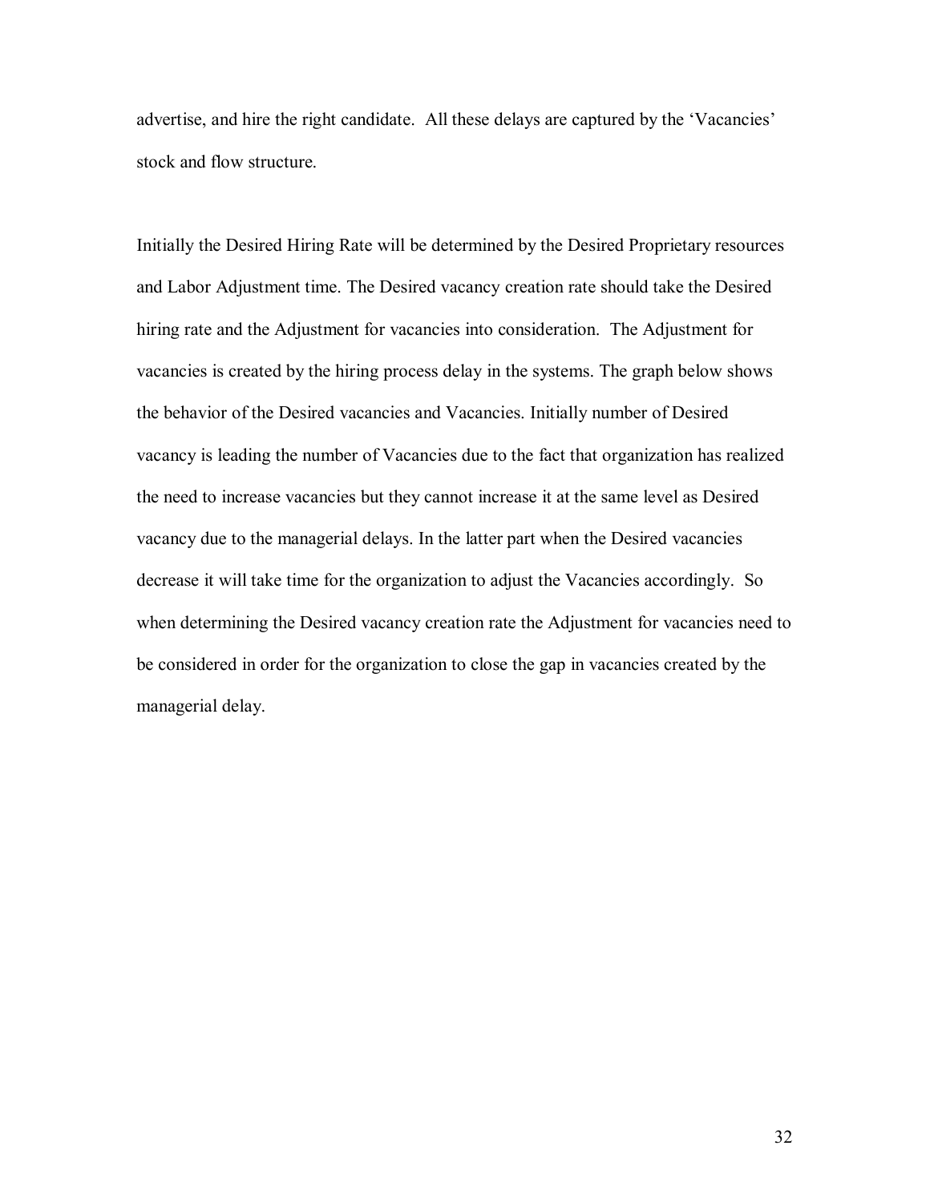advertise, and hire the right candidate. All these delays are captured by the 'Vacancies' stock and flow structure.

Initially the Desired Hiring Rate will be determined by the Desired Proprietary resources and Labor Adjustment time. The Desired vacancy creation rate should take the Desired hiring rate and the Adjustment for vacancies into consideration. The Adjustment for vacancies is created by the hiring process delay in the systems. The graph below shows the behavior of the Desired vacancies and Vacancies. Initially number of Desired vacancy is leading the number of Vacancies due to the fact that organization has realized the need to increase vacancies but they cannot increase it at the same level as Desired vacancy due to the managerial delays. In the latter part when the Desired vacancies decrease it will take time for the organization to adjust the Vacancies accordingly. So when determining the Desired vacancy creation rate the Adjustment for vacancies need to be considered in order for the organization to close the gap in vacancies created by the managerial delay.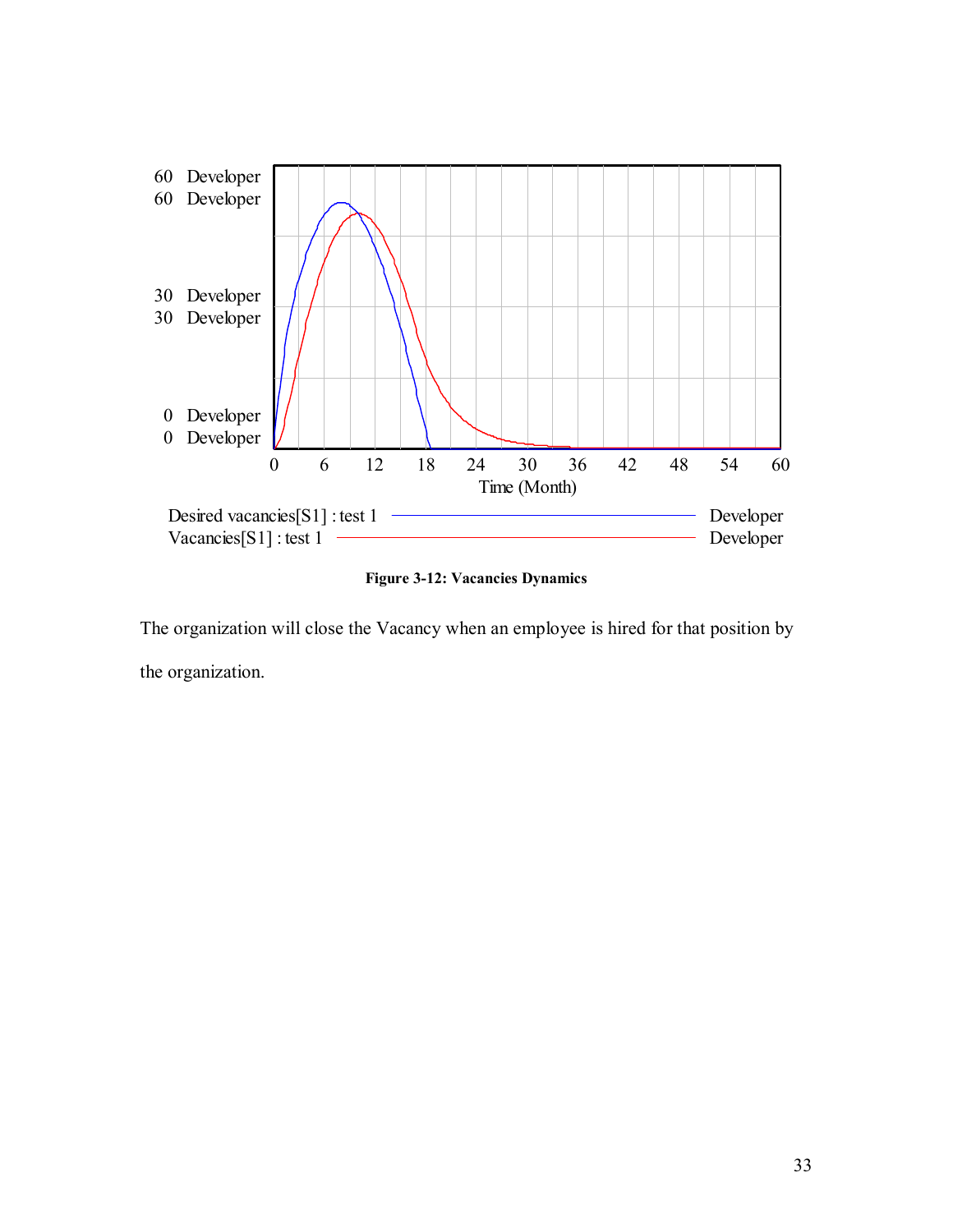Figure 3-12: Vacancies Dynamics

The organization will close the Vacancy when an employee is hired for that position by the organization.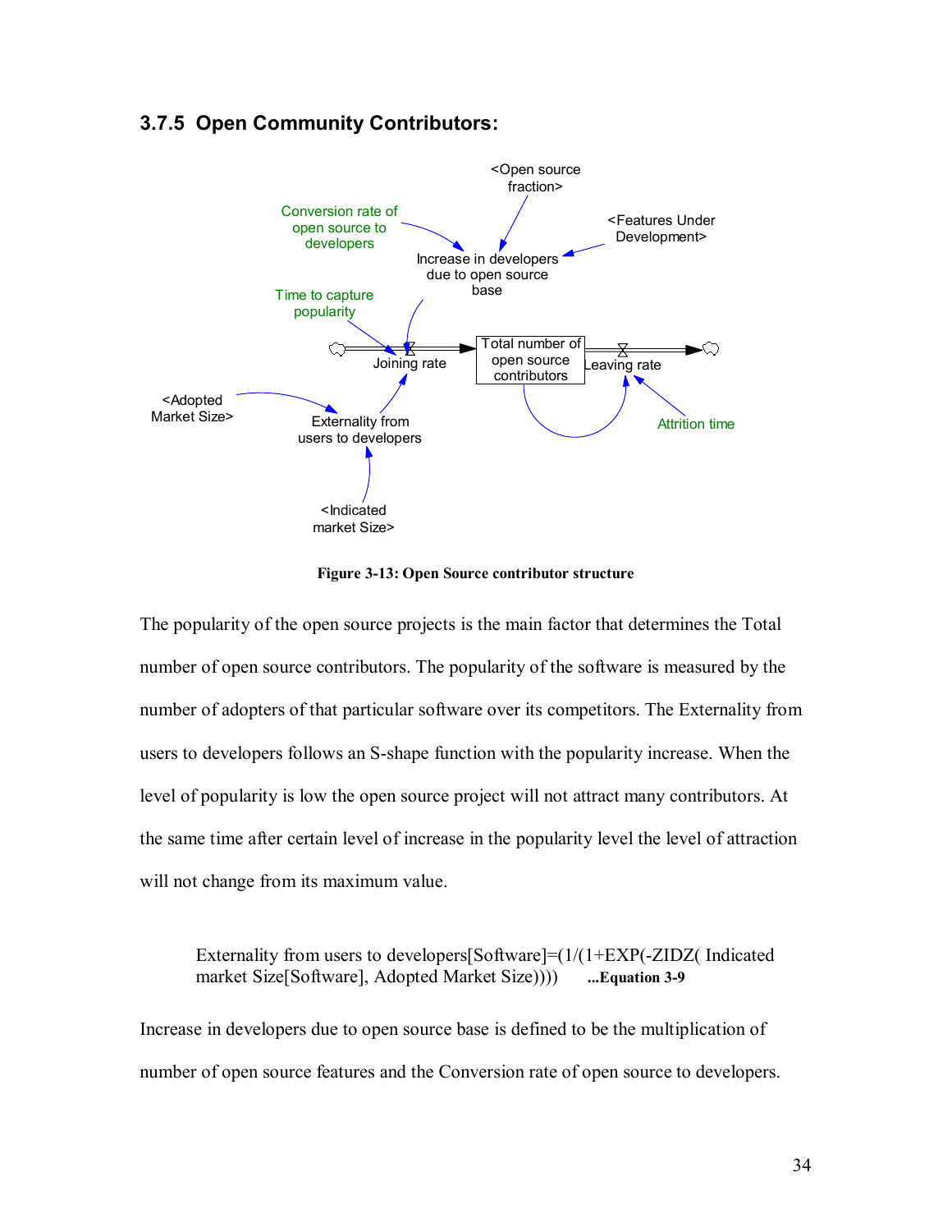### 3.7.5 Open Community Contributors:

Figure 3-13: Open Source contributor structure

The popularity of the open source projects is the main factor that determines the Total number of open source contributors. The popularity of the software is measured by the number of adopters of that particular software over its competitors. The Externality from users to developers follows an S-shape function with the popularity increase. When the level of popularity is low the open source project will not attract many contributors. At the same time after certain level of increase in the popularity level the level of attraction will not change from its maximum value.

> Externality from users to developers[Software]=(1/(1+EXP(-ZIDZ( Indicated market Size[Software], Adopted Market Size)))) **...Equation 3-9**

Increase in developers due to open source base is defined to be the multiplication of number of open source features and the Conversion rate of open source to developers.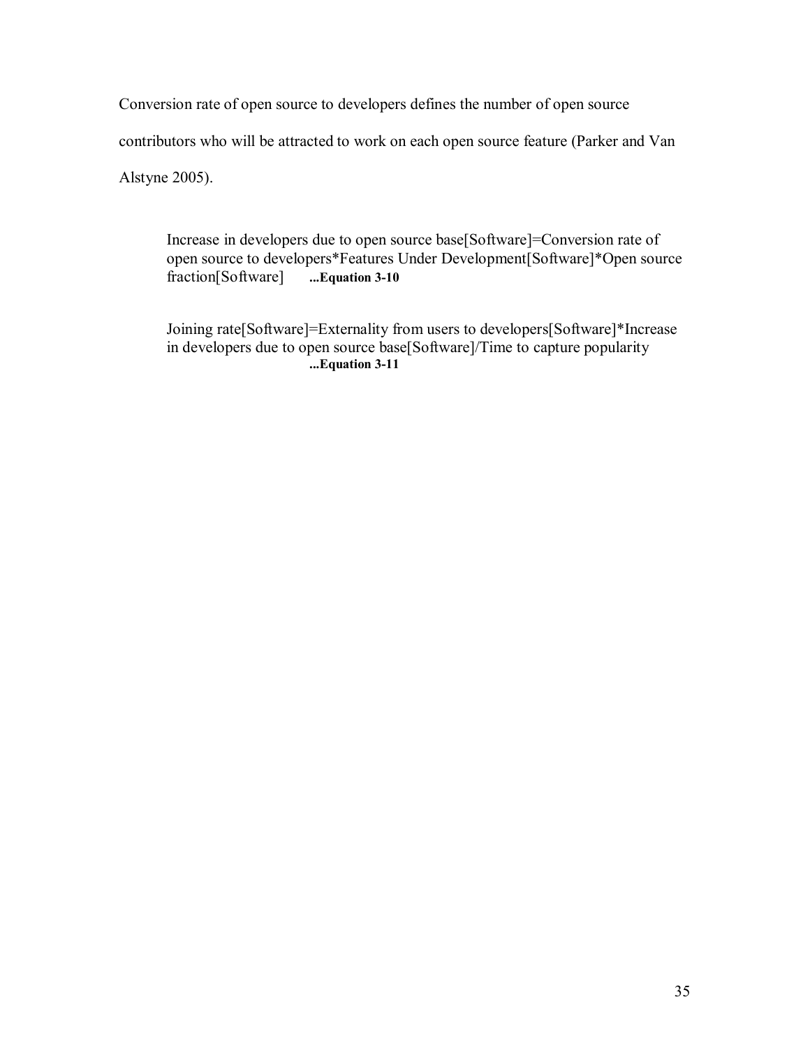Conversion rate of open source to developers defines the number of open source contributors who will be attracted to work on each open source feature (Parker and Van Alstyne 2005).

> Increase in developers due to open source base[Software]=Conversion rate of open source to developers*Features Under Development[Software]*Open source fraction[Software] **...Equation 3-10**

> Joining rate[Software]=Externality from users to developers[Software]*Increase in developers due to open source base[Software]/Time to capture popularity **...Equation 3-11**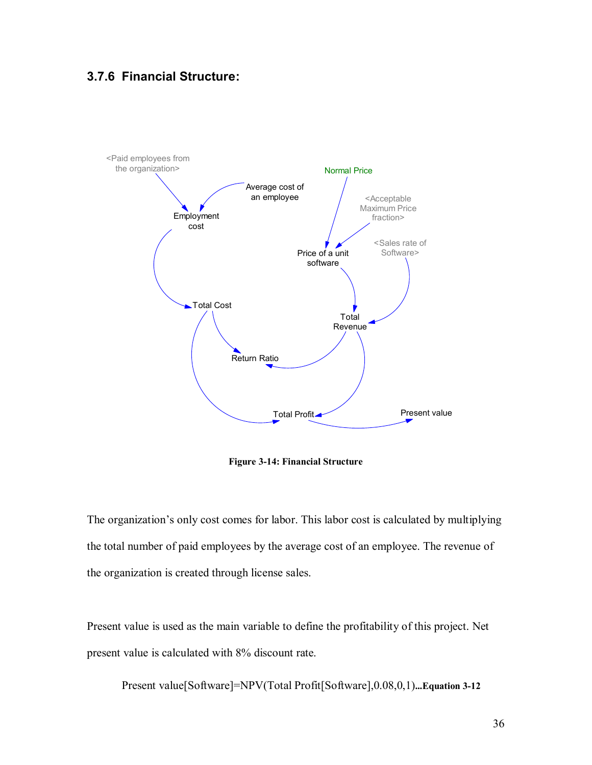### 3.7.6 Financial Structure:

**Figure 3-14: Financial Structure**

The organization's only cost comes for labor. This labor cost is calculated by multiplying the total number of paid employees by the average cost of an employee. The revenue of the organization is created through license sales.

Present value is used as the main variable to define the profitability of this project. Net present value is calculated with 8% discount rate.

Present value[Software]=NPV(Total Profit[Software],0.08,0,1)**...Equation 3-12**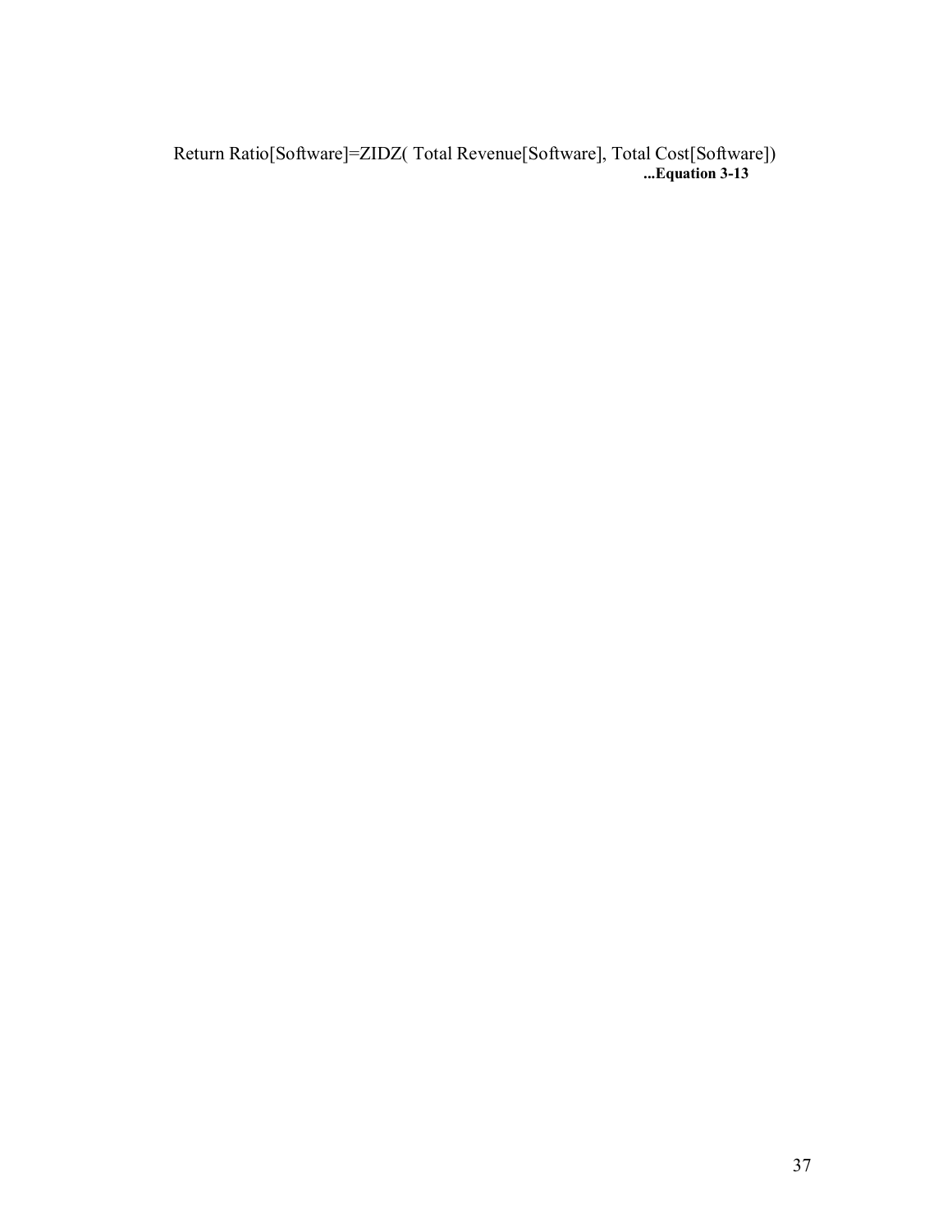Return Ratio[Software]=ZIDZ( Total Revenue[Software], Total Cost[Software])
**...Equation 3-13**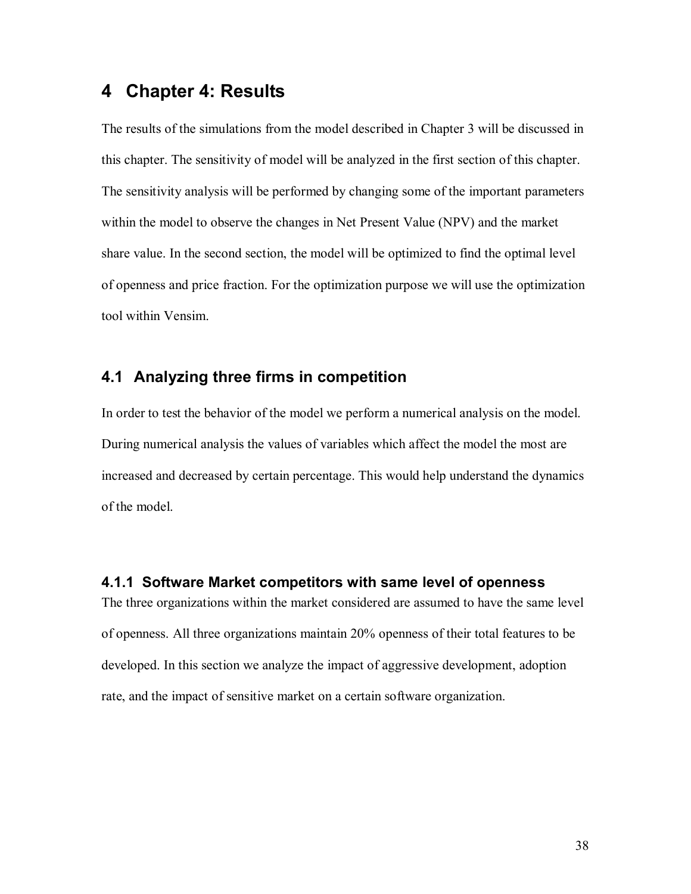# 4 Chapter 4: Results

The results of the simulations from the model described in Chapter 3 will be discussed in this chapter. The sensitivity of model will be analyzed in the first section of this chapter. The sensitivity analysis will be performed by changing some of the important parameters within the model to observe the changes in Net Present Value (NPV) and the market share value. In the second section, the model will be optimized to find the optimal level of openness and price fraction. For the optimization purpose we will use the optimization tool within Vensim.

## 4.1 Analyzing three firms in competition

In order to test the behavior of the model we perform a numerical analysis on the model. During numerical analysis the values of variables which affect the model the most are increased and decreased by certain percentage. This would help understand the dynamics of the model.

### 4.1.1 Software Market competitors with same level of openness

The three organizations within the market considered are assumed to have the same level of openness. All three organizations maintain 20% openness of their total features to be developed. In this section we analyze the impact of aggressive development, adoption rate, and the impact of sensitive market on a certain software organization.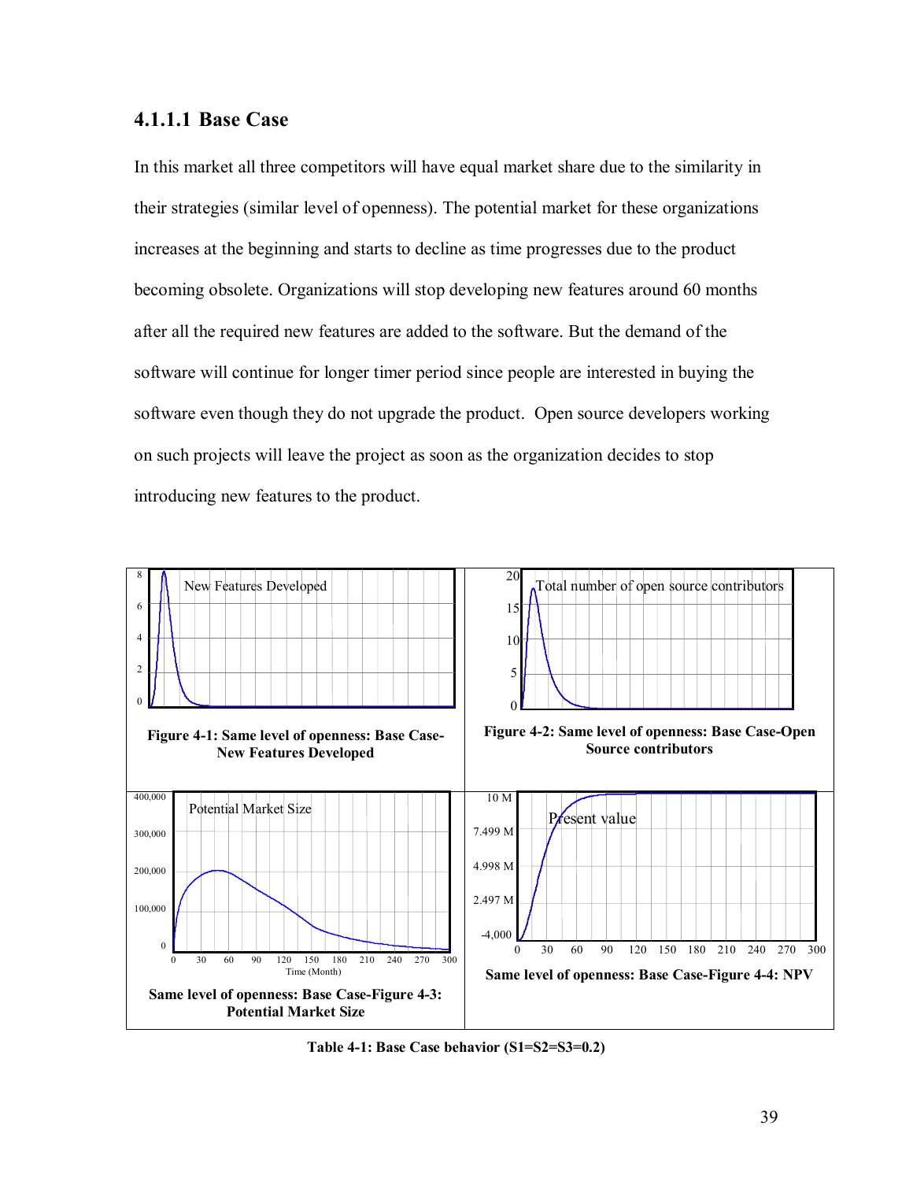### 4.1.1.1 Base Case

In this market all three competitors will have equal market share due to the similarity in their strategies (similar level of openness). The potential market for these organizations increases at the beginning and starts to decline as time progresses due to the product becoming obsolete. Organizations will stop developing new features around 60 months after all the required new features are added to the software. But the demand of the software will continue for longer timer period since people are interested in buying the software even though they do not upgrade the product. Open source developers working on such projects will leave the project as soon as the organization decides to stop introducing new features to the product.

| **Figure 4-1: Same level of openness: Base Case-New Features Developed** | **Figure 4-2: Same level of openness: Base Case-Open Source contributors** |
| --- | --- |
| **Same level of openness: Base Case-Figure 4-3: Potential Market Size** | **Same level of openness: Base Case-Figure 4-4: NPV** |

**Table 4-1: Base Case behavior (S1=S2=S3=0.2)**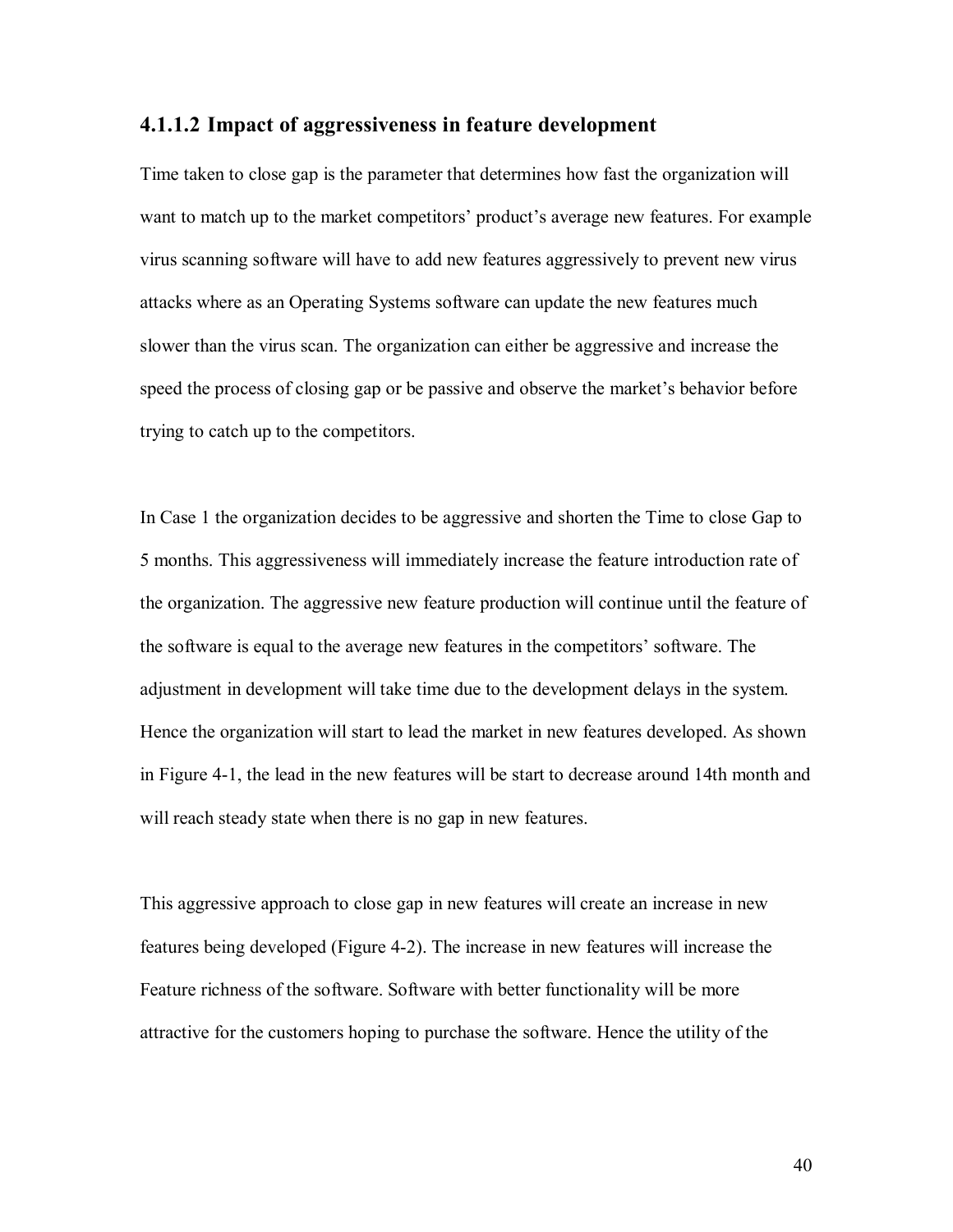### 4.1.1.2 Impact of aggressiveness in feature development

Time taken to close gap is the parameter that determines how fast the organization will want to match up to the market competitors' product's average new features. For example virus scanning software will have to add new features aggressively to prevent new virus attacks where as an Operating Systems software can update the new features much slower than the virus scan. The organization can either be aggressive and increase the speed the process of closing gap or be passive and observe the market's behavior before trying to catch up to the competitors.

In Case 1 the organization decides to be aggressive and shorten the Time to close Gap to 5 months. This aggressiveness will immediately increase the feature introduction rate of the organization. The aggressive new feature production will continue until the feature of the software is equal to the average new features in the competitors' software. The adjustment in development will take time due to the development delays in the system. Hence the organization will start to lead the market in new features developed. As shown in Figure 4-1, the lead in the new features will be start to decrease around 14th month and will reach steady state when there is no gap in new features.

This aggressive approach to close gap in new features will create an increase in new features being developed (Figure 4-2). The increase in new features will increase the Feature richness of the software. Software with better functionality will be more attractive for the customers hoping to purchase the software. Hence the utility of the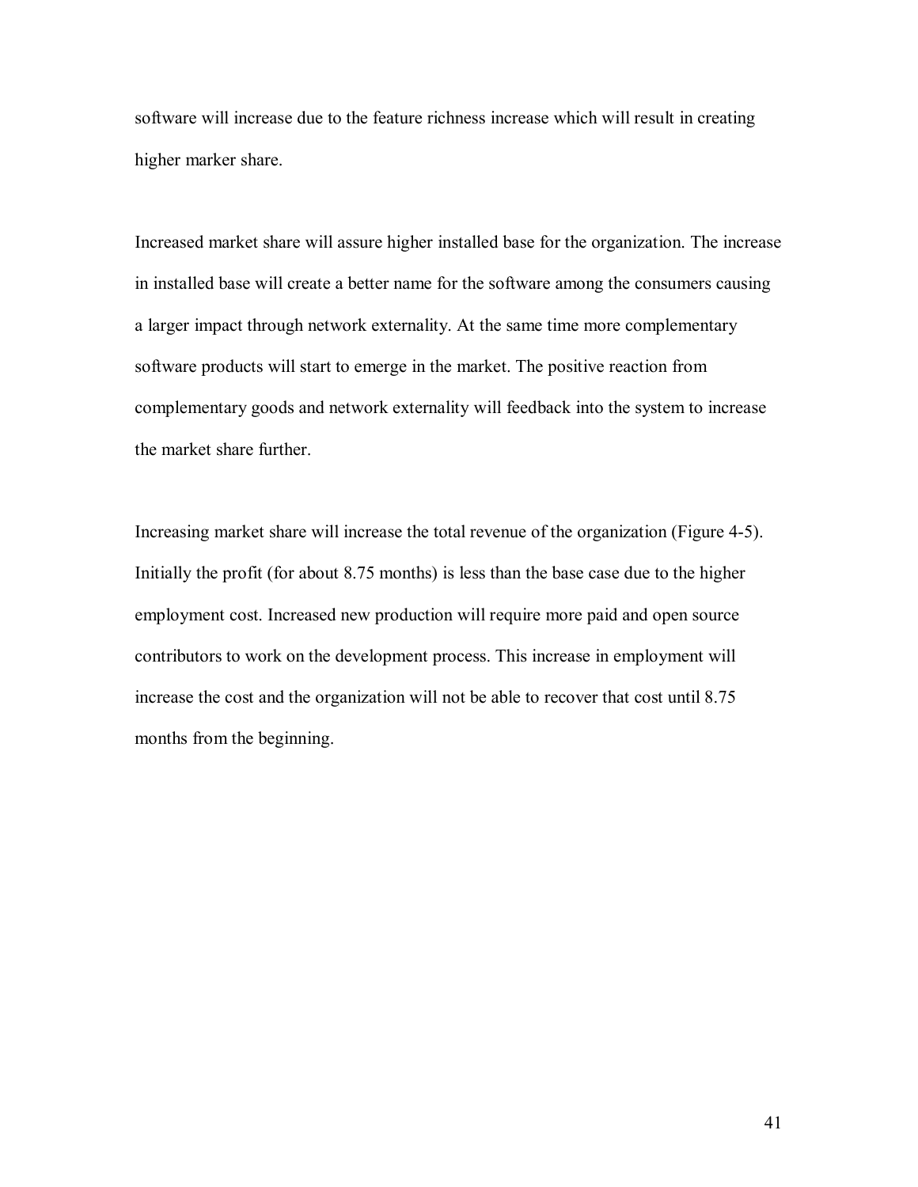software will increase due to the feature richness increase which will result in creating higher marker share.

Increased market share will assure higher installed base for the organization. The increase in installed base will create a better name for the software among the consumers causing a larger impact through network externality. At the same time more complementary software products will start to emerge in the market. The positive reaction from complementary goods and network externality will feedback into the system to increase the market share further.

Increasing market share will increase the total revenue of the organization (Figure 4-5). Initially the profit (for about 8.75 months) is less than the base case due to the higher employment cost. Increased new production will require more paid and open source contributors to work on the development process. This increase in employment will increase the cost and the organization will not be able to recover that cost until 8.75 months from the beginning.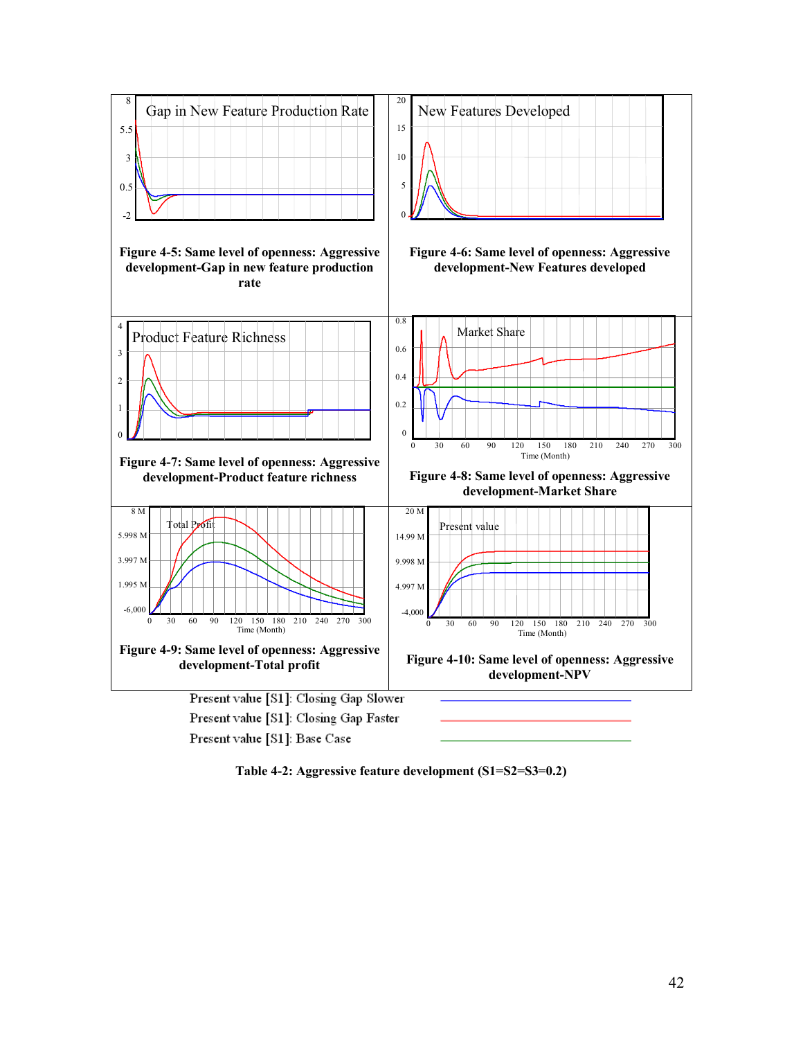**Figure 4-5: Same level of openness: Aggressive development-Gap in new feature production rate**

**Figure 4-6: Same level of openness: Aggressive development-New Features developed**

**Figure 4-7: Same level of openness: Aggressive development-Product feature richness**

**Figure 4-8: Same level of openness: Aggressive development-Market Share**

**Figure 4-9: Same level of openness: Aggressive development-Total profit**

**Figure 4-10: Same level of openness: Aggressive development-NPV**

Present value [S1]: Closing Gap Slower

Present value [S1]: Closing Gap Faster

Present value [S1]: Base Case

**Table 4-2: Aggressive feature development (S1=S2=S3=0.2)**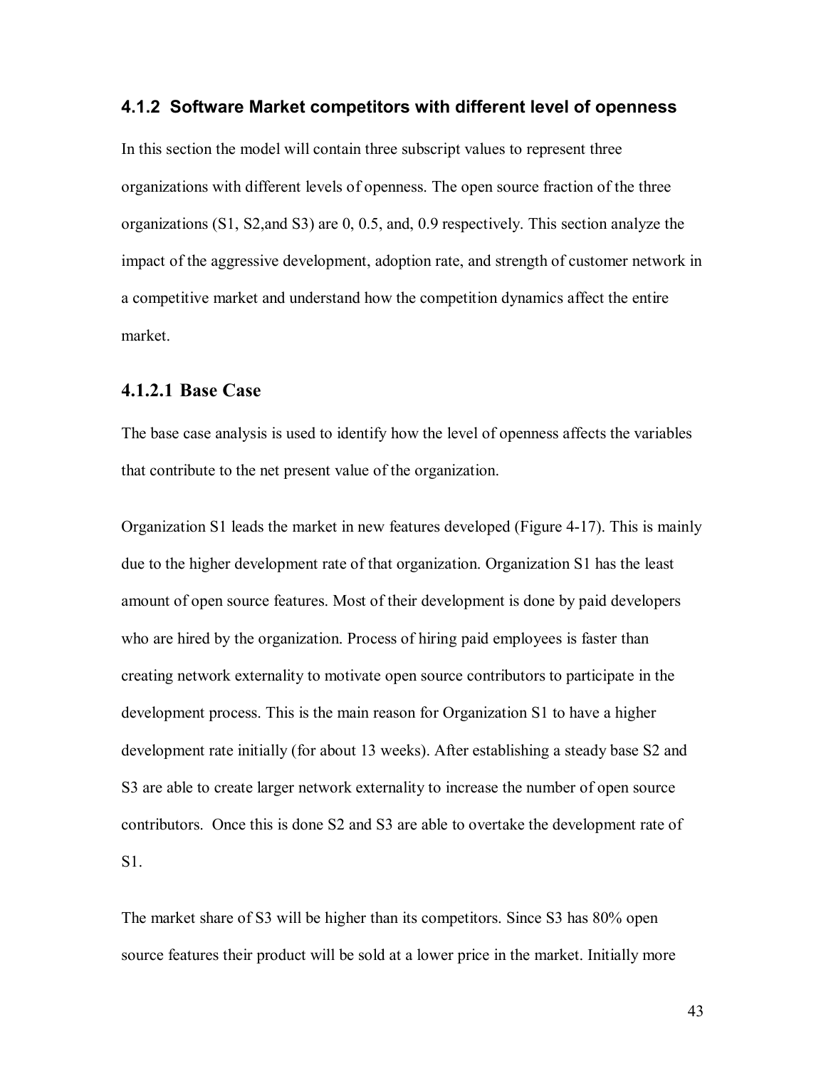### 4.1.2 Software Market competitors with different level of openness

In this section the model will contain three subscript values to represent three organizations with different levels of openness. The open source fraction of the three organizations (S1, S2,and S3) are 0, 0.5, and, 0.9 respectively. This section analyze the impact of the aggressive development, adoption rate, and strength of customer network in a competitive market and understand how the competition dynamics affect the entire market.

#### 4.1.2.1 Base Case

The base case analysis is used to identify how the level of openness affects the variables that contribute to the net present value of the organization.

Organization S1 leads the market in new features developed (Figure 4-17). This is mainly due to the higher development rate of that organization. Organization S1 has the least amount of open source features. Most of their development is done by paid developers who are hired by the organization. Process of hiring paid employees is faster than creating network externality to motivate open source contributors to participate in the development process. This is the main reason for Organization S1 to have a higher development rate initially (for about 13 weeks). After establishing a steady base S2 and S3 are able to create larger network externality to increase the number of open source contributors. Once this is done S2 and S3 are able to overtake the development rate of S1.

The market share of S3 will be higher than its competitors. Since S3 has 80% open source features their product will be sold at a lower price in the market. Initially more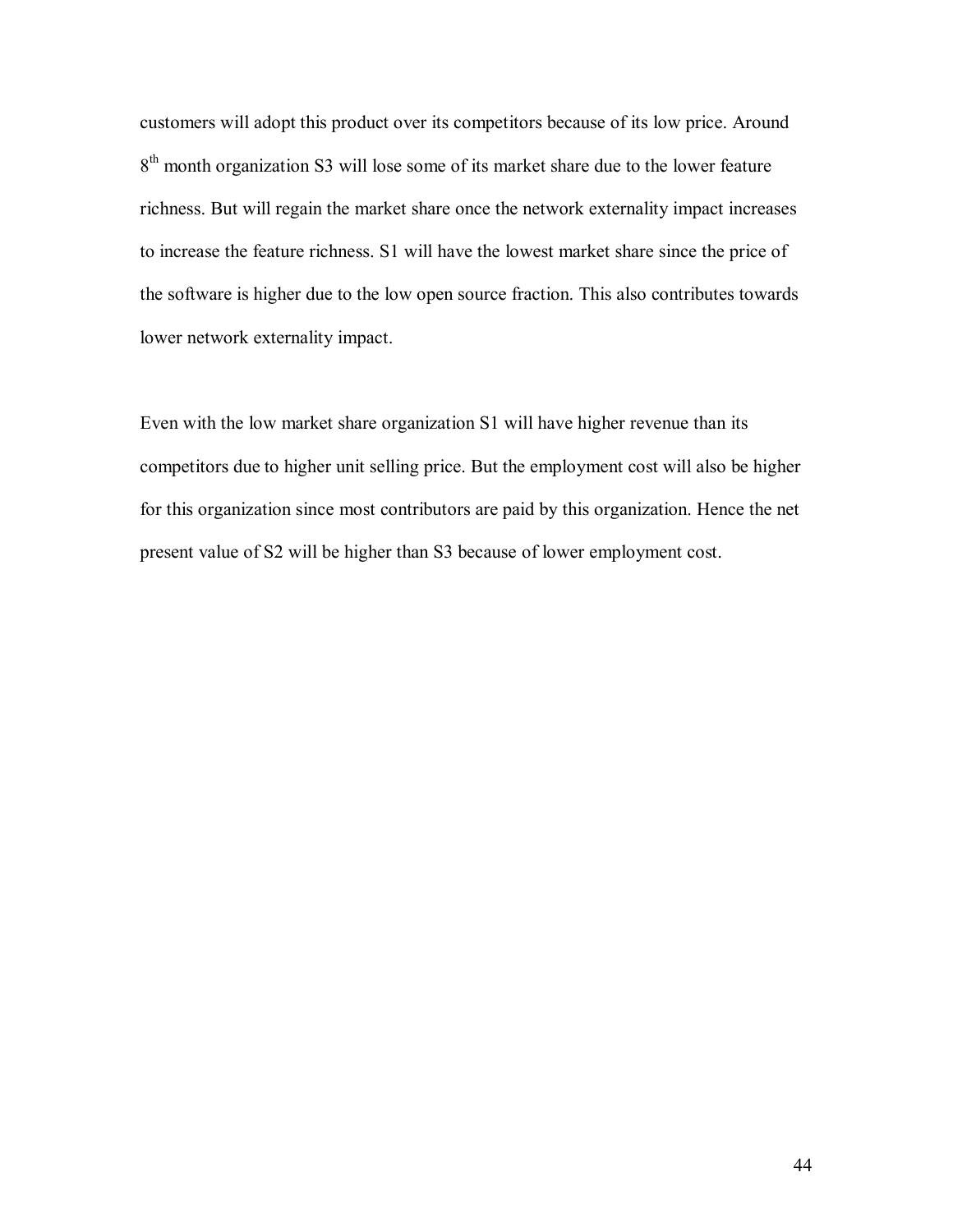customers will adopt this product over its competitors because of its low price. Around 8th month organization S3 will lose some of its market share due to the lower feature richness. But will regain the market share once the network externality impact increases to increase the feature richness. S1 will have the lowest market share since the price of the software is higher due to the low open source fraction. This also contributes towards lower network externality impact.

Even with the low market share organization S1 will have higher revenue than its competitors due to higher unit selling price. But the employment cost will also be higher for this organization since most contributors are paid by this organization. Hence the net present value of S2 will be higher than S3 because of lower employment cost.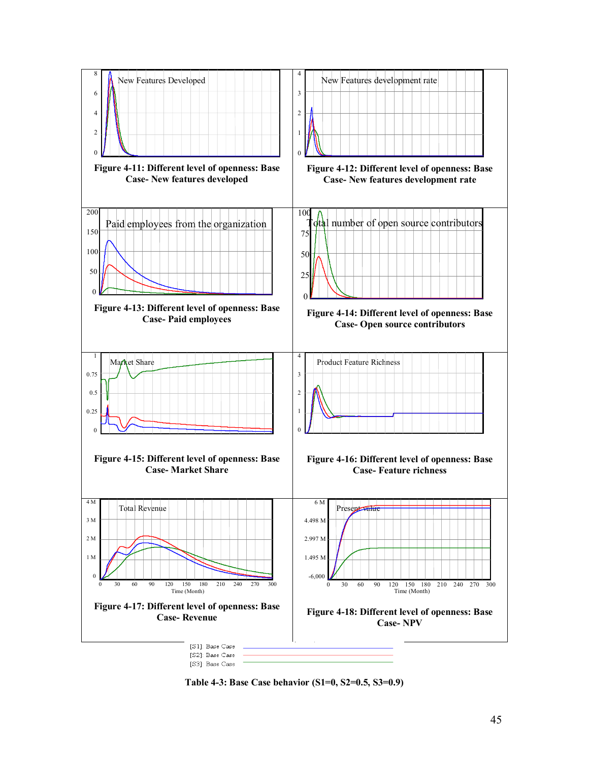Figure 4-11: Different level of openness: Base Case- New features developed

Figure 4-12: Different level of openness: Base Case- New features development rate

Figure 4-13: Different level of openness: Base Case- Paid employees

Figure 4-14: Different level of openness: Base Case- Open source contributors

Figure 4-15: Different level of openness: Base Case- Market Share

Figure 4-16: Different level of openness: Base Case- Feature richness

Figure 4-17: Different level of openness: Base Case- Revenue

Figure 4-18: Different level of openness: Base Case- NPV

[S1]: Base Case
[S2]: Base Case
[S3]: Base Case

**Table 4-3: Base Case behavior (S1=0, S2=0.5, S3=0.9)**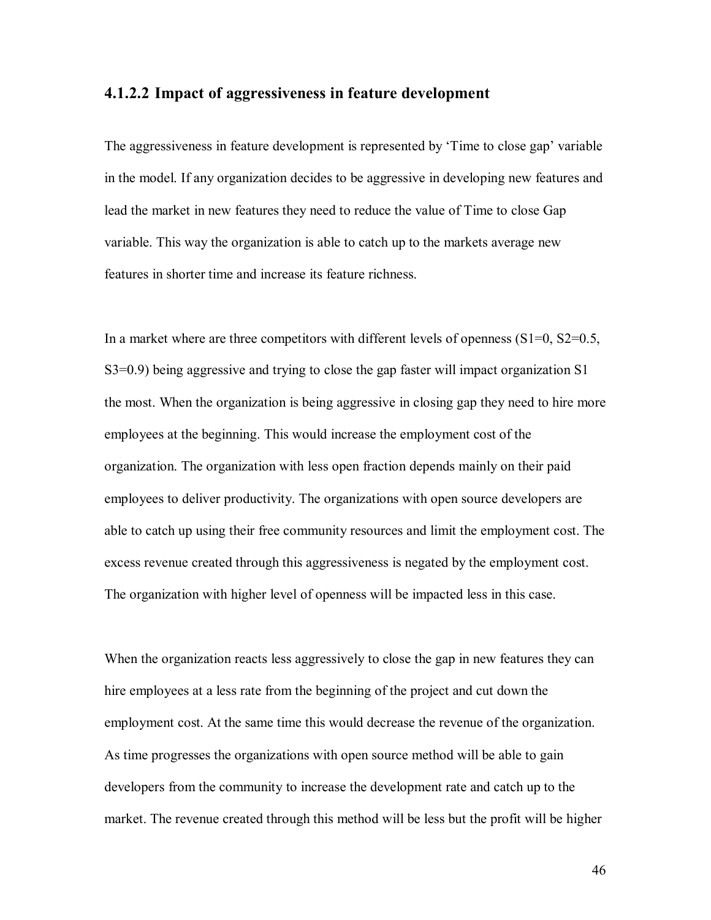#### 4.1.2.2 Impact of aggressiveness in feature development

The aggressiveness in feature development is represented by 'Time to close gap' variable in the model. If any organization decides to be aggressive in developing new features and lead the market in new features they need to reduce the value of Time to close Gap variable. This way the organization is able to catch up to the markets average new features in shorter time and increase its feature richness.

In a market where are three competitors with different levels of openness (S1=0, S2=0.5, S3=0.9) being aggressive and trying to close the gap faster will impact organization S1 the most. When the organization is being aggressive in closing gap they need to hire more employees at the beginning. This would increase the employment cost of the organization. The organization with less open fraction depends mainly on their paid employees to deliver productivity. The organizations with open source developers are able to catch up using their free community resources and limit the employment cost. The excess revenue created through this aggressiveness is negated by the employment cost. The organization with higher level of openness will be impacted less in this case.

When the organization reacts less aggressively to close the gap in new features they can hire employees at a less rate from the beginning of the project and cut down the employment cost. At the same time this would decrease the revenue of the organization. As time progresses the organizations with open source method will be able to gain developers from the community to increase the development rate and catch up to the market. The revenue created through this method will be less but the profit will be higher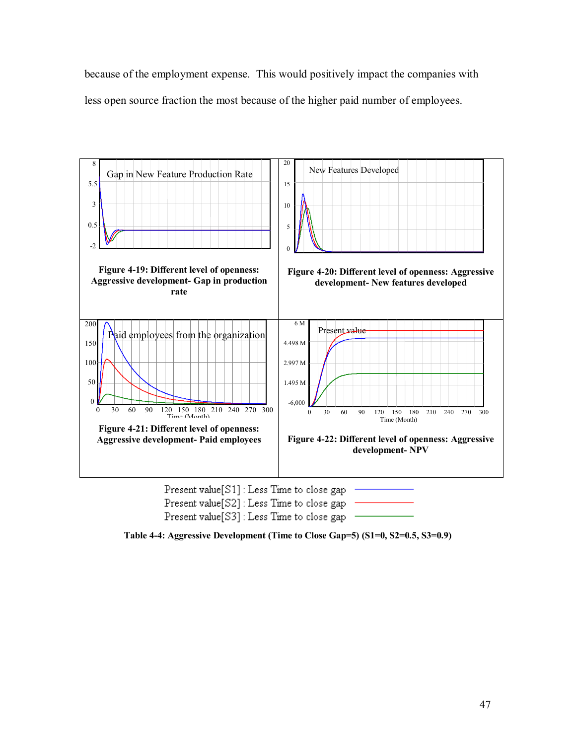because of the employment expense. This would positively impact the companies with less open source fraction the most because of the higher paid number of employees.

**Figure 4-19: Different level of openness: Aggressive development- Gap in production rate**

**Figure 4-20: Different level of openness: Aggressive development- New features developed**

**Figure 4-21: Different level of openness: Aggressive development- Paid employees**

**Figure 4-22: Different level of openness: Aggressive development- NPV**

Present value[S1] : Less Time to close gap
Present value[S2] : Less Time to close gap
Present value[S3] : Less Time to close gap

**Table 4-4: Aggressive Development (Time to Close Gap=5) (S1=0, S2=0.5, S3=0.9)**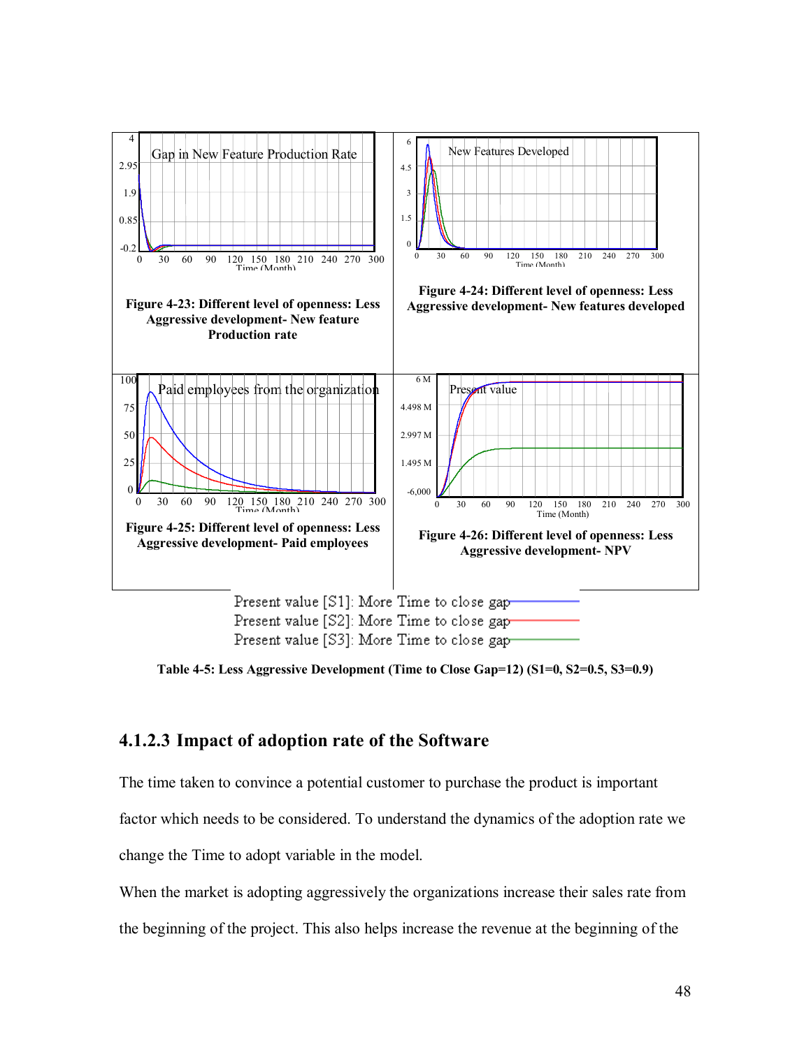Figure 4-23: Different level of openness: Less Aggressive development- New feature Production rate

Figure 4-24: Different level of openness: Less Aggressive development- New features developed

Figure 4-25: Different level of openness: Less Aggressive development- Paid employees

Figure 4-26: Different level of openness: Less Aggressive development- NPV

Present value [S1]: More Time to close gap
Present value [S2]: More Time to close gap
Present value [S3]: More Time to close gap

**Table 4-5: Less Aggressive Development (Time to Close Gap=12) (S1=0, S2=0.5, S3=0.9)**

### 4.1.2.3 Impact of adoption rate of the Software

The time taken to convince a potential customer to purchase the product is important factor which needs to be considered. To understand the dynamics of the adoption rate we change the Time to adopt variable in the model.

When the market is adopting aggressively the organizations increase their sales rate from the beginning of the project. This also helps increase the revenue at the beginning of the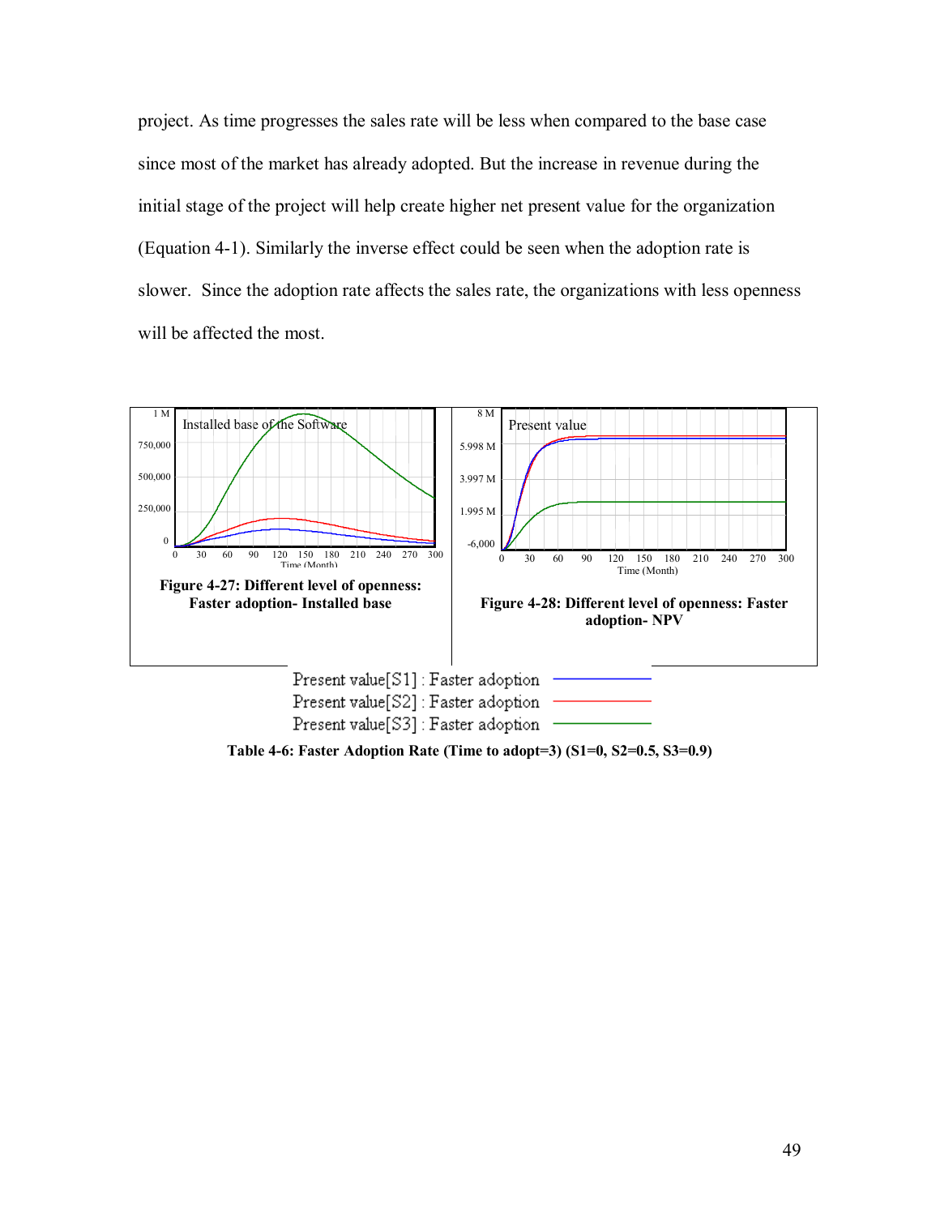project. As time progresses the sales rate will be less when compared to the base case since most of the market has already adopted. But the increase in revenue during the initial stage of the project will help create higher net present value for the organization (Equation 4-1). Similarly the inverse effect could be seen when the adoption rate is slower. Since the adoption rate affects the sales rate, the organizations with less openness will be affected the most.

**Figure 4-27: Different level of openness: Faster adoption- Installed base**

**Figure 4-28: Different level of openness: Faster adoption- NPV**

Present value[S1] : Faster adoption
Present value[S2] : Faster adoption
Present value[S3] : Faster adoption

**Table 4-6: Faster Adoption Rate (Time to adopt=3) (S1=0, S2=0.5, S3=0.9)**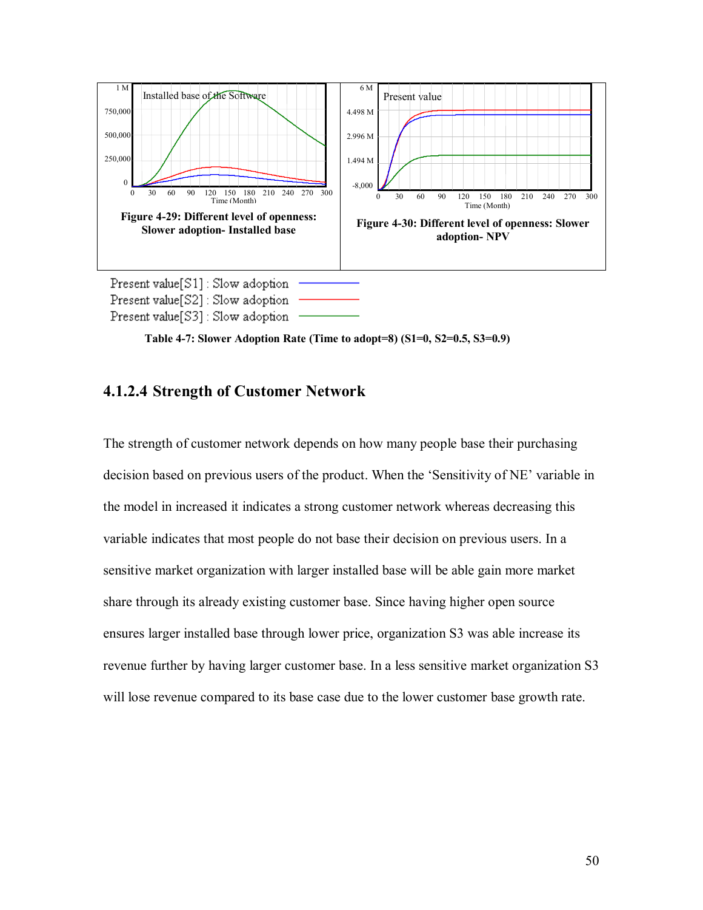Figure 4-29: Different level of openness: Slower adoption- Installed base

Figure 4-30: Different level of openness: Slower adoption- NPV

Present value[S1] : Slow adoption
Present value[S2] : Slow adoption
Present value[S3] : Slow adoption

**Table 4-7: Slower Adoption Rate (Time to adopt=8) (S1=0, S2=0.5, S3=0.9)**

### 4.1.2.4 Strength of Customer Network

The strength of customer network depends on how many people base their purchasing decision based on previous users of the product. When the 'Sensitivity of NE' variable in the model in increased it indicates a strong customer network whereas decreasing this variable indicates that most people do not base their decision on previous users. In a sensitive market organization with larger installed base will be able gain more market share through its already existing customer base. Since having higher open source ensures larger installed base through lower price, organization S3 was able increase its revenue further by having larger customer base. In a less sensitive market organization S3 will lose revenue compared to its base case due to the lower customer base growth rate.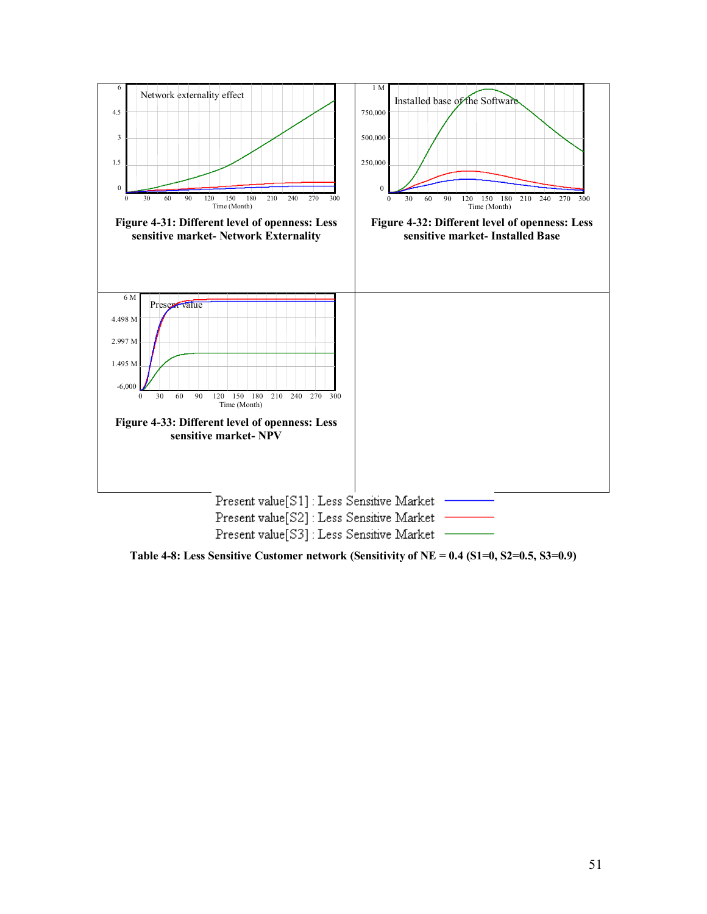| | |
|---|---|
| **Figure 4-31: Different level of openness: Less sensitive market- Network Externality** | **Figure 4-32: Different level of openness: Less sensitive market- Installed Base** |
| **Figure 4-33: Different level of openness: Less sensitive market- NPV** | |

Present value[S1] : Less Sensitive Market
Present value[S2] : Less Sensitive Market
Present value[S3] : Less Sensitive Market

**Table 4-8: Less Sensitive Customer network (Sensitivity of NE = 0.4 (S1=0, S2=0.5, S3=0.9)**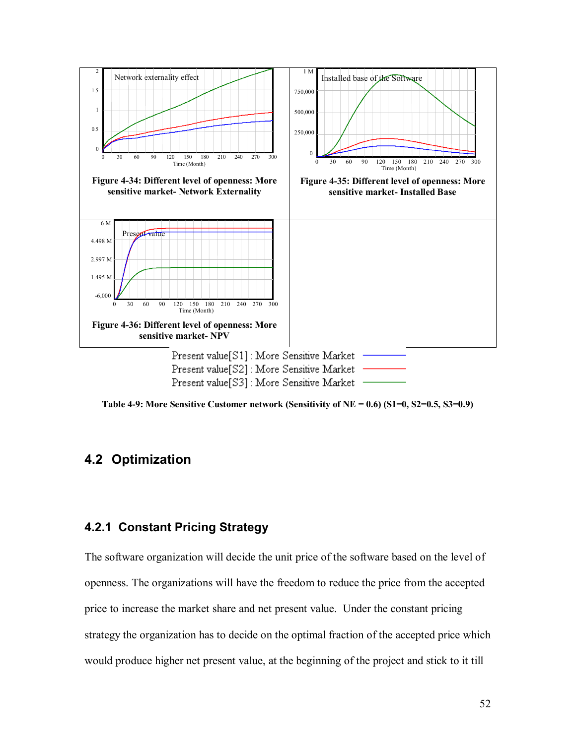Figure 4-34: Different level of openness: More sensitive market- Network Externality

Figure 4-35: Different level of openness: More sensitive market- Installed Base

Figure 4-36: Different level of openness: More sensitive market- NPV

Present value[S1] : More Sensitive Market
Present value[S2] : More Sensitive Market
Present value[S3] : More Sensitive Market

**Table 4-9: More Sensitive Customer network (Sensitivity of NE = 0.6) (S1=0, S2=0.5, S3=0.9)**

## 4.2 Optimization

### 4.2.1 Constant Pricing Strategy

The software organization will decide the unit price of the software based on the level of openness. The organizations will have the freedom to reduce the price from the accepted price to increase the market share and net present value. Under the constant pricing strategy the organization has to decide on the optimal fraction of the accepted price which would produce higher net present value, at the beginning of the project and stick to it till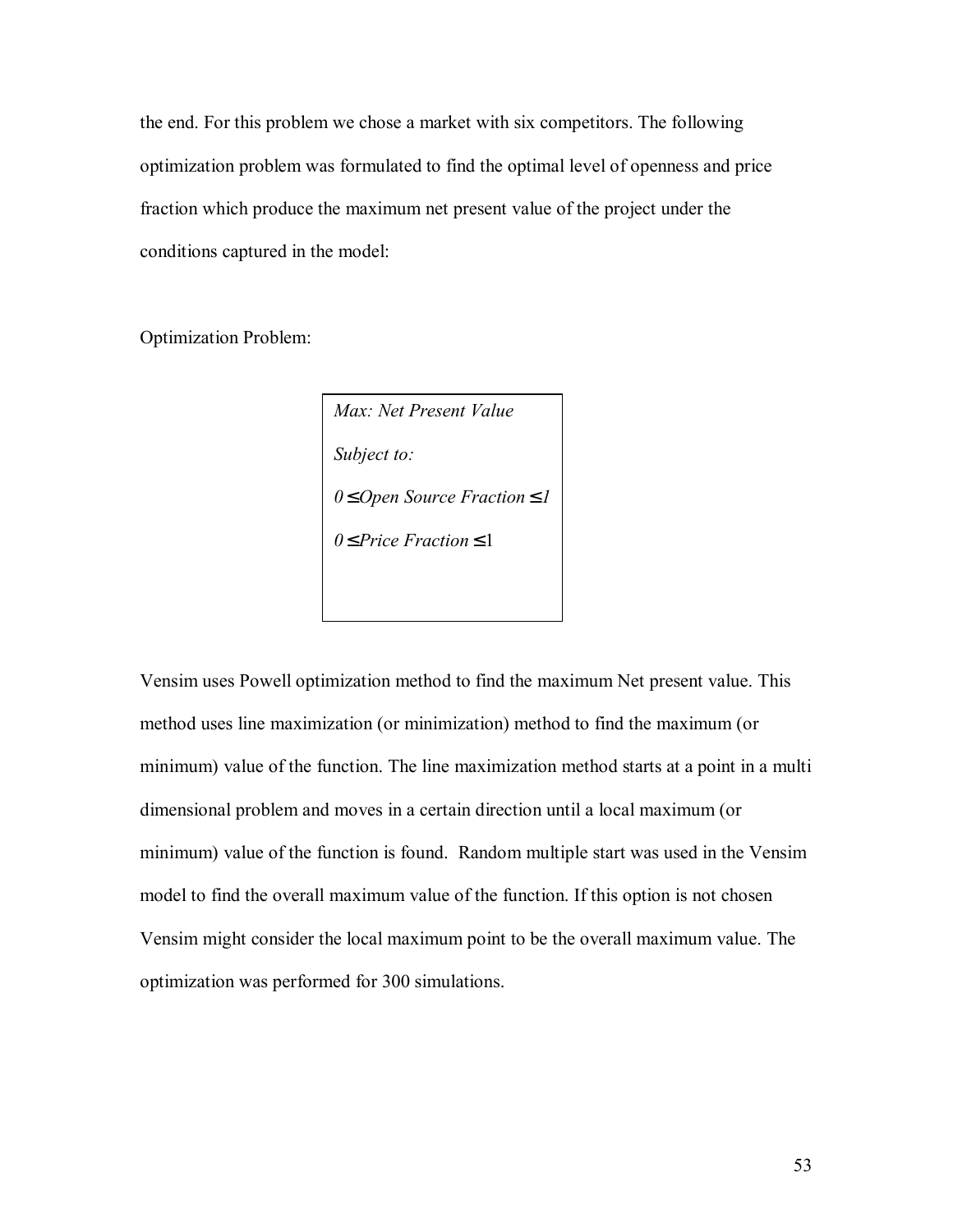the end. For this problem we chose a market with six competitors. The following optimization problem was formulated to find the optimal level of openness and price fraction which produce the maximum net present value of the project under the conditions captured in the model:

Optimization Problem:

> *Max: Net Present Value*
>
> *Subject to:*
>
> $0 \leq \text{Open Source Fraction} \leq 1$
>
> $0 \leq \text{Price Fraction} \leq 1$

Vensim uses Powell optimization method to find the maximum Net present value. This method uses line maximization (or minimization) method to find the maximum (or minimum) value of the function. The line maximization method starts at a point in a multi dimensional problem and moves in a certain direction until a local maximum (or minimum) value of the function is found. Random multiple start was used in the Vensim model to find the overall maximum value of the function. If this option is not chosen Vensim might consider the local maximum point to be the overall maximum value. The optimization was performed for 300 simulations.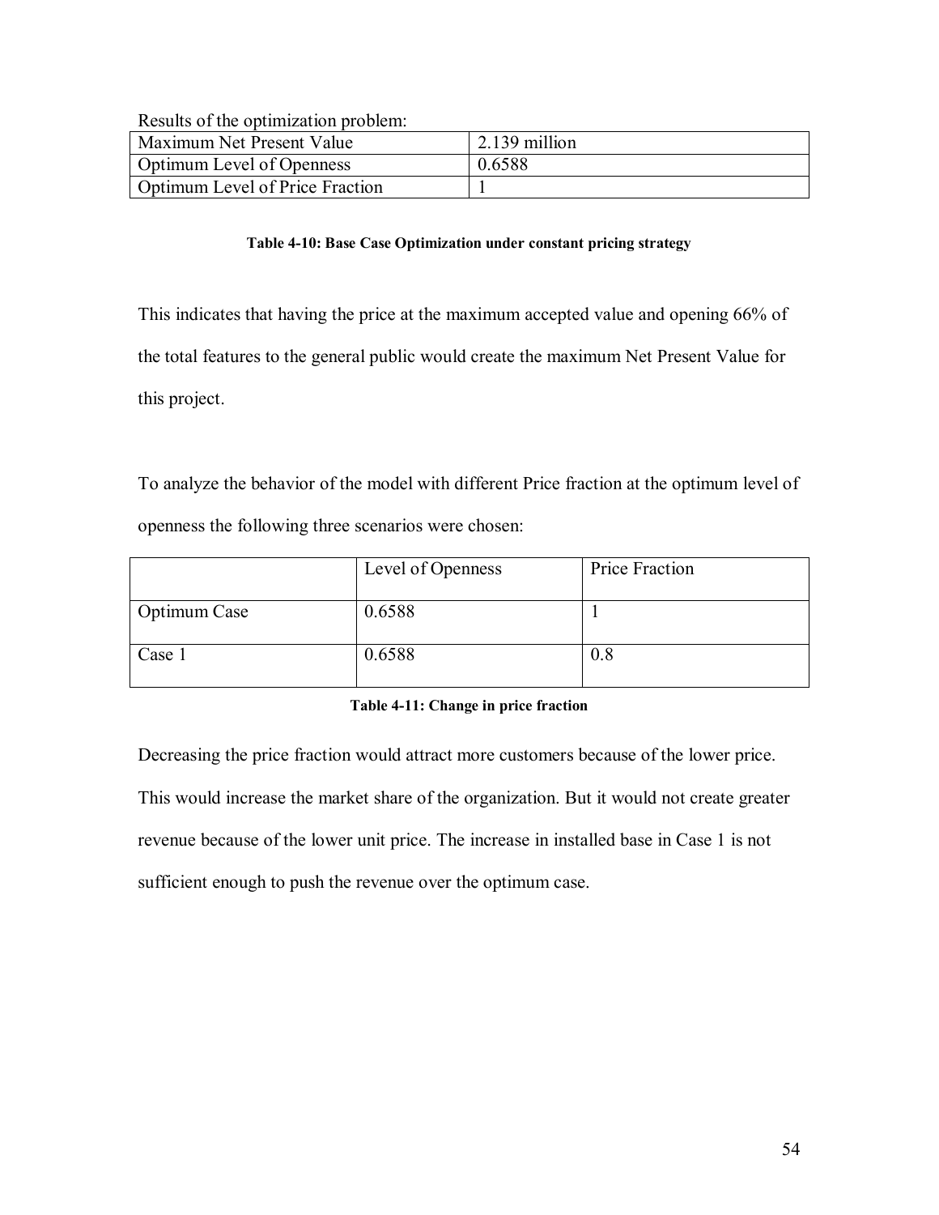Results of the optimization problem:

| Maximum Net Present Value | 2.139 million |
|---|---|
| Optimum Level of Openness | 0.6588 |
| Optimum Level of Price Fraction | 1 |

**Table 4-10: Base Case Optimization under constant pricing strategy**

This indicates that having the price at the maximum accepted value and opening 66% of the total features to the general public would create the maximum Net Present Value for this project.

To analyze the behavior of the model with different Price fraction at the optimum level of openness the following three scenarios were chosen:

| | Level of Openness | Price Fraction |
|---|---|---|
| Optimum Case | 0.6588 | 1 |
| Case 1 | 0.6588 | 0.8 |

**Table 4-11: Change in price fraction**

Decreasing the price fraction would attract more customers because of the lower price. This would increase the market share of the organization. But it would not create greater revenue because of the lower unit price. The increase in installed base in Case 1 is not sufficient enough to push the revenue over the optimum case.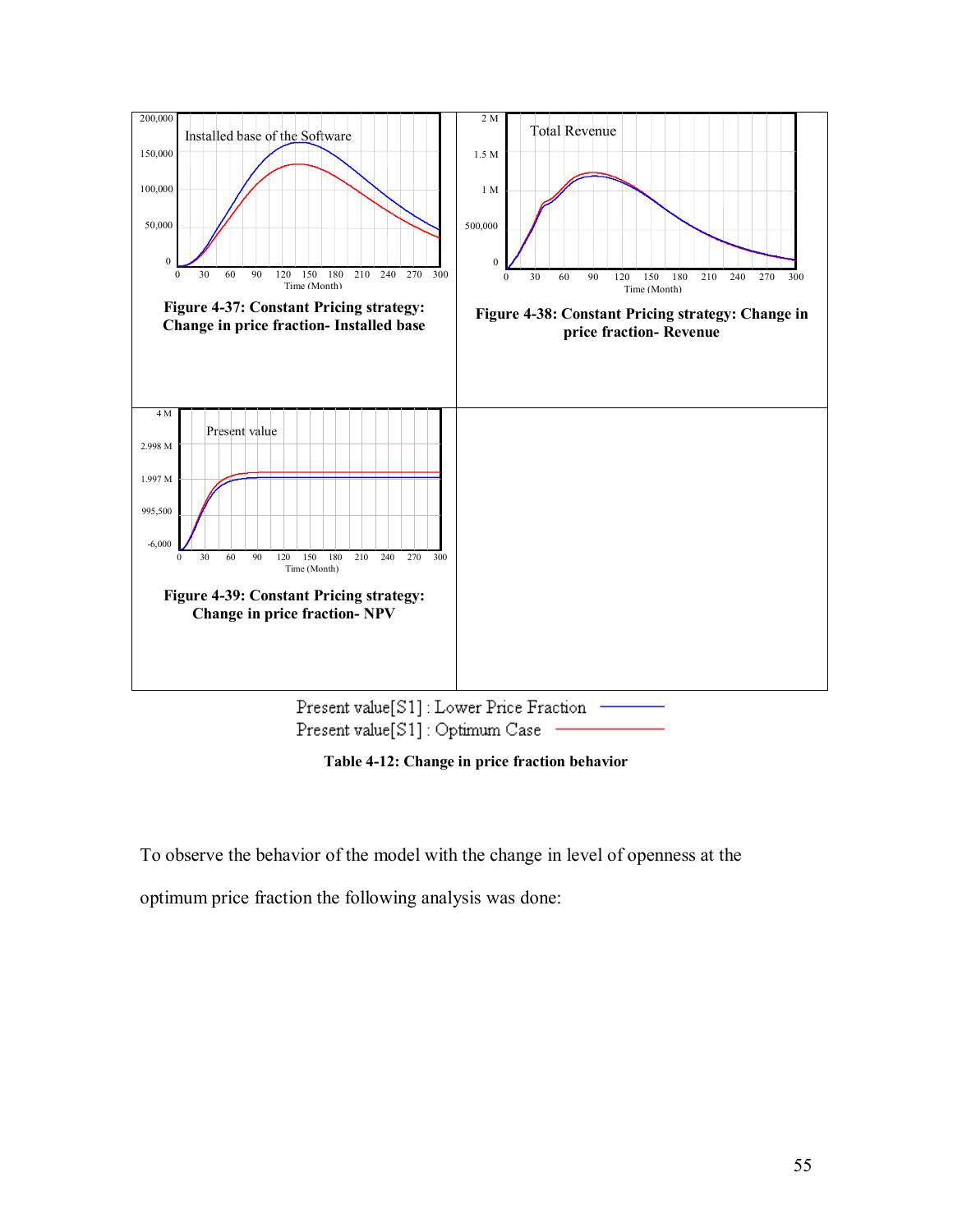| Figure 4-37: Constant Pricing strategy: Change in price fraction- Installed base | Figure 4-38: Constant Pricing strategy: Change in price fraction- Revenue |
|---|---|
| Figure 4-39: Constant Pricing strategy: Change in price fraction- NPV | |

Present value[S1] : Lower Price Fraction
Present value[S1] : Optimum Case

**Table 4-12: Change in price fraction behavior**

To observe the behavior of the model with the change in level of openness at the optimum price fraction the following analysis was done: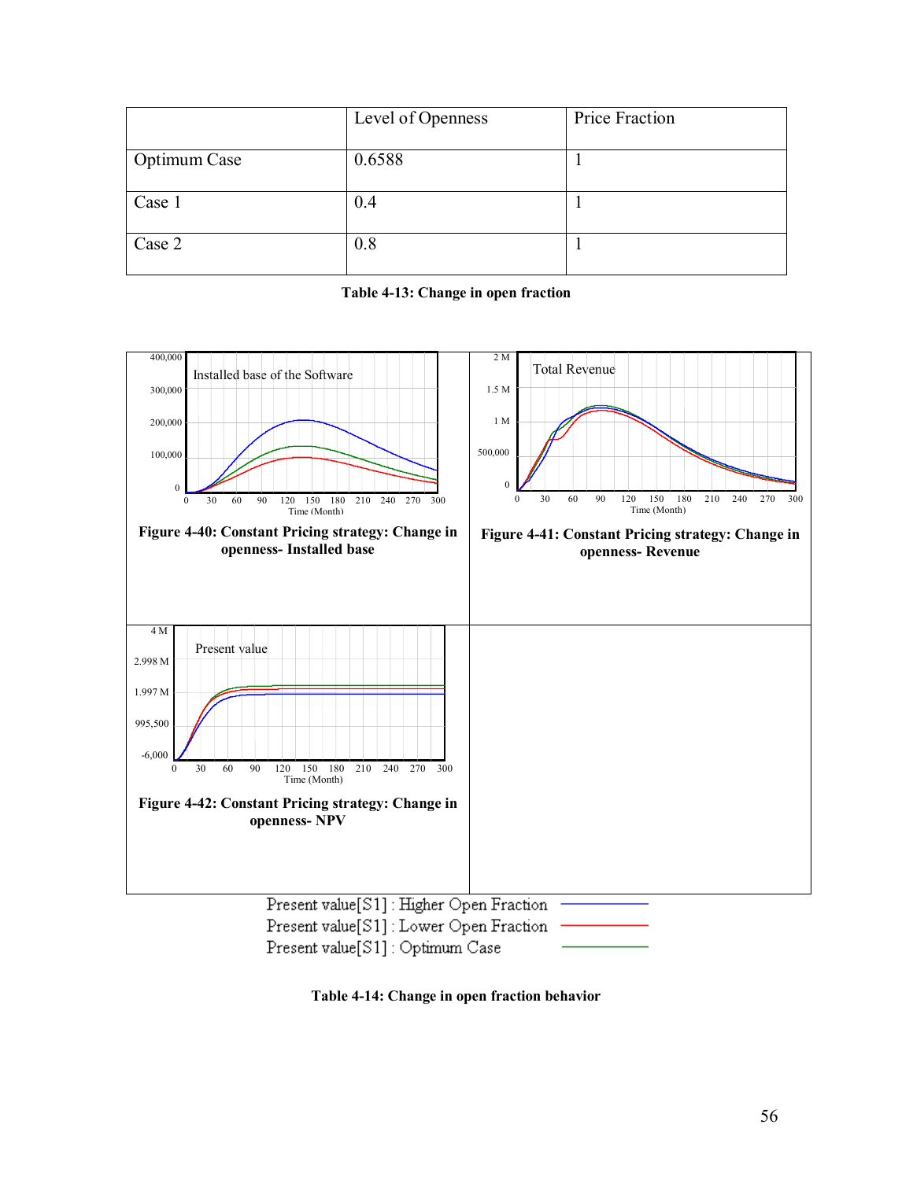|  | Level of Openness | Price Fraction |
|---|---|---|
| Optimum Case | 0.6588 | 1 |
| Case 1 | 0.4 | 1 |
| Case 2 | 0.8 | 1 |

**Table 4-13: Change in open fraction**

**Figure 4-40: Constant Pricing strategy: Change in openness- Installed base**

**Figure 4-41: Constant Pricing strategy: Change in openness- Revenue**

**Figure 4-42: Constant Pricing strategy: Change in openness- NPV**

Present value[S1] : Higher Open Fraction
Present value[S1] : Lower Open Fraction
Present value[S1] : Optimum Case

**Table 4-14: Change in open fraction behavior**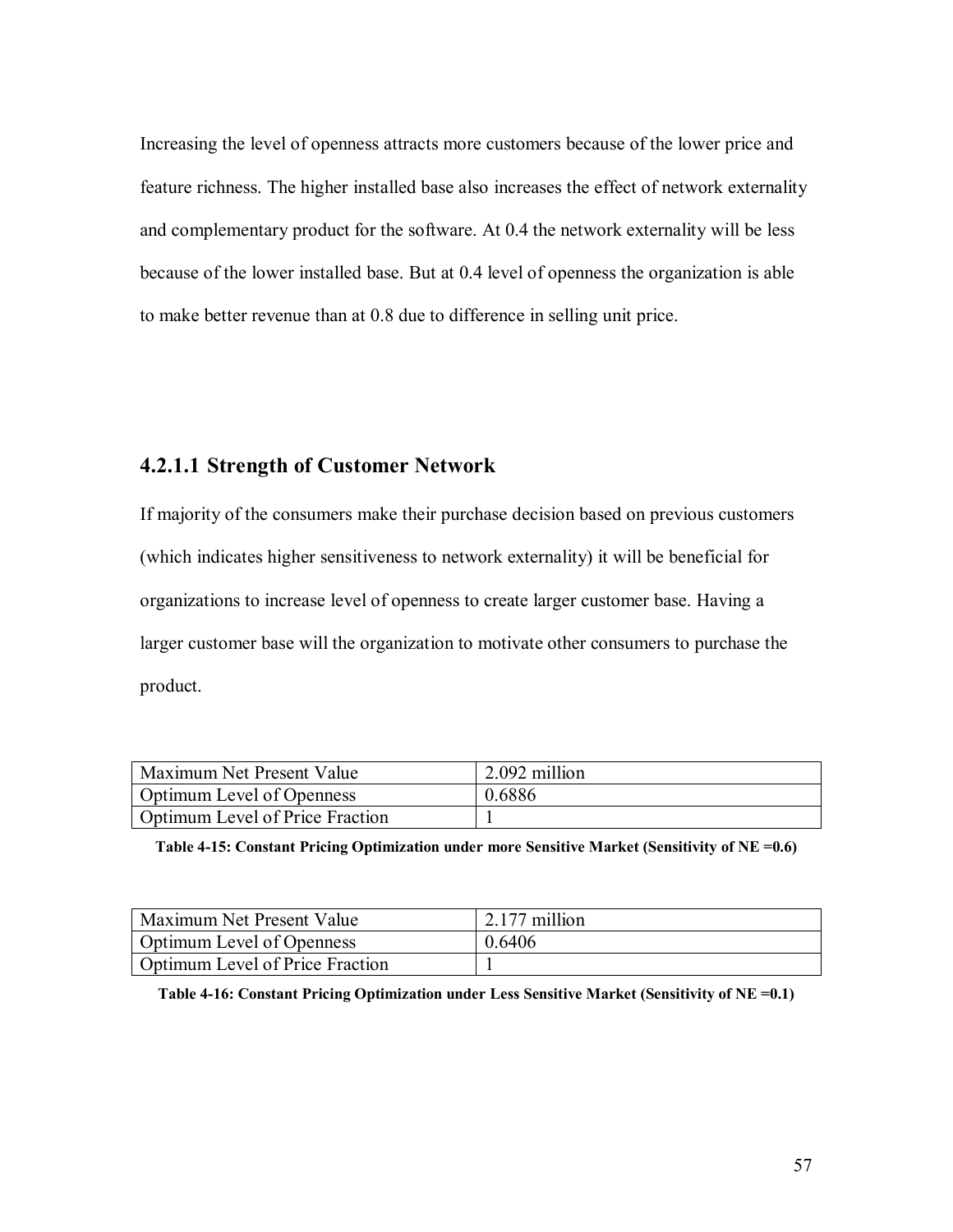Increasing the level of openness attracts more customers because of the lower price and feature richness. The higher installed base also increases the effect of network externality and complementary product for the software. At 0.4 the network externality will be less because of the lower installed base. But at 0.4 level of openness the organization is able to make better revenue than at 0.8 due to difference in selling unit price.

#### 4.2.1.1 Strength of Customer Network

If majority of the consumers make their purchase decision based on previous customers (which indicates higher sensitiveness to network externality) it will be beneficial for organizations to increase level of openness to create larger customer base. Having a larger customer base will the organization to motivate other consumers to purchase the product.

| Maximum Net Present Value | 2.092 million |
|---|---|
| Optimum Level of Openness | 0.6886 |
| Optimum Level of Price Fraction | 1 |

**Table 4-15: Constant Pricing Optimization under more Sensitive Market (Sensitivity of NE =0.6)**

| Maximum Net Present Value | 2.177 million |
|---|---|
| Optimum Level of Openness | 0.6406 |
| Optimum Level of Price Fraction | 1 |

**Table 4-16: Constant Pricing Optimization under Less Sensitive Market (Sensitivity of NE =0.1)**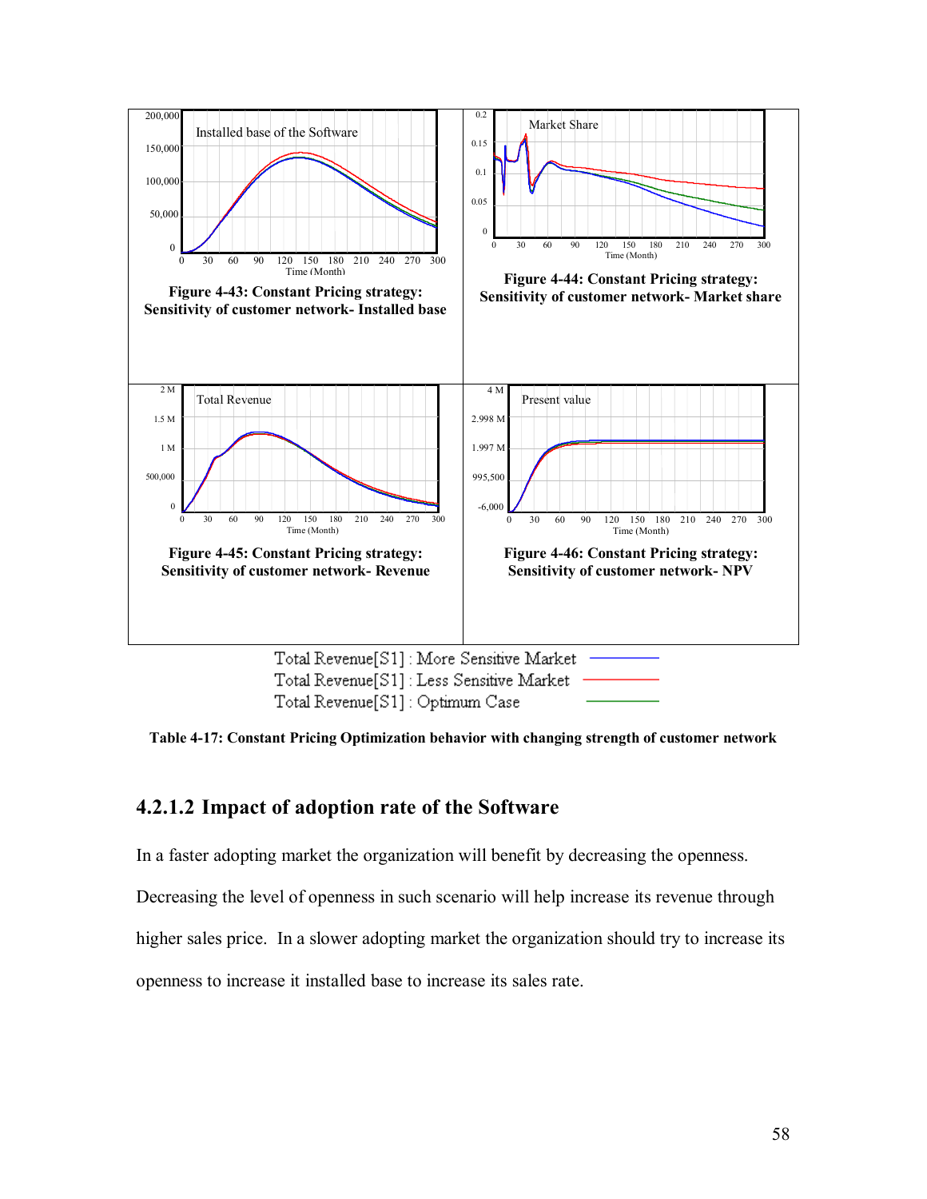Figure 4-43: Constant Pricing strategy: Sensitivity of customer network- Installed base

Figure 4-44: Constant Pricing strategy: Sensitivity of customer network- Market share

Figure 4-45: Constant Pricing strategy: Sensitivity of customer network- Revenue

Figure 4-46: Constant Pricing strategy: Sensitivity of customer network- NPV

Total Revenue[S1] : More Sensitive Market
Total Revenue[S1] : Less Sensitive Market
Total Revenue[S1] : Optimum Case

**Table 4-17: Constant Pricing Optimization behavior with changing strength of customer network**

### 4.2.1.2 Impact of adoption rate of the Software

In a faster adopting market the organization will benefit by decreasing the openness. Decreasing the level of openness in such scenario will help increase its revenue through higher sales price. In a slower adopting market the organization should try to increase its openness to increase it installed base to increase its sales rate.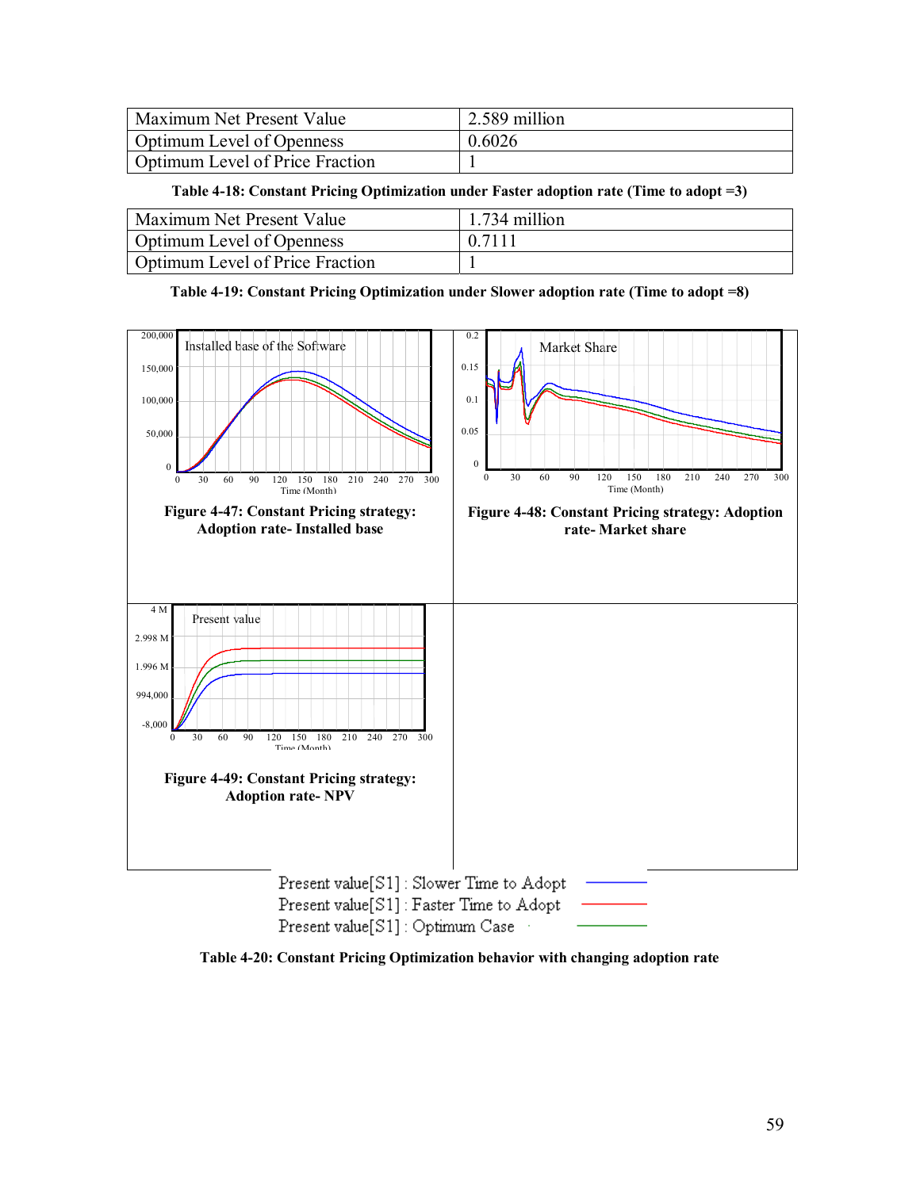| Maximum Net Present Value | 2.589 million |
|---|---|
| Optimum Level of Openness | 0.6026 |
| Optimum Level of Price Fraction | 1 |

**Table 4-18: Constant Pricing Optimization under Faster adoption rate (Time to adopt =3)**

| Maximum Net Present Value | 1.734 million |
|---|---|
| Optimum Level of Openness | 0.7111 |
| Optimum Level of Price Fraction | 1 |

**Table 4-19: Constant Pricing Optimization under Slower adoption rate (Time to adopt =8)**

**Figure 4-47: Constant Pricing strategy: Adoption rate- Installed base**

**Figure 4-48: Constant Pricing strategy: Adoption rate- Market share**

**Figure 4-49: Constant Pricing strategy: Adoption rate- NPV**

Present value[S1] : Slower Time to Adopt
Present value[S1] : Faster Time to Adopt
Present value[S1] : Optimum Case

**Table 4-20: Constant Pricing Optimization behavior with changing adoption rate**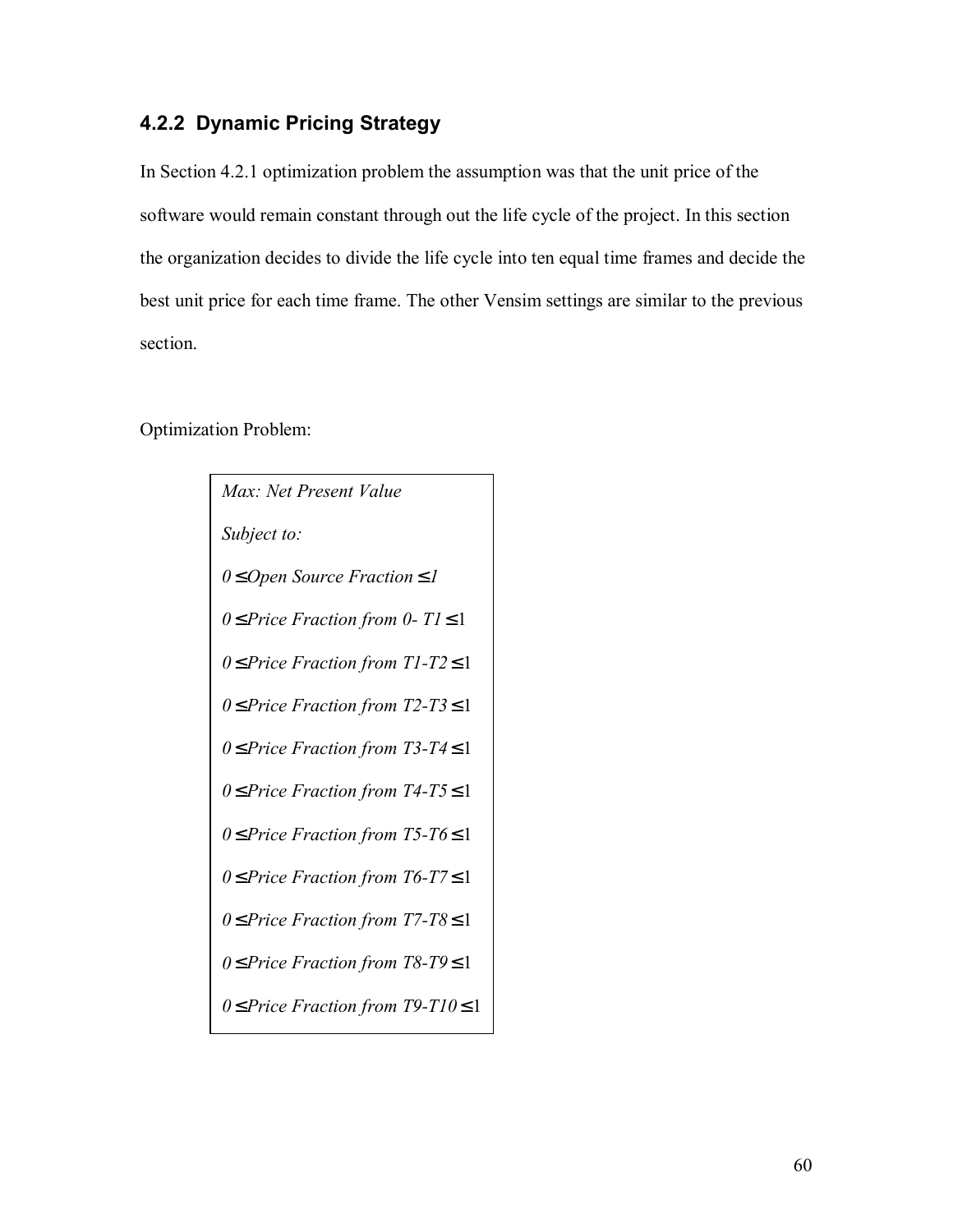### 4.2.2 Dynamic Pricing Strategy

In Section 4.2.1 optimization problem the assumption was that the unit price of the software would remain constant through out the life cycle of the project. In this section the organization decides to divide the life cycle into ten equal time frames and decide the best unit price for each time frame. The other Vensim settings are similar to the previous section.

Optimization Problem:

*Max: Net Present Value*

*Subject to:*

$0 \leq$ *Open Source Fraction* $\leq 1$

$0 \leq$ *Price Fraction from 0- T1* $\leq 1$

$0 \leq$ *Price Fraction from T1-T2* $\leq 1$

$0 \leq$ *Price Fraction from T2-T3* $\leq 1$

$0 \leq$ *Price Fraction from T3-T4* $\leq 1$

$0 \leq$ *Price Fraction from T4-T5* $\leq 1$

$0 \leq$ *Price Fraction from T5-T6* $\leq 1$

$0 \leq$ *Price Fraction from T6-T7* $\leq 1$

$0 \leq$ *Price Fraction from T7-T8* $\leq 1$

$0 \leq$ *Price Fraction from T8-T9* $\leq 1$

$0 \leq$ *Price Fraction from T9-T10* $\leq 1$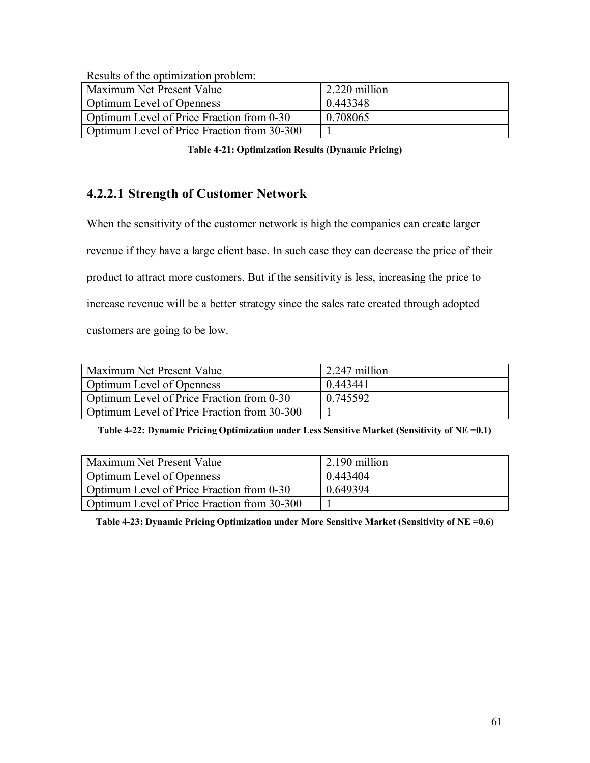Results of the optimization problem:

| | |
|---|---|
| Maximum Net Present Value | 2.220 million |
| Optimum Level of Openness | 0.443348 |
| Optimum Level of Price Fraction from 0-30 | 0.708065 |
| Optimum Level of Price Fraction from 30-300 | 1 |

**Table 4-21: Optimization Results (Dynamic Pricing)**

#### 4.2.2.1 Strength of Customer Network

When the sensitivity of the customer network is high the companies can create larger revenue if they have a large client base. In such case they can decrease the price of their product to attract more customers. But if the sensitivity is less, increasing the price to increase revenue will be a better strategy since the sales rate created through adopted customers are going to be low.

| | |
|---|---|
| Maximum Net Present Value | 2.247 million |
| Optimum Level of Openness | 0.443441 |
| Optimum Level of Price Fraction from 0-30 | 0.745592 |
| Optimum Level of Price Fraction from 30-300 | 1 |

**Table 4-22: Dynamic Pricing Optimization under Less Sensitive Market (Sensitivity of NE =0.1)**

| | |
|---|---|
| Maximum Net Present Value | 2.190 million |
| Optimum Level of Openness | 0.443404 |
| Optimum Level of Price Fraction from 0-30 | 0.649394 |
| Optimum Level of Price Fraction from 30-300 | 1 |

**Table 4-23: Dynamic Pricing Optimization under More Sensitive Market (Sensitivity of NE =0.6)**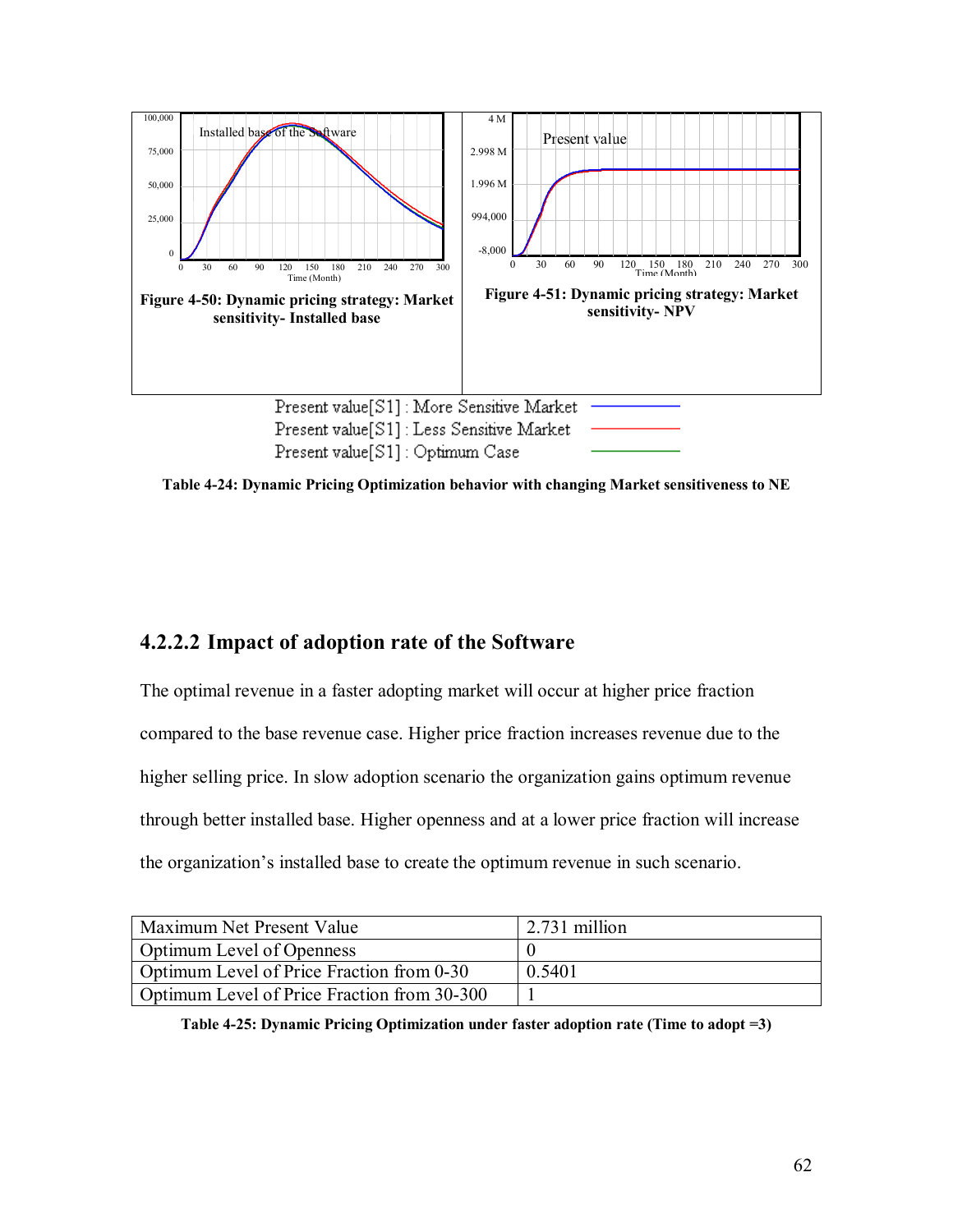Figure 4-50: Dynamic pricing strategy: Market sensitivity- Installed base

Figure 4-51: Dynamic pricing strategy: Market sensitivity- NPV

Present value[S1] : More Sensitive Market
Present value[S1] : Less Sensitive Market
Present value[S1] : Optimum Case

**Table 4-24: Dynamic Pricing Optimization behavior with changing Market sensitiveness to NE**

### 4.2.2.2 Impact of adoption rate of the Software

The optimal revenue in a faster adopting market will occur at higher price fraction compared to the base revenue case. Higher price fraction increases revenue due to the higher selling price. In slow adoption scenario the organization gains optimum revenue through better installed base. Higher openness and at a lower price fraction will increase the organization's installed base to create the optimum revenue in such scenario.

| Maximum Net Present Value | 2.731 million |
|---|---|
| Optimum Level of Openness | 0 |
| Optimum Level of Price Fraction from 0-30 | 0.5401 |
| Optimum Level of Price Fraction from 30-300 | 1 |

**Table 4-25: Dynamic Pricing Optimization under faster adoption rate (Time to adopt =3)**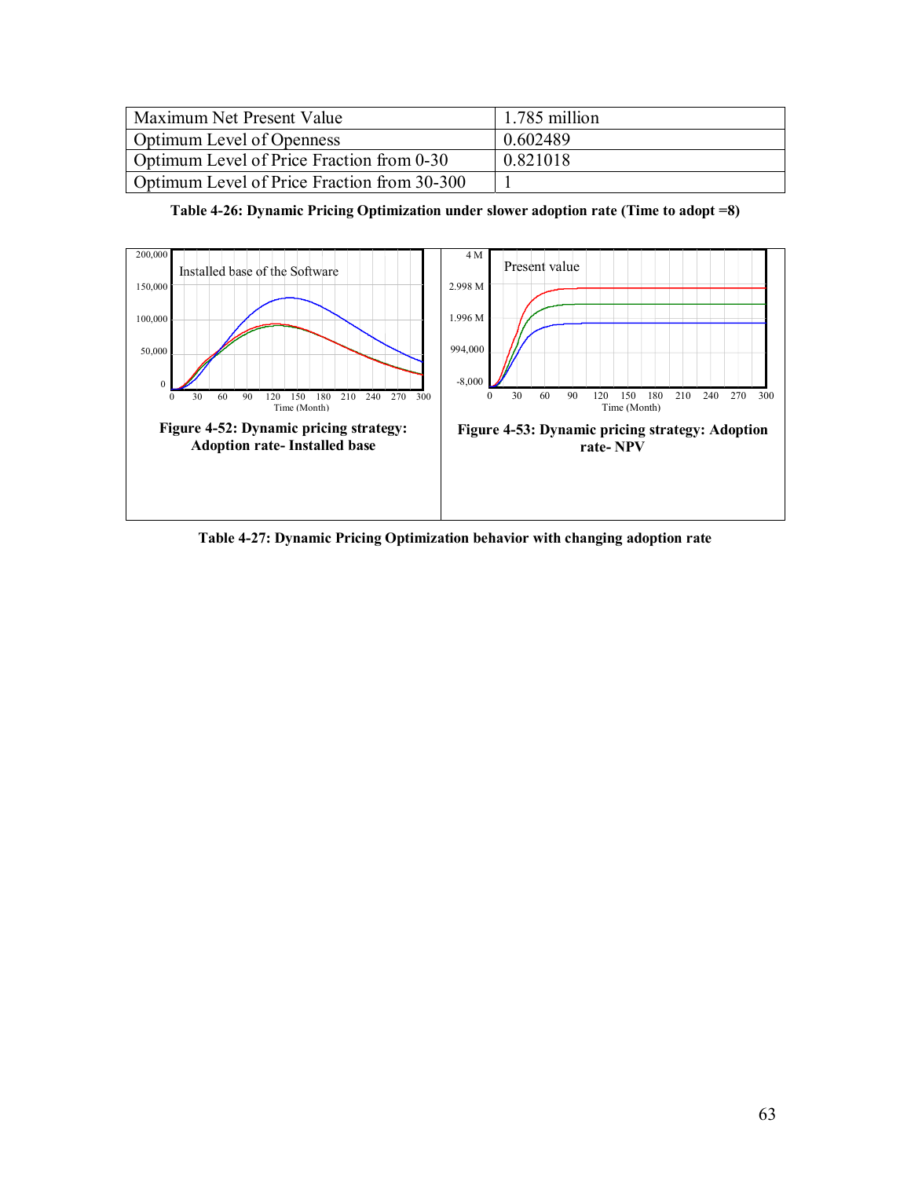| Maximum Net Present Value | 1.785 million |
|---|---|
| Optimum Level of Openness | 0.602489 |
| Optimum Level of Price Fraction from 0-30 | 0.821018 |
| Optimum Level of Price Fraction from 30-300 | 1 |

**Table 4-26: Dynamic Pricing Optimization under slower adoption rate (Time to adopt =8)**

**Figure 4-52: Dynamic pricing strategy: Adoption rate- Installed base**

**Figure 4-53: Dynamic pricing strategy: Adoption rate- NPV**

**Table 4-27: Dynamic Pricing Optimization behavior with changing adoption rate**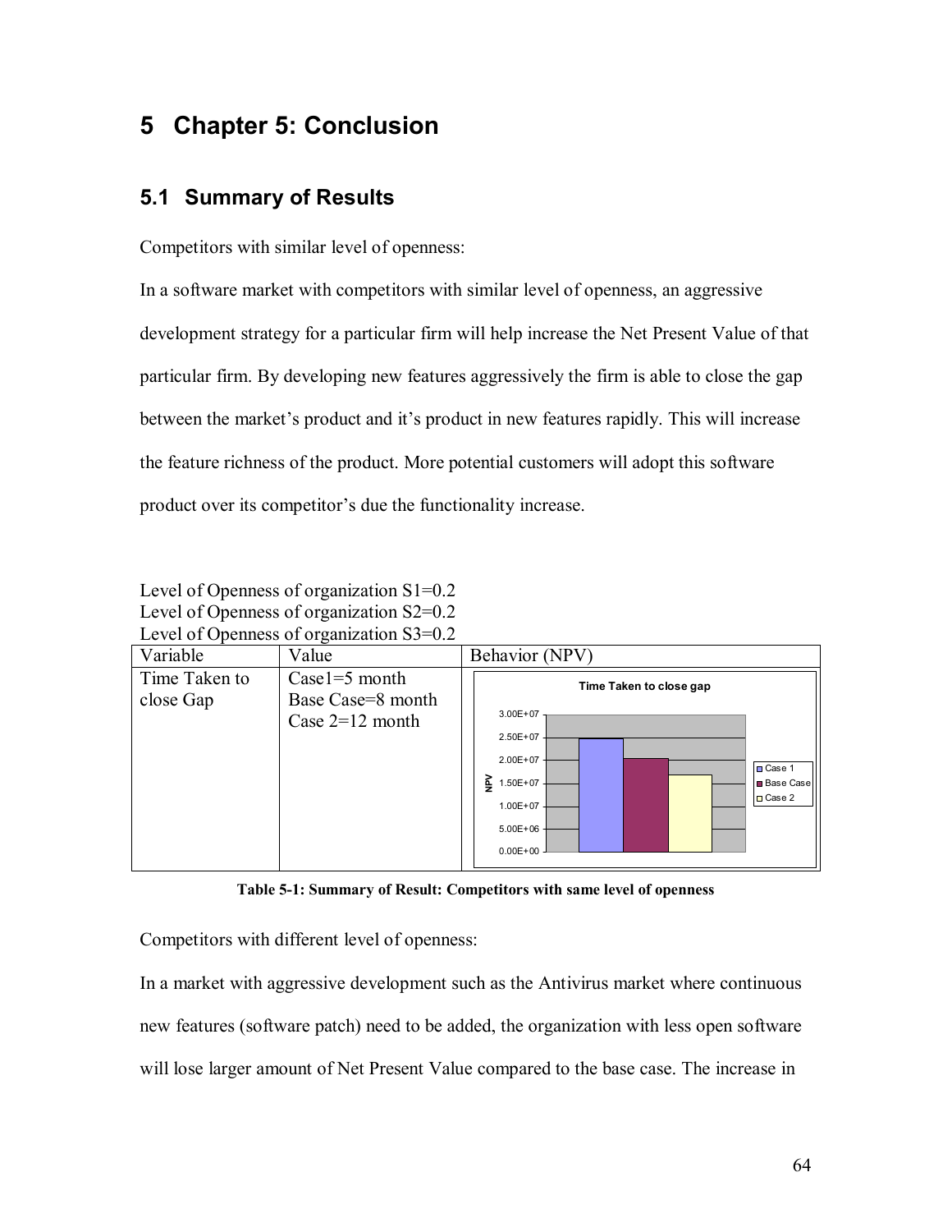# 5 Chapter 5: Conclusion

## 5.1 Summary of Results

Competitors with similar level of openness:

In a software market with competitors with similar level of openness, an aggressive development strategy for a particular firm will help increase the Net Present Value of that particular firm. By developing new features aggressively the firm is able to close the gap between the market's product and it's product in new features rapidly. This will increase the feature richness of the product. More potential customers will adopt this software product over its competitor's due the functionality increase.

Level of Openness of organization S1=0.2
Level of Openness of organization S2=0.2
Level of Openness of organization S3=0.2

| Variable | Value | Behavior (NPV) |
|---|---|---|
| Time Taken to close Gap | Case1=5 month<br>Base Case=8 month<br>Case 2=12 month | Time Taken to close gap (bar chart of NPV: Case 1, Base Case, Case 2) |

**Table 5-1: Summary of Result: Competitors with same level of openness**

Competitors with different level of openness:

In a market with aggressive development such as the Antivirus market where continuous new features (software patch) need to be added, the organization with less open software will lose larger amount of Net Present Value compared to the base case. The increase in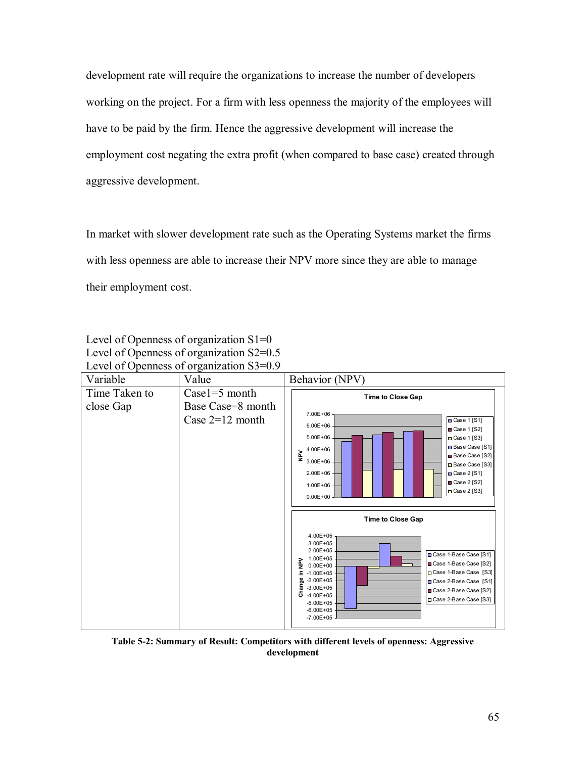development rate will require the organizations to increase the number of developers working on the project. For a firm with less openness the majority of the employees will have to be paid by the firm. Hence the aggressive development will increase the employment cost negating the extra profit (when compared to base case) created through aggressive development.

In market with slower development rate such as the Operating Systems market the firms with less openness are able to increase their NPV more since they are able to manage their employment cost.

Level of Openness of organization S1=0
Level of Openness of organization S2=0.5
Level of Openness of organization S3=0.9

| Variable | Value | Behavior (NPV) |
|---|---|---|
| Time Taken to close Gap | Case1=5 month<br>Base Case=8 month<br>Case 2=12 month | |

**Table 5-2: Summary of Result: Competitors with different levels of openness: Aggressive development**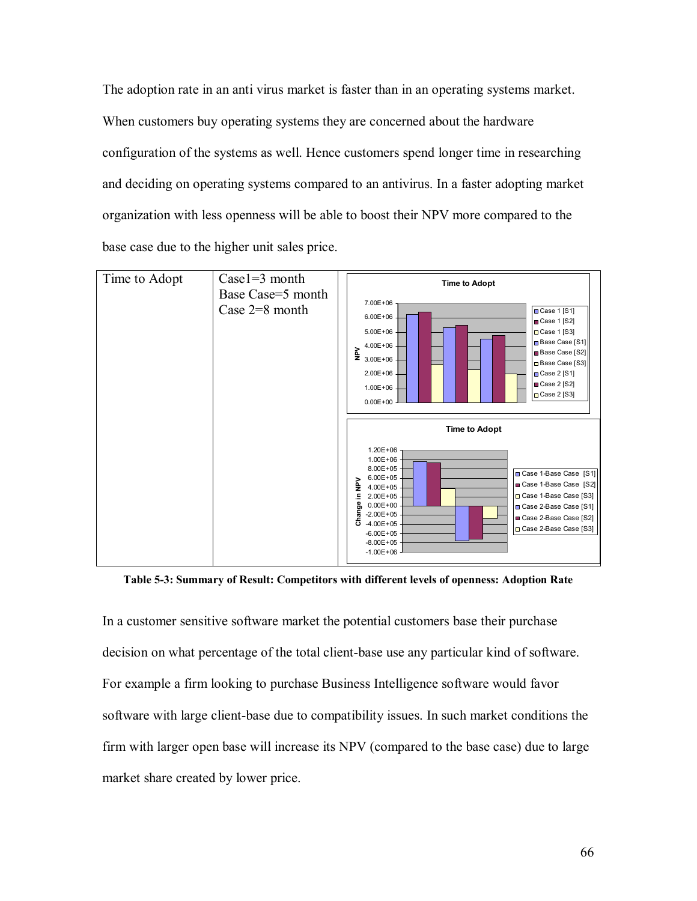The adoption rate in an anti virus market is faster than in an operating systems market. When customers buy operating systems they are concerned about the hardware configuration of the systems as well. Hence customers spend longer time in researching and deciding on operating systems compared to an antivirus. In a faster adopting market organization with less openness will be able to boost their NPV more compared to the base case due to the higher unit sales price.

| Time to Adopt | Case1=3 month<br>Base Case=5 month<br>Case 2=8 month | |
|---|---|---|

**Table 5-3: Summary of Result: Competitors with different levels of openness: Adoption Rate**

In a customer sensitive software market the potential customers base their purchase decision on what percentage of the total client-base use any particular kind of software. For example a firm looking to purchase Business Intelligence software would favor software with large client-base due to compatibility issues. In such market conditions the firm with larger open base will increase its NPV (compared to the base case) due to large market share created by lower price.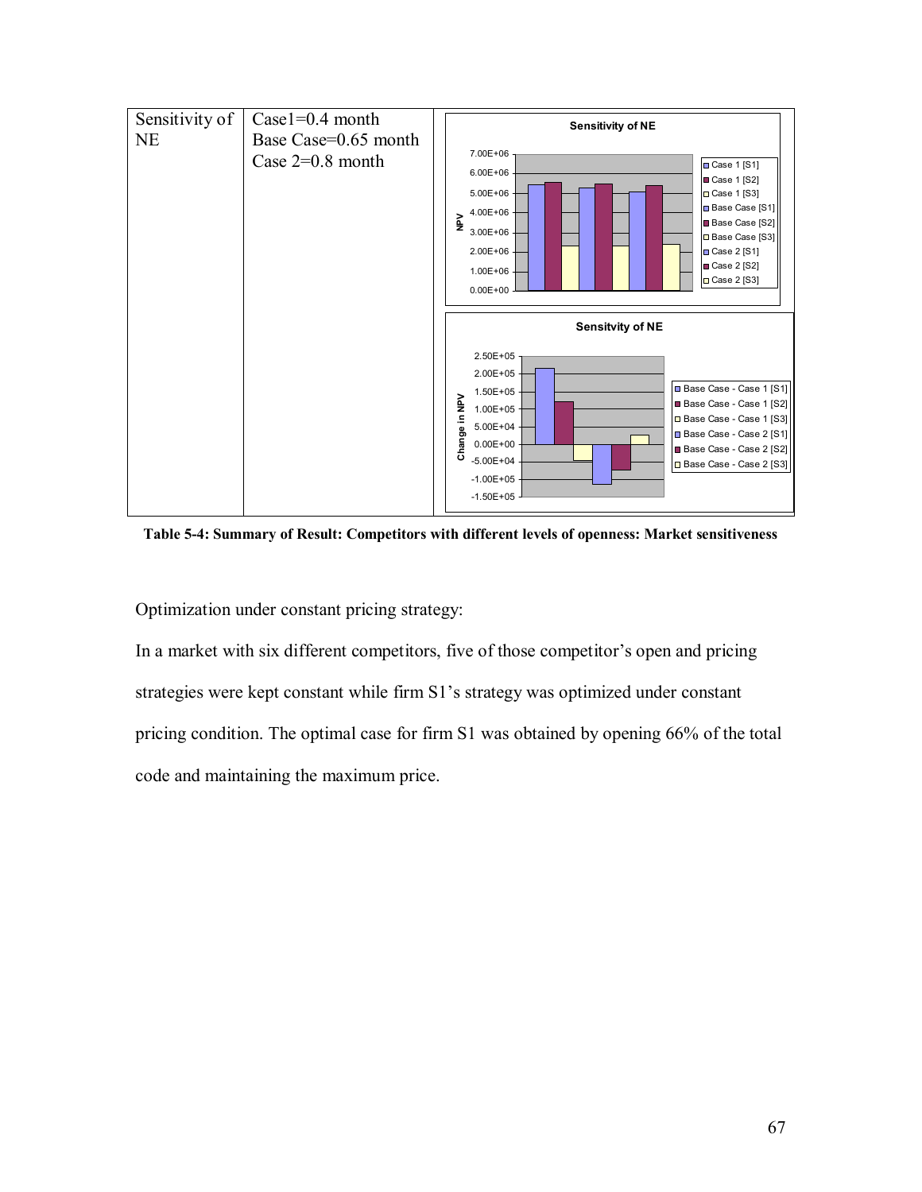| Sensitivity of NE | Case1=0.4 month<br>Base Case=0.65 month<br>Case 2=0.8 month | |
|---|---|---|

**Table 5-4: Summary of Result: Competitors with different levels of openness: Market sensitiveness**

Optimization under constant pricing strategy:

In a market with six different competitors, five of those competitor's open and pricing strategies were kept constant while firm S1's strategy was optimized under constant pricing condition. The optimal case for firm S1 was obtained by opening 66% of the total code and maintaining the maximum price.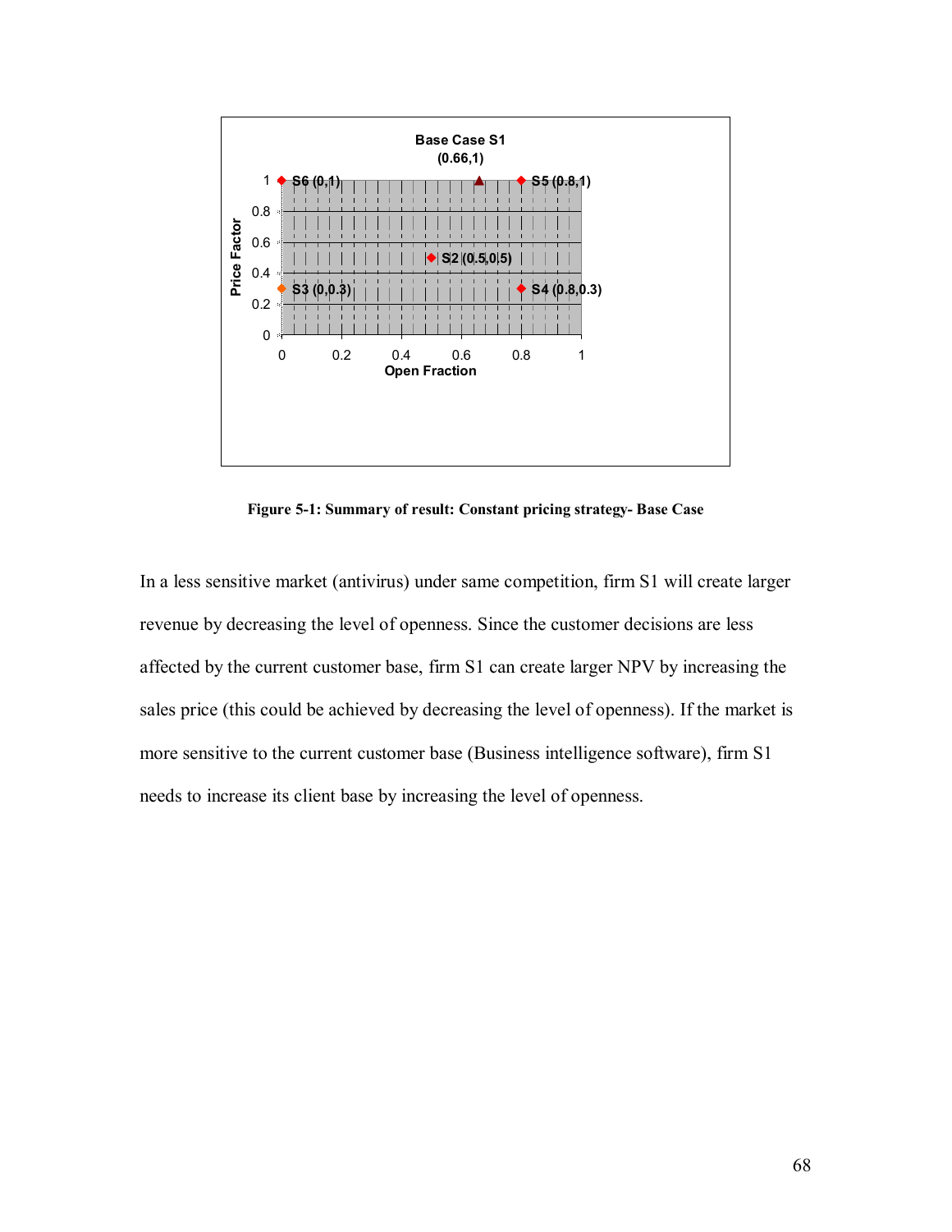Base Case S1
(0.66,1)

S6 (0,1)
S5 (0.8,1)
S2 (0.5,0.5)
S3 (0,0.3)
S4 (0.8,0.3)

Price Factor

Open Fraction

**Figure 5-1: Summary of result: Constant pricing strategy- Base Case**

In a less sensitive market (antivirus) under same competition, firm S1 will create larger revenue by decreasing the level of openness. Since the customer decisions are less affected by the current customer base, firm S1 can create larger NPV by increasing the sales price (this could be achieved by decreasing the level of openness). If the market is more sensitive to the current customer base (Business intelligence software), firm S1 needs to increase its client base by increasing the level of openness.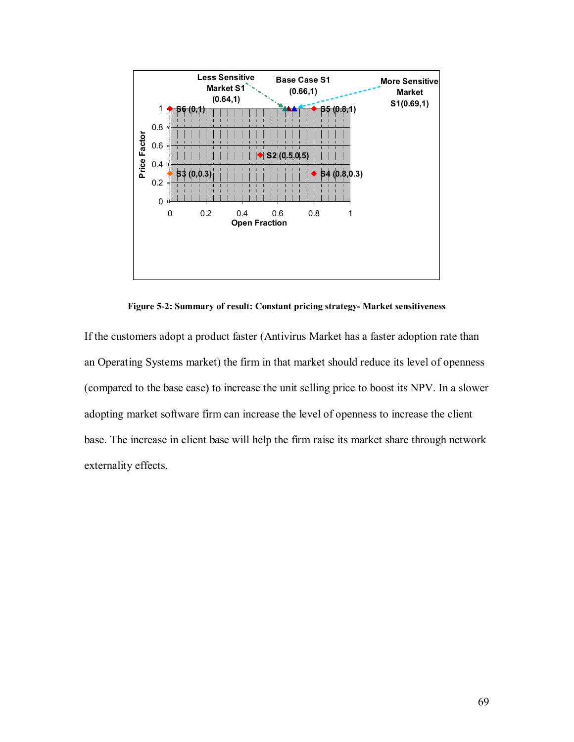Figure 5-2: Summary of result: Constant pricing strategy- Market sensitiveness

If the customers adopt a product faster (Antivirus Market has a faster adoption rate than an Operating Systems market) the firm in that market should reduce its level of openness (compared to the base case) to increase the unit selling price to boost its NPV. In a slower adopting market software firm can increase the level of openness to increase the client base. The increase in client base will help the firm raise its market share through network externality effects.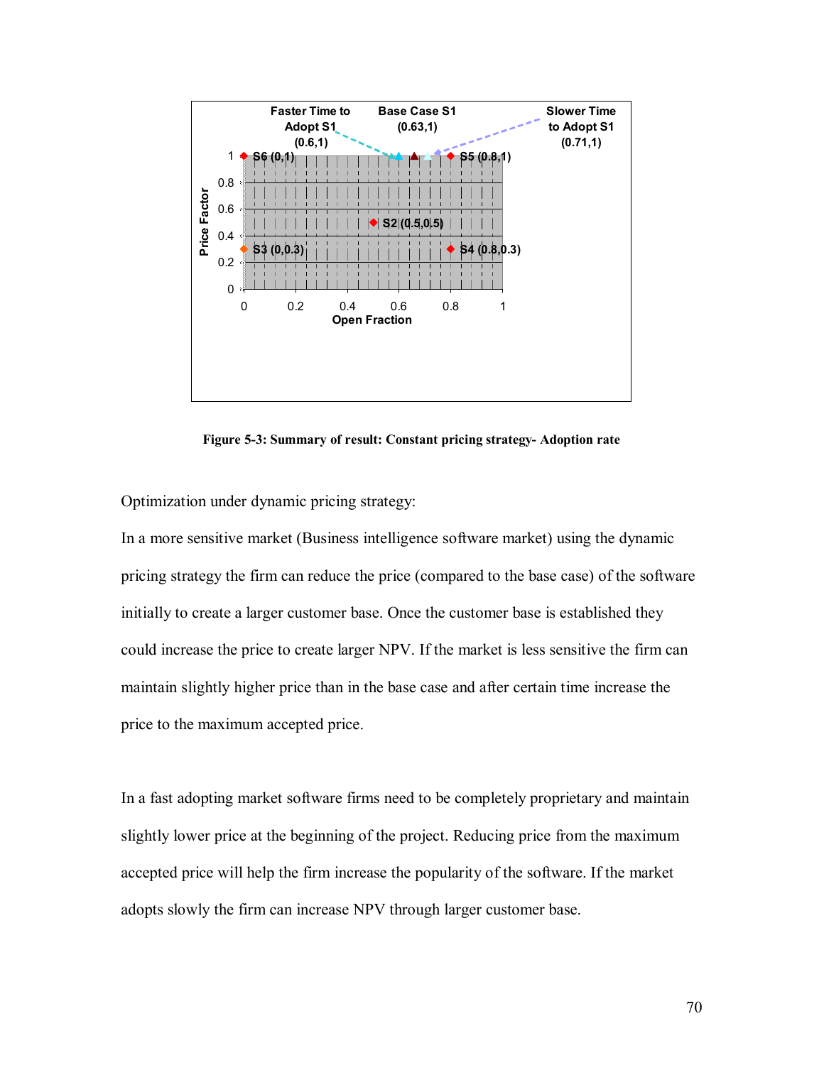Faster Time to Adopt S1 (0.6,1)

Base Case S1 (0.63,1)

Slower Time to Adopt S1 (0.71,1)

S6 (0,1)

S5 (0.8,1)

S2 (0.5,0.5)

S3 (0,0.3)

S4 (0.8,0.3)

Price Factor

Open Fraction

**Figure 5-3: Summary of result: Constant pricing strategy- Adoption rate**

Optimization under dynamic pricing strategy:

In a more sensitive market (Business intelligence software market) using the dynamic pricing strategy the firm can reduce the price (compared to the base case) of the software initially to create a larger customer base. Once the customer base is established they could increase the price to create larger NPV. If the market is less sensitive the firm can maintain slightly higher price than in the base case and after certain time increase the price to the maximum accepted price.

In a fast adopting market software firms need to be completely proprietary and maintain slightly lower price at the beginning of the project. Reducing price from the maximum accepted price will help the firm increase the popularity of the software. If the market adopts slowly the firm can increase NPV through larger customer base.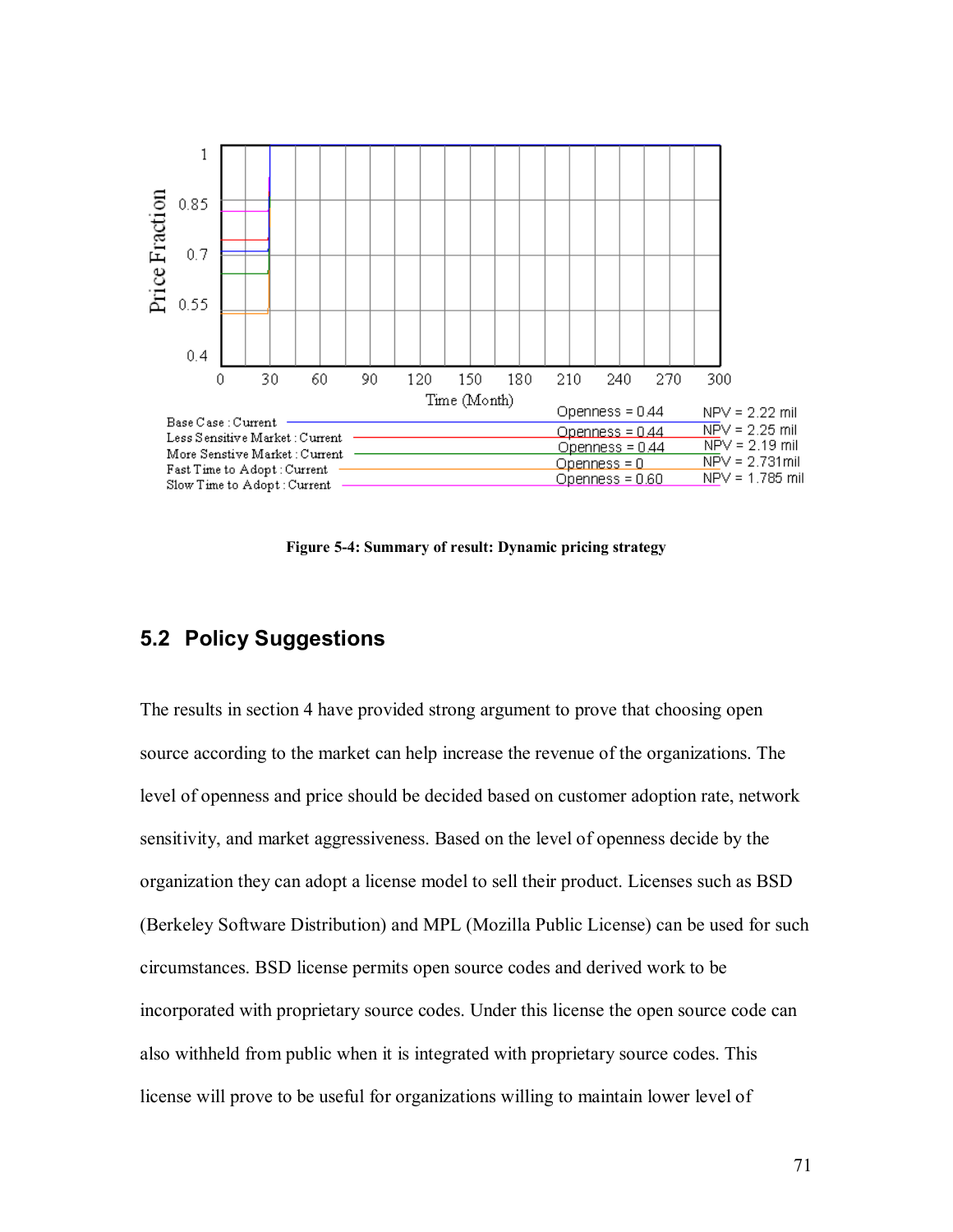| Series | Openness | NPV |
| --- | --- | --- |
| Base Case : Current | Openness = 0.44 | NPV = 2.22 mil |
| Less Sensitive Market : Current | Openness = 0.44 | NPV = 2.25 mil |
| More Senstive Market : Current | Openness = 0.44 | NPV = 2.19 mil |
| Fast Time to Adopt : Current | Openness = 0 | NPV = 2.731mil |
| Slow Time to Adopt : Current | Openness = 0.60 | NPV = 1.785 mil |

**Figure 5-4: Summary of result: Dynamic pricing strategy**

## 5.2 Policy Suggestions

The results in section 4 have provided strong argument to prove that choosing open source according to the market can help increase the revenue of the organizations. The level of openness and price should be decided based on customer adoption rate, network sensitivity, and market aggressiveness. Based on the level of openness decide by the organization they can adopt a license model to sell their product. Licenses such as BSD (Berkeley Software Distribution) and MPL (Mozilla Public License) can be used for such circumstances. BSD license permits open source codes and derived work to be incorporated with proprietary source codes. Under this license the open source code can also withheld from public when it is integrated with proprietary source codes. This license will prove to be useful for organizations willing to maintain lower level of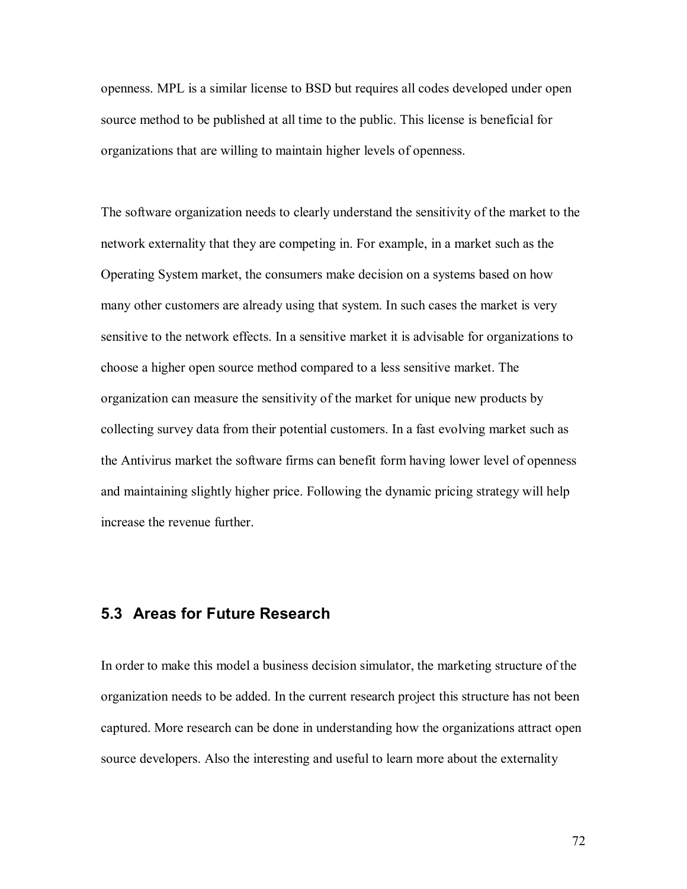openness. MPL is a similar license to BSD but requires all codes developed under open source method to be published at all time to the public. This license is beneficial for organizations that are willing to maintain higher levels of openness.

The software organization needs to clearly understand the sensitivity of the market to the network externality that they are competing in. For example, in a market such as the Operating System market, the consumers make decision on a systems based on how many other customers are already using that system. In such cases the market is very sensitive to the network effects. In a sensitive market it is advisable for organizations to choose a higher open source method compared to a less sensitive market. The organization can measure the sensitivity of the market for unique new products by collecting survey data from their potential customers. In a fast evolving market such as the Antivirus market the software firms can benefit form having lower level of openness and maintaining slightly higher price. Following the dynamic pricing strategy will help increase the revenue further.

## 5.3 Areas for Future Research

In order to make this model a business decision simulator, the marketing structure of the organization needs to be added. In the current research project this structure has not been captured. More research can be done in understanding how the organizations attract open source developers. Also the interesting and useful to learn more about the externality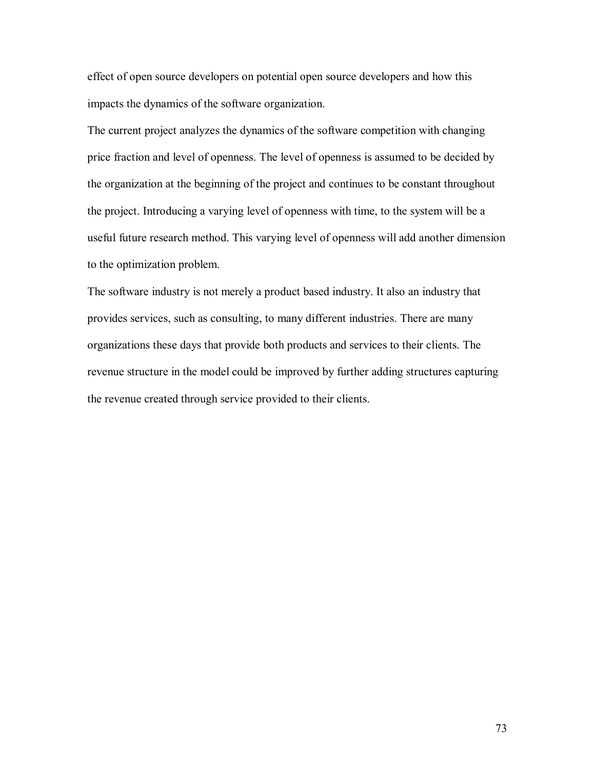effect of open source developers on potential open source developers and how this impacts the dynamics of the software organization.

The current project analyzes the dynamics of the software competition with changing price fraction and level of openness. The level of openness is assumed to be decided by the organization at the beginning of the project and continues to be constant throughout the project. Introducing a varying level of openness with time, to the system will be a useful future research method. This varying level of openness will add another dimension to the optimization problem.

The software industry is not merely a product based industry. It also an industry that provides services, such as consulting, to many different industries. There are many organizations these days that provide both products and services to their clients. The revenue structure in the model could be improved by further adding structures capturing the revenue created through service provided to their clients.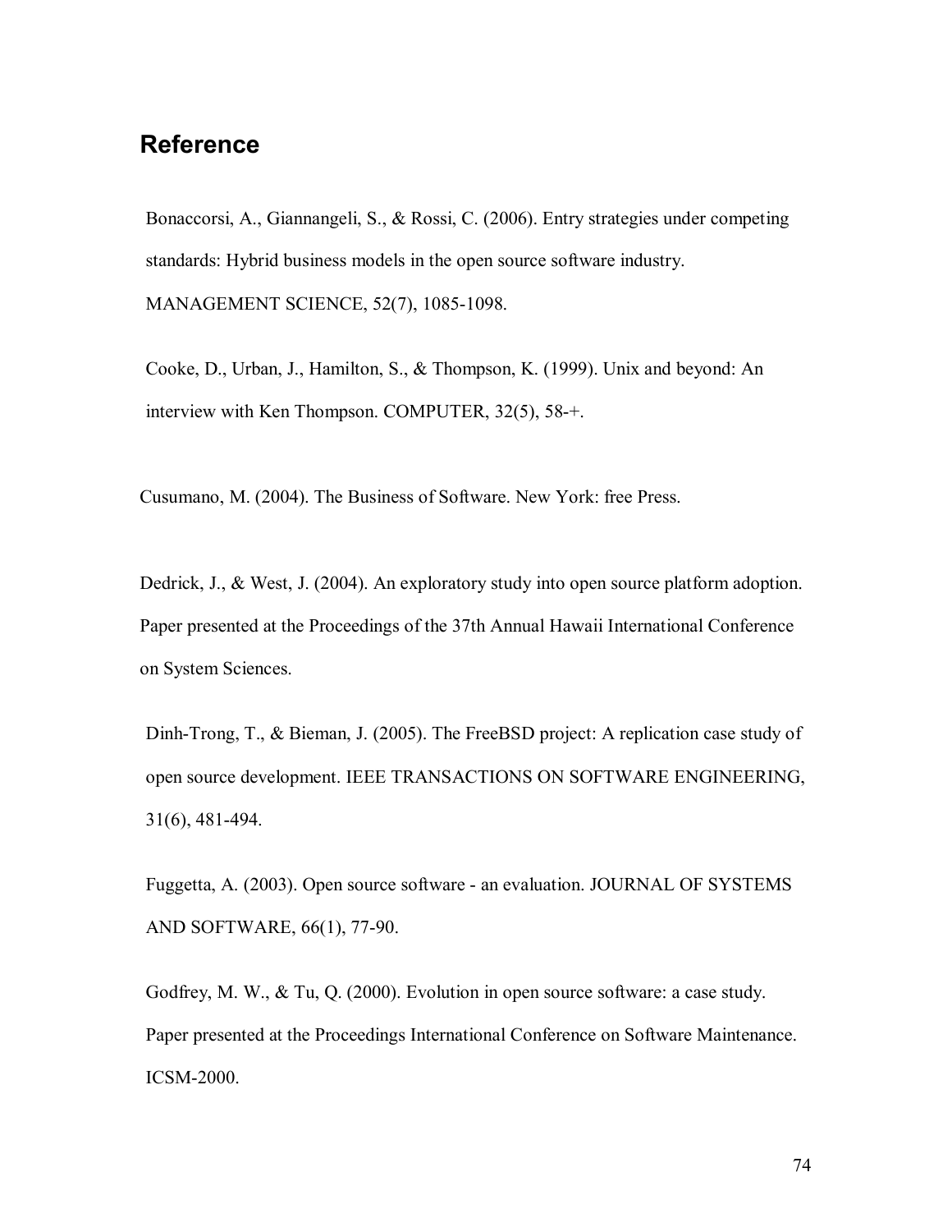## Reference

Bonaccorsi, A., Giannangeli, S., & Rossi, C. (2006). Entry strategies under competing standards: Hybrid business models in the open source software industry. MANAGEMENT SCIENCE, 52(7), 1085-1098.

Cooke, D., Urban, J., Hamilton, S., & Thompson, K. (1999). Unix and beyond: An interview with Ken Thompson. COMPUTER, 32(5), 58-+.

Cusumano, M. (2004). The Business of Software. New York: free Press.

Dedrick, J., & West, J. (2004). An exploratory study into open source platform adoption. Paper presented at the Proceedings of the 37th Annual Hawaii International Conference on System Sciences.

Dinh-Trong, T., & Bieman, J. (2005). The FreeBSD project: A replication case study of open source development. IEEE TRANSACTIONS ON SOFTWARE ENGINEERING, 31(6), 481-494.

Fuggetta, A. (2003). Open source software - an evaluation. JOURNAL OF SYSTEMS AND SOFTWARE, 66(1), 77-90.

Godfrey, M. W., & Tu, Q. (2000). Evolution in open source software: a case study. Paper presented at the Proceedings International Conference on Software Maintenance. ICSM-2000.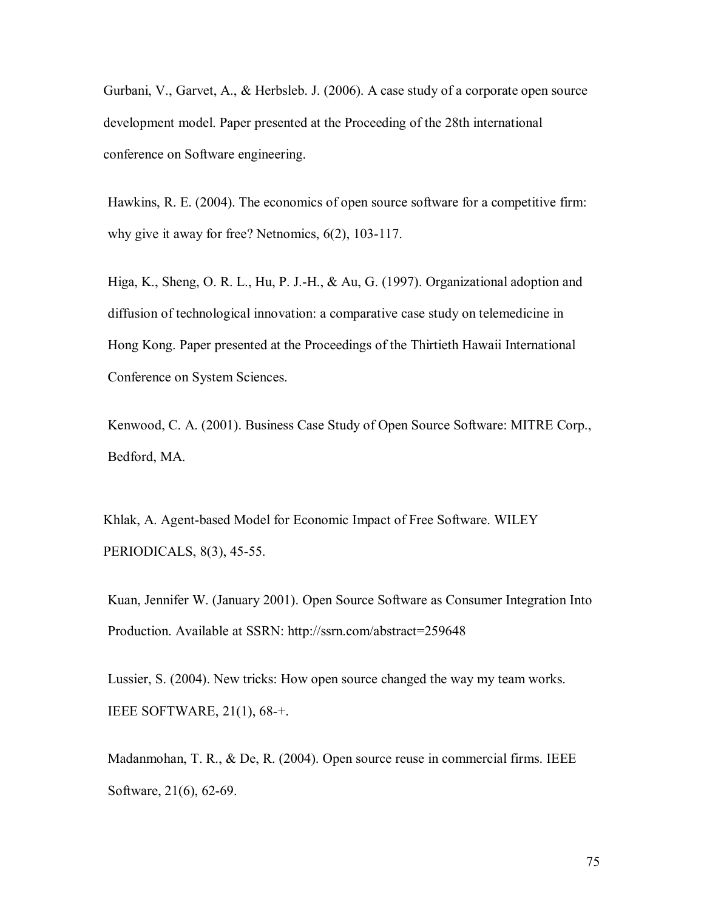Gurbani, V., Garvet, A., & Herbsleb. J. (2006). A case study of a corporate open source development model. Paper presented at the Proceeding of the 28th international conference on Software engineering.

Hawkins, R. E. (2004). The economics of open source software for a competitive firm: why give it away for free? Netnomics, 6(2), 103-117.

Higa, K., Sheng, O. R. L., Hu, P. J.-H., & Au, G. (1997). Organizational adoption and diffusion of technological innovation: a comparative case study on telemedicine in Hong Kong. Paper presented at the Proceedings of the Thirtieth Hawaii International Conference on System Sciences.

Kenwood, C. A. (2001). Business Case Study of Open Source Software: MITRE Corp., Bedford, MA.

Khlak, A. Agent-based Model for Economic Impact of Free Software. WILEY PERIODICALS, 8(3), 45-55.

Kuan, Jennifer W. (January 2001). Open Source Software as Consumer Integration Into Production. Available at SSRN: http://ssrn.com/abstract=259648

Lussier, S. (2004). New tricks: How open source changed the way my team works. IEEE SOFTWARE, 21(1), 68-+.

Madanmohan, T. R., & De, R. (2004). Open source reuse in commercial firms. IEEE Software, 21(6), 62-69.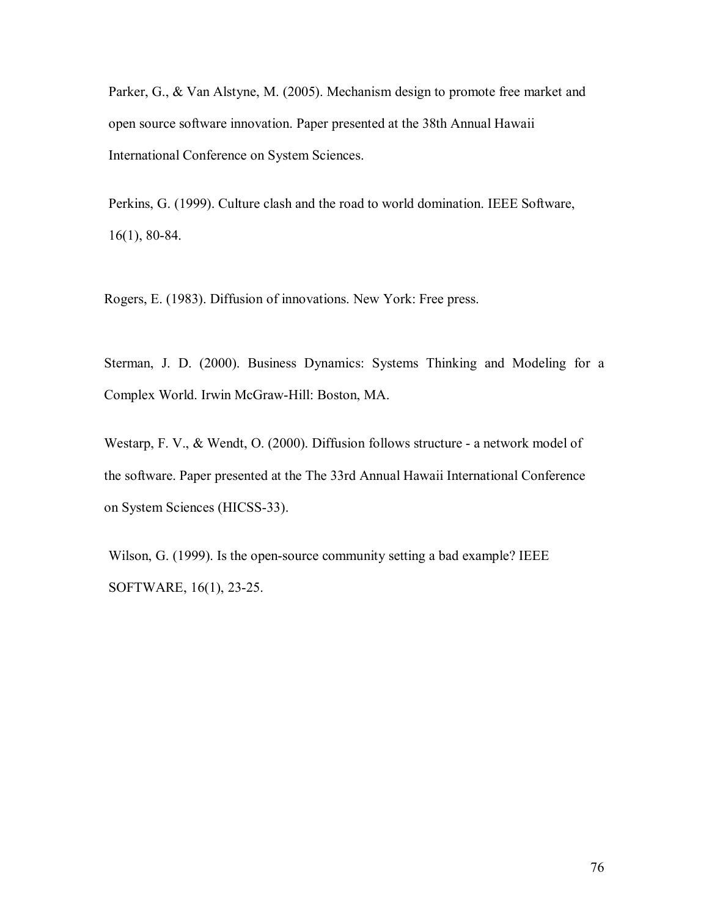Parker, G., & Van Alstyne, M. (2005). Mechanism design to promote free market and open source software innovation. Paper presented at the 38th Annual Hawaii International Conference on System Sciences.

Perkins, G. (1999). Culture clash and the road to world domination. IEEE Software, 16(1), 80-84.

Rogers, E. (1983). Diffusion of innovations. New York: Free press.

Sterman, J. D. (2000). Business Dynamics: Systems Thinking and Modeling for a Complex World. Irwin McGraw-Hill: Boston, MA.

Westarp, F. V., & Wendt, O. (2000). Diffusion follows structure - a network model of the software. Paper presented at the The 33rd Annual Hawaii International Conference on System Sciences (HICSS-33).

Wilson, G. (1999). Is the open-source community setting a bad example? IEEE SOFTWARE, 16(1), 23-25.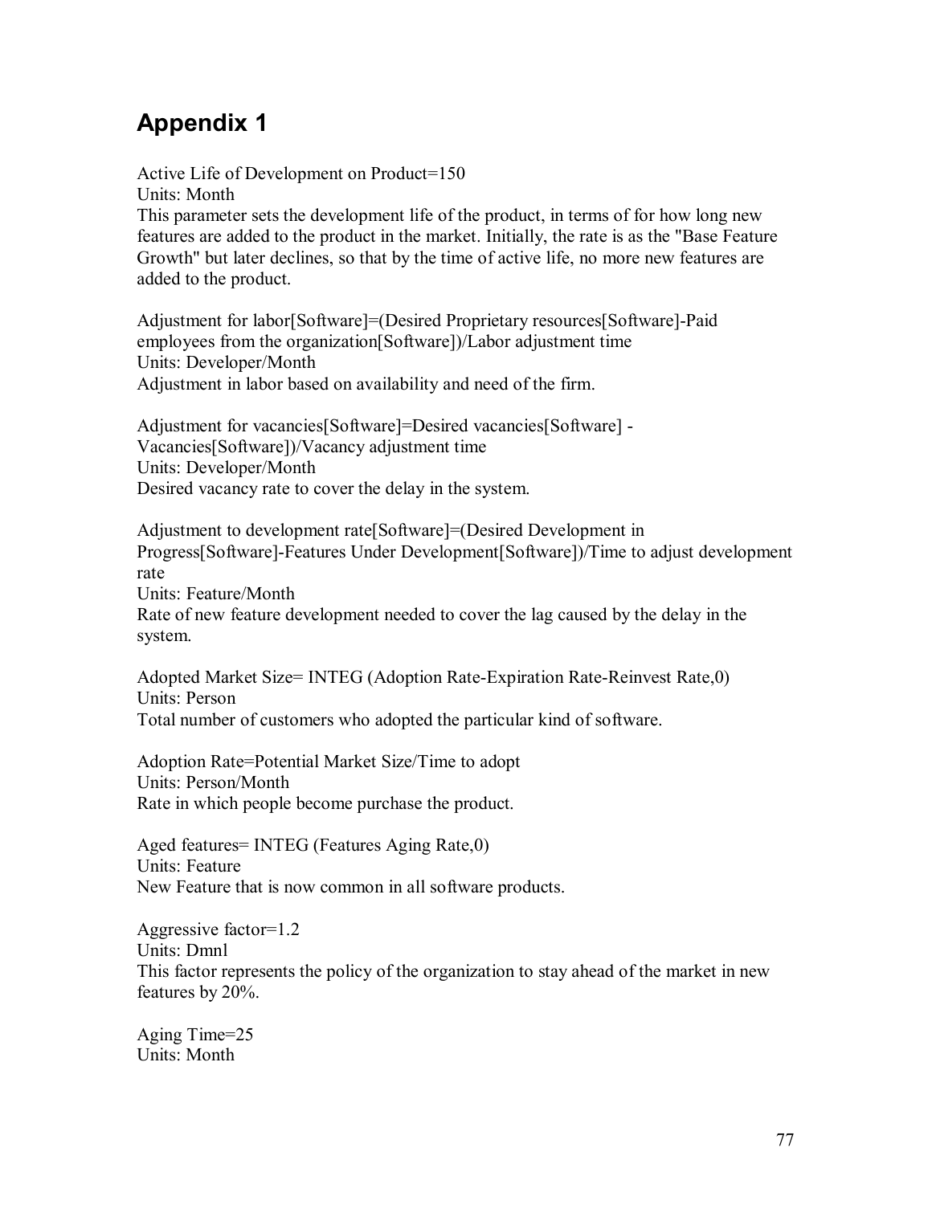# Appendix 1

Active Life of Development on Product=150
Units: Month
This parameter sets the development life of the product, in terms of for how long new features are added to the product in the market. Initially, the rate is as the "Base Feature Growth" but later declines, so that by the time of active life, no more new features are added to the product.

Adjustment for labor[Software]=(Desired Proprietary resources[Software]-Paid employees from the organization[Software])/Labor adjustment time
Units: Developer/Month
Adjustment in labor based on availability and need of the firm.

Adjustment for vacancies[Software]=Desired vacancies[Software] - Vacancies[Software])/Vacancy adjustment time
Units: Developer/Month
Desired vacancy rate to cover the delay in the system.

Adjustment to development rate[Software]=(Desired Development in Progress[Software]-Features Under Development[Software])/Time to adjust development rate
Units: Feature/Month
Rate of new feature development needed to cover the lag caused by the delay in the system.

Adopted Market Size= INTEG (Adoption Rate-Expiration Rate-Reinvest Rate,0)
Units: Person
Total number of customers who adopted the particular kind of software.

Adoption Rate=Potential Market Size/Time to adopt
Units: Person/Month
Rate in which people become purchase the product.

Aged features= INTEG (Features Aging Rate,0)
Units: Feature
New Feature that is now common in all software products.

Aggressive factor=1.2
Units: Dmnl
This factor represents the policy of the organization to stay ahead of the market in new features by 20%.

Aging Time=25
Units: Month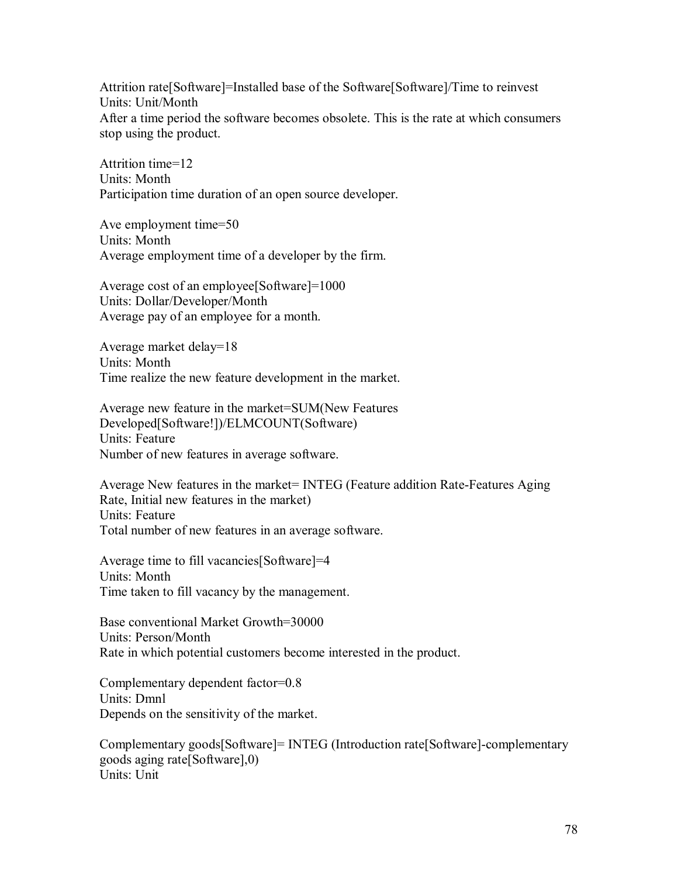Attrition rate[Software]=Installed base of the Software[Software]/Time to reinvest
Units: Unit/Month
After a time period the software becomes obsolete. This is the rate at which consumers stop using the product.

Attrition time=12
Units: Month
Participation time duration of an open source developer.

Ave employment time=50
Units: Month
Average employment time of a developer by the firm.

Average cost of an employee[Software]=1000
Units: Dollar/Developer/Month
Average pay of an employee for a month.

Average market delay=18
Units: Month
Time realize the new feature development in the market.

Average new feature in the market=SUM(New Features Developed[Software!])/ELMCOUNT(Software)
Units: Feature
Number of new features in average software.

Average New features in the market= INTEG (Feature addition Rate-Features Aging Rate, Initial new features in the market)
Units: Feature
Total number of new features in an average software.

Average time to fill vacancies[Software]=4
Units: Month
Time taken to fill vacancy by the management.

Base conventional Market Growth=30000
Units: Person/Month
Rate in which potential customers become interested in the product.

Complementary dependent factor=0.8
Units: Dmnl
Depends on the sensitivity of the market.

Complementary goods[Software]= INTEG (Introduction rate[Software]-complementary goods aging rate[Software],0)
Units: Unit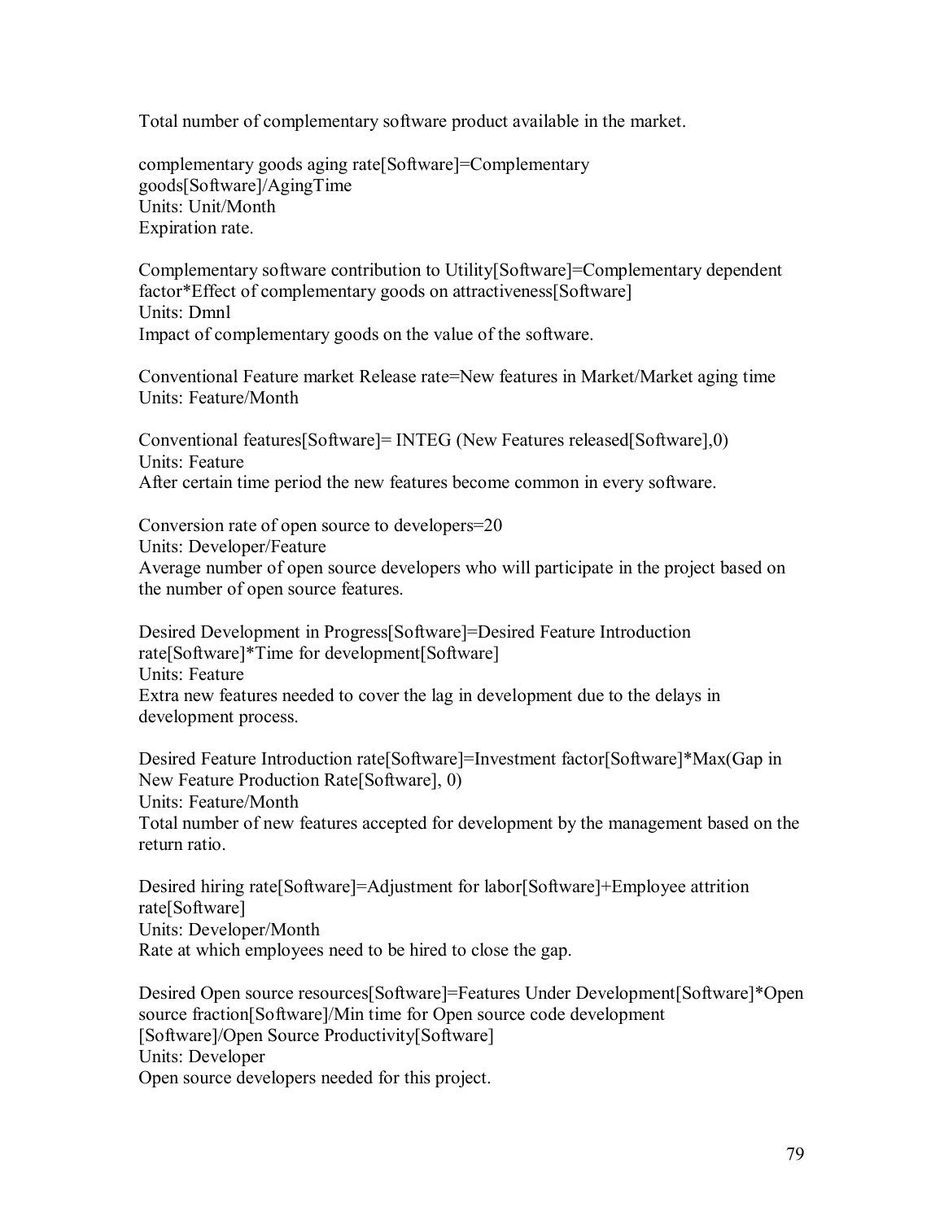Total number of complementary software product available in the market.

complementary goods aging rate[Software]=Complementary goods[Software]/AgingTime
Units: Unit/Month
Expiration rate.

Complementary software contribution to Utility[Software]=Complementary dependent factor*Effect of complementary goods on attractiveness[Software]
Units: Dmnl
Impact of complementary goods on the value of the software.

Conventional Feature market Release rate=New features in Market/Market aging time
Units: Feature/Month

Conventional features[Software]= INTEG (New Features released[Software],0)
Units: Feature
After certain time period the new features become common in every software.

Conversion rate of open source to developers=20
Units: Developer/Feature
Average number of open source developers who will participate in the project based on the number of open source features.

Desired Development in Progress[Software]=Desired Feature Introduction rate[Software]*Time for development[Software]
Units: Feature
Extra new features needed to cover the lag in development due to the delays in development process.

Desired Feature Introduction rate[Software]=Investment factor[Software]*Max(Gap in New Feature Production Rate[Software], 0)
Units: Feature/Month
Total number of new features accepted for development by the management based on the return ratio.

Desired hiring rate[Software]=Adjustment for labor[Software]+Employee attrition rate[Software]
Units: Developer/Month
Rate at which employees need to be hired to close the gap.

Desired Open source resources[Software]=Features Under Development[Software]*Open source fraction[Software]/Min time for Open source code development [Software]/Open Source Productivity[Software]
Units: Developer
Open source developers needed for this project.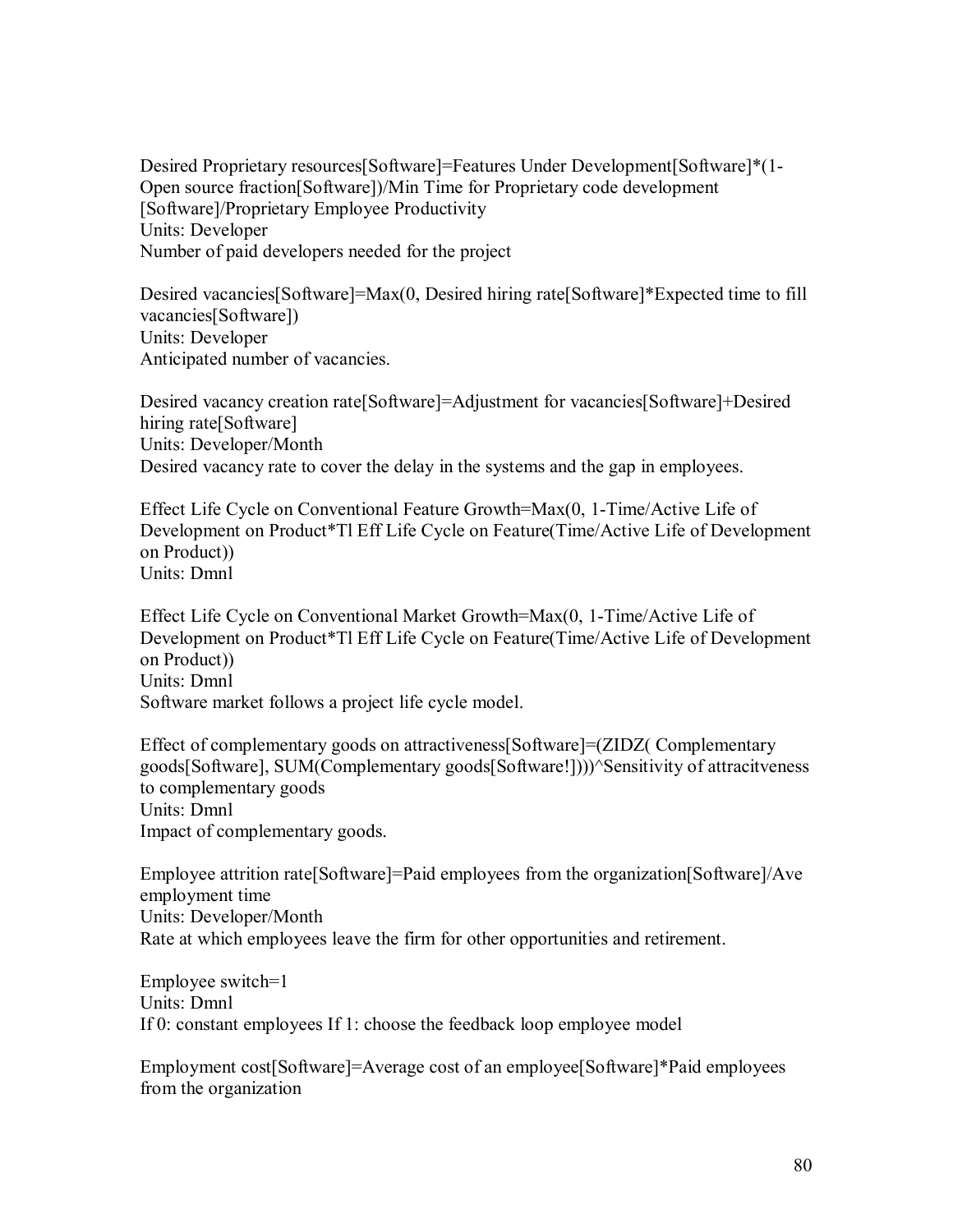Desired Proprietary resources[Software]=Features Under Development[Software]*(1-Open source fraction[Software])/Min Time for Proprietary code development [Software]/Proprietary Employee Productivity
Units: Developer
Number of paid developers needed for the project

Desired vacancies[Software]=Max(0, Desired hiring rate[Software]*Expected time to fill vacancies[Software])
Units: Developer
Anticipated number of vacancies.

Desired vacancy creation rate[Software]=Adjustment for vacancies[Software]+Desired hiring rate[Software]
Units: Developer/Month
Desired vacancy rate to cover the delay in the systems and the gap in employees.

Effect Life Cycle on Conventional Feature Growth=Max(0, 1-Time/Active Life of Development on Product*Tl Eff Life Cycle on Feature(Time/Active Life of Development on Product))
Units: Dmnl

Effect Life Cycle on Conventional Market Growth=Max(0, 1-Time/Active Life of Development on Product*Tl Eff Life Cycle on Feature(Time/Active Life of Development on Product))
Units: Dmnl
Software market follows a project life cycle model.

Effect of complementary goods on attractiveness[Software]=(ZIDZ( Complementary goods[Software], SUM(Complementary goods[Software!])))^Sensitivity of attracitveness to complementary goods
Units: Dmnl
Impact of complementary goods.

Employee attrition rate[Software]=Paid employees from the organization[Software]/Ave employment time
Units: Developer/Month
Rate at which employees leave the firm for other opportunities and retirement.

Employee switch=1
Units: Dmnl
If 0: constant employees If 1: choose the feedback loop employee model

Employment cost[Software]=Average cost of an employee[Software]*Paid employees from the organization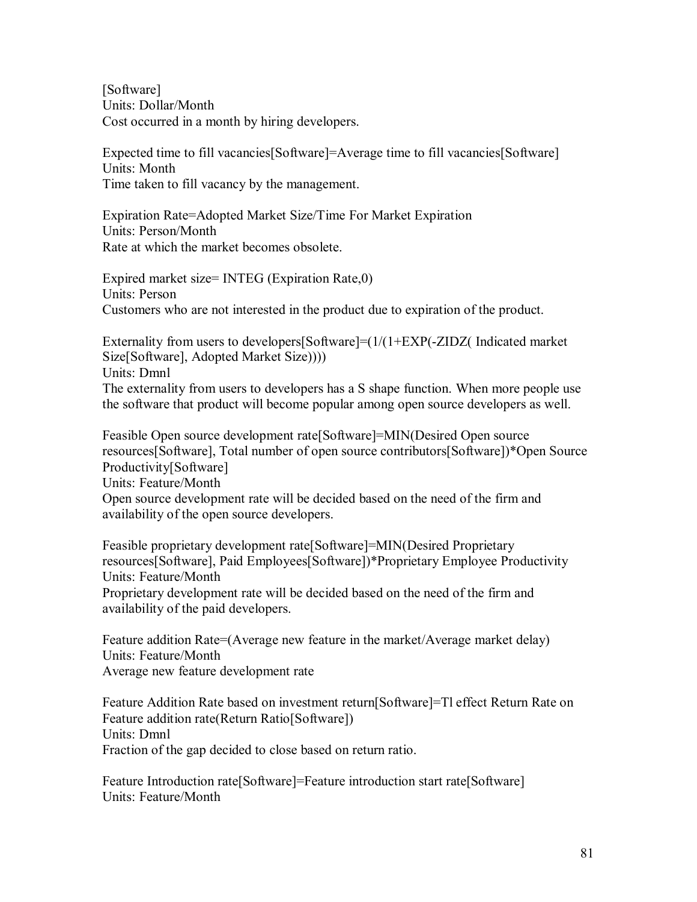[Software]
Units: Dollar/Month
Cost occurred in a month by hiring developers.

Expected time to fill vacancies[Software]=Average time to fill vacancies[Software]
Units: Month
Time taken to fill vacancy by the management.

Expiration Rate=Adopted Market Size/Time For Market Expiration
Units: Person/Month
Rate at which the market becomes obsolete.

Expired market size= INTEG (Expiration Rate,0)
Units: Person
Customers who are not interested in the product due to expiration of the product.

Externality from users to developers[Software]=(1/(1+EXP(-ZIDZ( Indicated market Size[Software], Adopted Market Size))))
Units: Dmnl
The externality from users to developers has a S shape function. When more people use the software that product will become popular among open source developers as well.

Feasible Open source development rate[Software]=MIN(Desired Open source resources[Software], Total number of open source contributors[Software])*Open Source Productivity[Software]
Units: Feature/Month
Open source development rate will be decided based on the need of the firm and availability of the open source developers.

Feasible proprietary development rate[Software]=MIN(Desired Proprietary resources[Software], Paid Employees[Software])*Proprietary Employee Productivity
Units: Feature/Month
Proprietary development rate will be decided based on the need of the firm and availability of the paid developers.

Feature addition Rate=(Average new feature in the market/Average market delay)
Units: Feature/Month
Average new feature development rate

Feature Addition Rate based on investment return[Software]=Tl effect Return Rate on Feature addition rate(Return Ratio[Software])
Units: Dmnl
Fraction of the gap decided to close based on return ratio.

Feature Introduction rate[Software]=Feature introduction start rate[Software]
Units: Feature/Month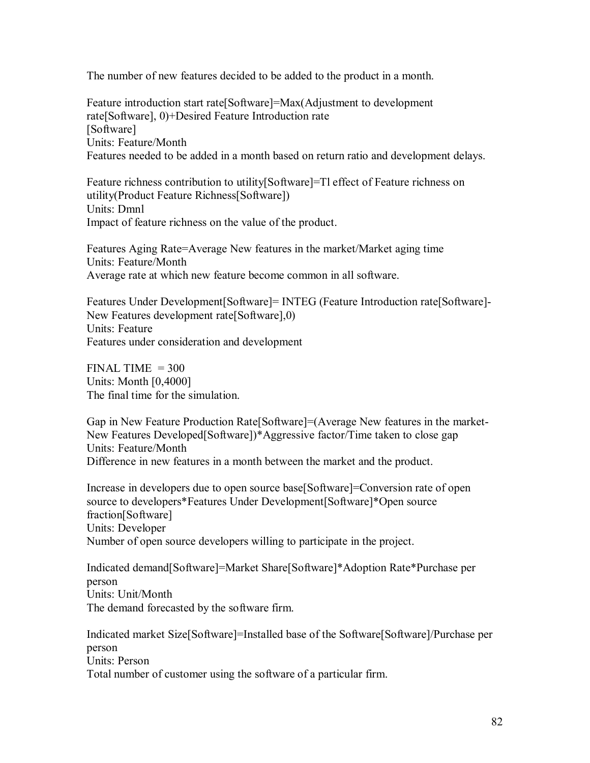The number of new features decided to be added to the product in a month.

Feature introduction start rate[Software]=Max(Adjustment to development rate[Software], 0)+Desired Feature Introduction rate [Software]
Units: Feature/Month
Features needed to be added in a month based on return ratio and development delays.

Feature richness contribution to utility[Software]=Tl effect of Feature richness on utility(Product Feature Richness[Software])
Units: Dmnl
Impact of feature richness on the value of the product.

Features Aging Rate=Average New features in the market/Market aging time
Units: Feature/Month
Average rate at which new feature become common in all software.

Features Under Development[Software]= INTEG (Feature Introduction rate[Software]-New Features development rate[Software],0)
Units: Feature
Features under consideration and development

FINAL TIME = 300
Units: Month [0,4000]
The final time for the simulation.

Gap in New Feature Production Rate[Software]=(Average New features in the market-New Features Developed[Software])*Aggressive factor/Time taken to close gap
Units: Feature/Month
Difference in new features in a month between the market and the product.

Increase in developers due to open source base[Software]=Conversion rate of open source to developers*Features Under Development[Software]*Open source fraction[Software]
Units: Developer
Number of open source developers willing to participate in the project.

Indicated demand[Software]=Market Share[Software]*Adoption Rate*Purchase per person
Units: Unit/Month
The demand forecasted by the software firm.

Indicated market Size[Software]=Installed base of the Software[Software]/Purchase per person
Units: Person
Total number of customer using the software of a particular firm.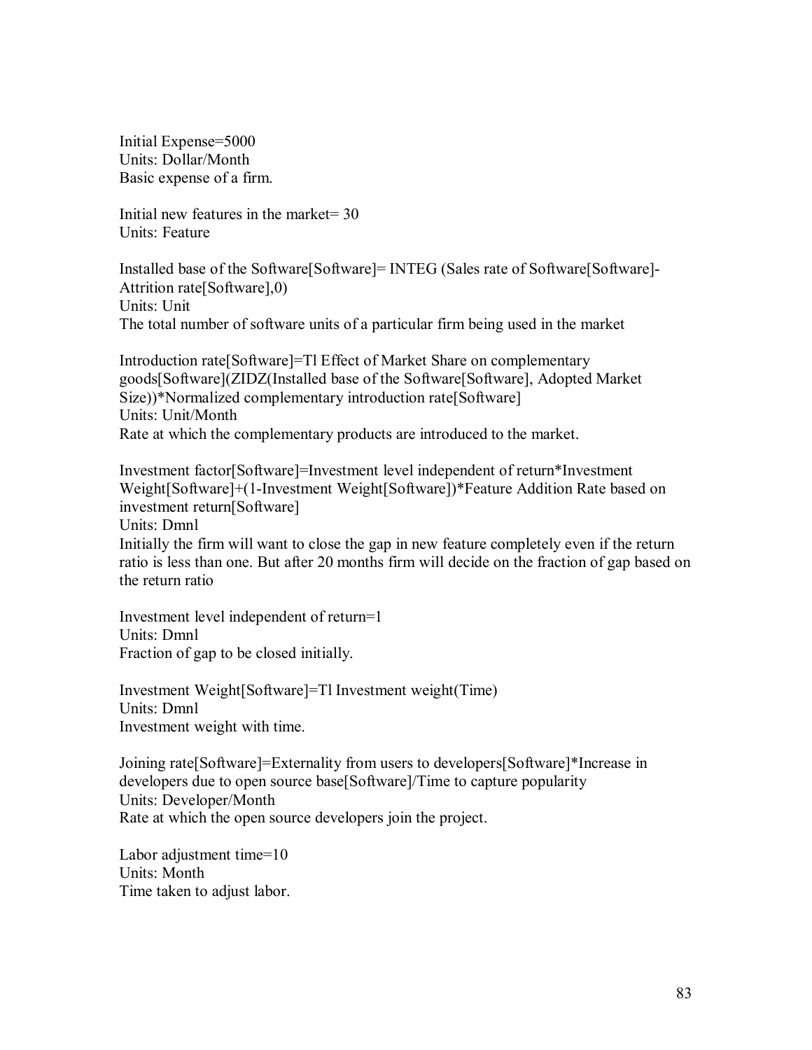Initial Expense=5000
Units: Dollar/Month
Basic expense of a firm.

Initial new features in the market= 30
Units: Feature

Installed base of the Software[Software]= INTEG (Sales rate of Software[Software]-Attrition rate[Software],0)
Units: Unit
The total number of software units of a particular firm being used in the market

Introduction rate[Software]=Tl Effect of Market Share on complementary goods[Software](ZIDZ(Installed base of the Software[Software], Adopted Market Size))*Normalized complementary introduction rate[Software]
Units: Unit/Month
Rate at which the complementary products are introduced to the market.

Investment factor[Software]=Investment level independent of return*Investment Weight[Software]+(1-Investment Weight[Software])*Feature Addition Rate based on investment return[Software]
Units: Dmnl
Initially the firm will want to close the gap in new feature completely even if the return ratio is less than one. But after 20 months firm will decide on the fraction of gap based on the return ratio

Investment level independent of return=1
Units: Dmnl
Fraction of gap to be closed initially.

Investment Weight[Software]=Tl Investment weight(Time)
Units: Dmnl
Investment weight with time.

Joining rate[Software]=Externality from users to developers[Software]*Increase in developers due to open source base[Software]/Time to capture popularity
Units: Developer/Month
Rate at which the open source developers join the project.

Labor adjustment time=10
Units: Month
Time taken to adjust labor.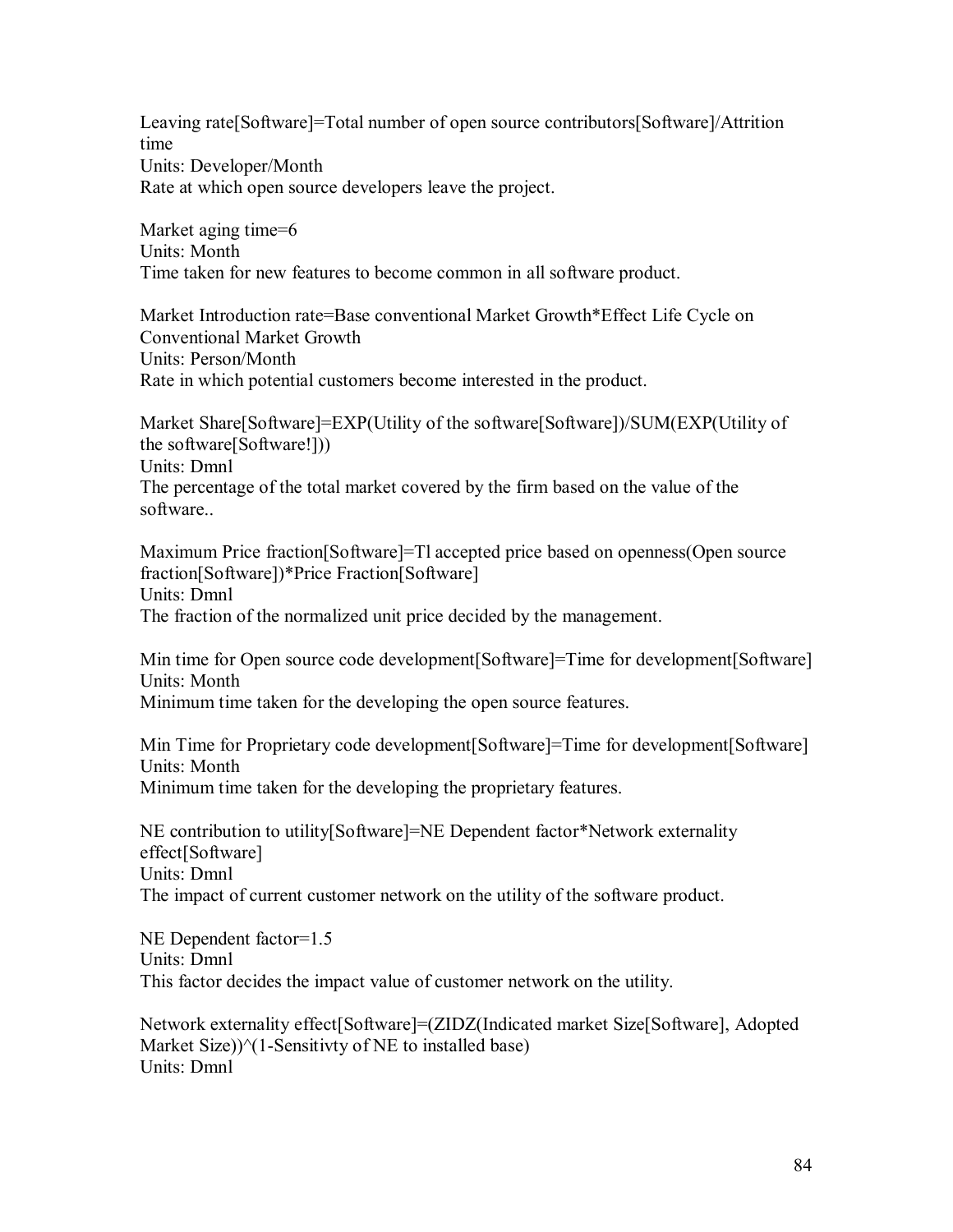Leaving rate[Software]=Total number of open source contributors[Software]/Attrition time
Units: Developer/Month
Rate at which open source developers leave the project.

Market aging time=6
Units: Month
Time taken for new features to become common in all software product.

Market Introduction rate=Base conventional Market Growth*Effect Life Cycle on Conventional Market Growth
Units: Person/Month
Rate in which potential customers become interested in the product.

Market Share[Software]=EXP(Utility of the software[Software])/SUM(EXP(Utility of the software[Software!]))
Units: Dmnl
The percentage of the total market covered by the firm based on the value of the software..

Maximum Price fraction[Software]=Tl accepted price based on openness(Open source fraction[Software])*Price Fraction[Software]
Units: Dmnl
The fraction of the normalized unit price decided by the management.

Min time for Open source code development[Software]=Time for development[Software]
Units: Month
Minimum time taken for the developing the open source features.

Min Time for Proprietary code development[Software]=Time for development[Software]
Units: Month
Minimum time taken for the developing the proprietary features.

NE contribution to utility[Software]=NE Dependent factor*Network externality effect[Software]
Units: Dmnl
The impact of current customer network on the utility of the software product.

NE Dependent factor=1.5
Units: Dmnl
This factor decides the impact value of customer network on the utility.

Network externality effect[Software]=(ZIDZ(Indicated market Size[Software], Adopted Market Size))^(1-Sensitivty of NE to installed base)
Units: Dmnl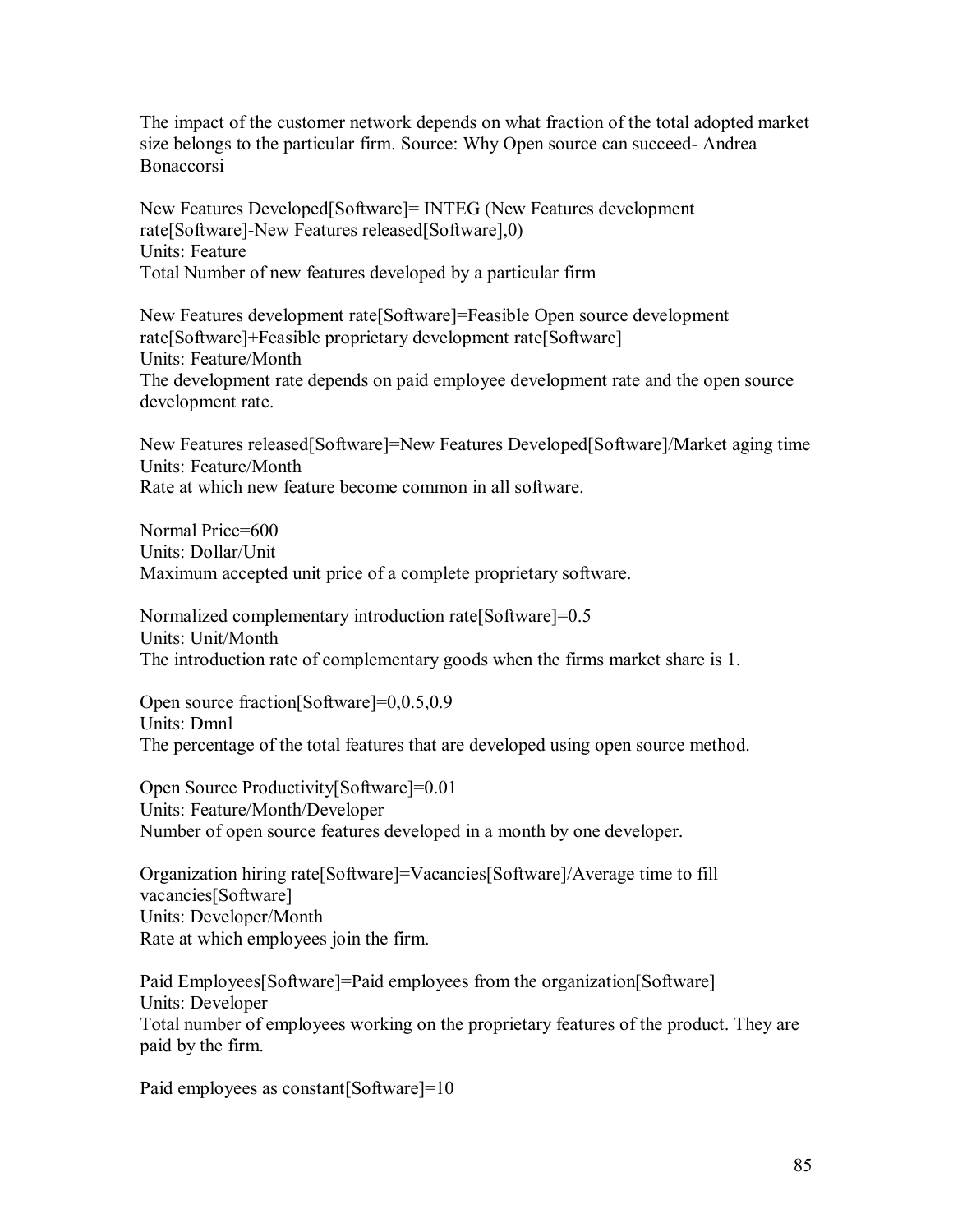The impact of the customer network depends on what fraction of the total adopted market size belongs to the particular firm. Source: Why Open source can succeed- Andrea Bonaccorsi

New Features Developed[Software]= INTEG (New Features development rate[Software]-New Features released[Software],0)
Units: Feature
Total Number of new features developed by a particular firm

New Features development rate[Software]=Feasible Open source development rate[Software]+Feasible proprietary development rate[Software]
Units: Feature/Month
The development rate depends on paid employee development rate and the open source development rate.

New Features released[Software]=New Features Developed[Software]/Market aging time
Units: Feature/Month
Rate at which new feature become common in all software.

Normal Price=600
Units: Dollar/Unit
Maximum accepted unit price of a complete proprietary software.

Normalized complementary introduction rate[Software]=0.5
Units: Unit/Month
The introduction rate of complementary goods when the firms market share is 1.

Open source fraction[Software]=0,0.5,0.9
Units: Dmnl
The percentage of the total features that are developed using open source method.

Open Source Productivity[Software]=0.01
Units: Feature/Month/Developer
Number of open source features developed in a month by one developer.

Organization hiring rate[Software]=Vacancies[Software]/Average time to fill vacancies[Software]
Units: Developer/Month
Rate at which employees join the firm.

Paid Employees[Software]=Paid employees from the organization[Software]
Units: Developer
Total number of employees working on the proprietary features of the product. They are paid by the firm.

Paid employees as constant[Software]=10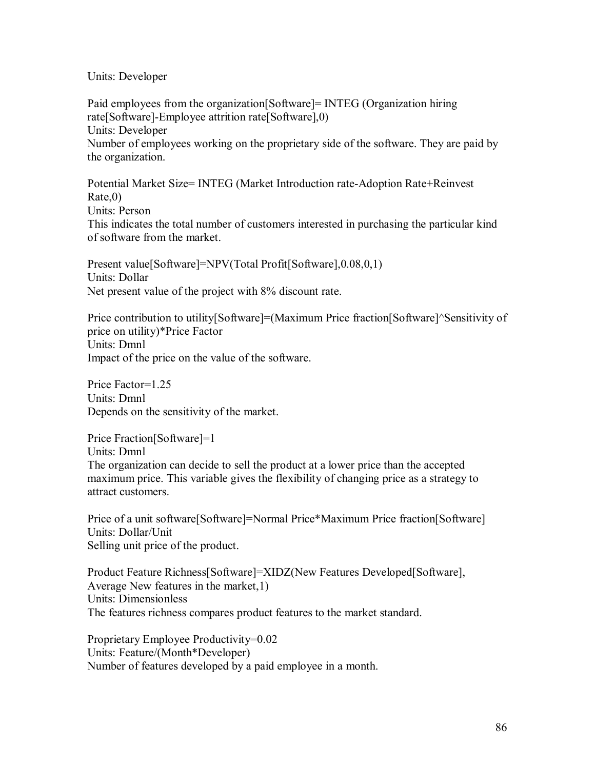Units: Developer

Paid employees from the organization[Software]= INTEG (Organization hiring rate[Software]-Employee attrition rate[Software],0)
Units: Developer
Number of employees working on the proprietary side of the software. They are paid by the organization.

Potential Market Size= INTEG (Market Introduction rate-Adoption Rate+Reinvest Rate,0)
Units: Person
This indicates the total number of customers interested in purchasing the particular kind of software from the market.

Present value[Software]=NPV(Total Profit[Software],0.08,0,1)
Units: Dollar
Net present value of the project with 8% discount rate.

Price contribution to utility[Software]=(Maximum Price fraction[Software]^Sensitivity of price on utility)*Price Factor
Units: Dmnl
Impact of the price on the value of the software.

Price Factor=1.25
Units: Dmnl
Depends on the sensitivity of the market.

Price Fraction[Software]=1
Units: Dmnl
The organization can decide to sell the product at a lower price than the accepted maximum price. This variable gives the flexibility of changing price as a strategy to attract customers.

Price of a unit software[Software]=Normal Price*Maximum Price fraction[Software]
Units: Dollar/Unit
Selling unit price of the product.

Product Feature Richness[Software]=XIDZ(New Features Developed[Software], Average New features in the market,1)
Units: Dimensionless
The features richness compares product features to the market standard.

Proprietary Employee Productivity=0.02
Units: Feature/(Month*Developer)
Number of features developed by a paid employee in a month.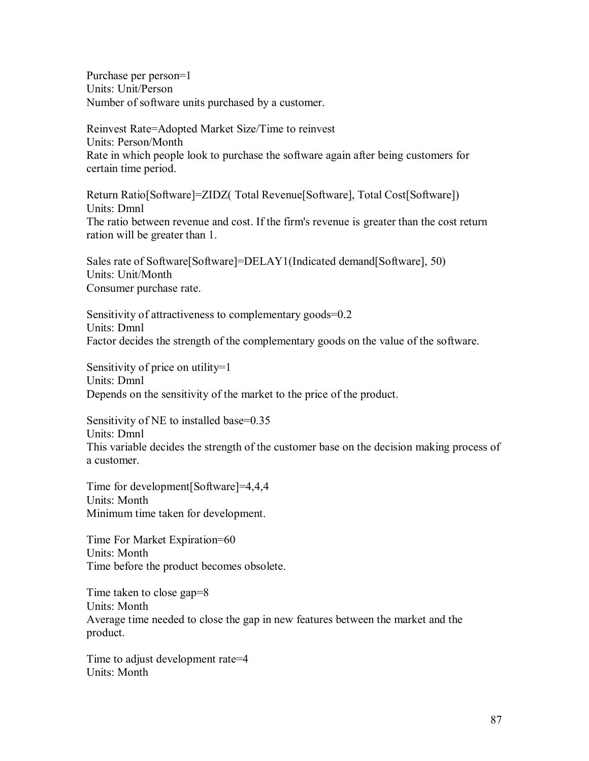Purchase per person=1
Units: Unit/Person
Number of software units purchased by a customer.

Reinvest Rate=Adopted Market Size/Time to reinvest
Units: Person/Month
Rate in which people look to purchase the software again after being customers for certain time period.

Return Ratio[Software]=ZIDZ( Total Revenue[Software], Total Cost[Software])
Units: Dmnl
The ratio between revenue and cost. If the firm's revenue is greater than the cost return ration will be greater than 1.

Sales rate of Software[Software]=DELAY1(Indicated demand[Software], 50)
Units: Unit/Month
Consumer purchase rate.

Sensitivity of attractiveness to complementary goods=0.2
Units: Dmnl
Factor decides the strength of the complementary goods on the value of the software.

Sensitivity of price on utility=1
Units: Dmnl
Depends on the sensitivity of the market to the price of the product.

Sensitivity of NE to installed base=0.35
Units: Dmnl
This variable decides the strength of the customer base on the decision making process of a customer.

Time for development[Software]=4,4,4
Units: Month
Minimum time taken for development.

Time For Market Expiration=60
Units: Month
Time before the product becomes obsolete.

Time taken to close gap=8
Units: Month
Average time needed to close the gap in new features between the market and the product.

Time to adjust development rate=4
Units: Month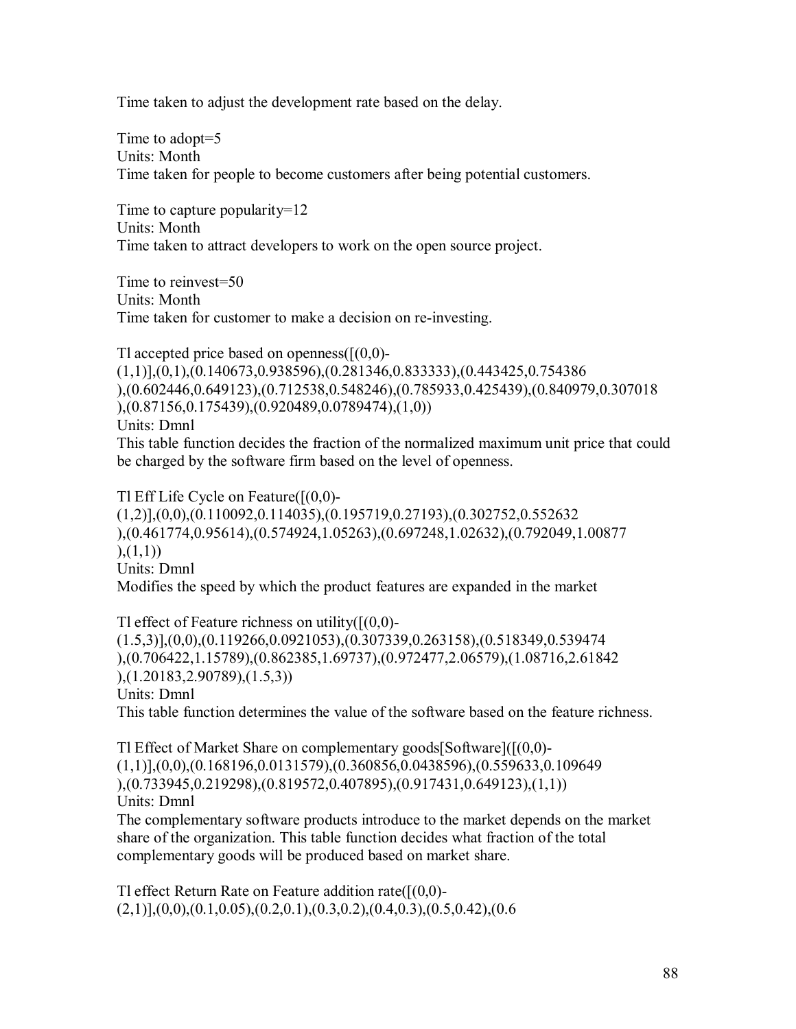Time taken to adjust the development rate based on the delay.

Time to adopt=5
Units: Month
Time taken for people to become customers after being potential customers.

Time to capture popularity=12
Units: Month
Time taken to attract developers to work on the open source project.

Time to reinvest=50
Units: Month
Time taken for customer to make a decision on re-investing.

Tl accepted price based on openness([(0,0)-(1,1)],(0,1),(0.140673,0.938596),(0.281346,0.833333),(0.443425,0.754386),(0.602446,0.649123),(0.712538,0.548246),(0.785933,0.425439),(0.840979,0.307018),(0.87156,0.175439),(0.920489,0.0789474),(1,0))
Units: Dmnl
This table function decides the fraction of the normalized maximum unit price that could be charged by the software firm based on the level of openness.

Tl Eff Life Cycle on Feature([(0,0)-(1,2)],(0,0),(0.110092,0.114035),(0.195719,0.27193),(0.302752,0.552632),(0.461774,0.95614),(0.574924,1.05263),(0.697248,1.02632),(0.792049,1.00877),(1,1))
Units: Dmnl
Modifies the speed by which the product features are expanded in the market

Tl effect of Feature richness on utility([(0,0)-(1.5,3)],(0,0),(0.119266,0.0921053),(0.307339,0.263158),(0.518349,0.539474),(0.706422,1.15789),(0.862385,1.69737),(0.972477,2.06579),(1.08716,2.61842),(1.20183,2.90789),(1.5,3))
Units: Dmnl
This table function determines the value of the software based on the feature richness.

Tl Effect of Market Share on complementary goods[Software]([(0,0)-(1,1)],(0,0),(0.168196,0.0131579),(0.360856,0.0438596),(0.559633,0.109649),(0.733945,0.219298),(0.819572,0.407895),(0.917431,0.649123),(1,1))
Units: Dmnl
The complementary software products introduce to the market depends on the market share of the organization. This table function decides what fraction of the total complementary goods will be produced based on market share.

Tl effect Return Rate on Feature addition rate([(0,0)-(2,1)],(0,0),(0.1,0.05),(0.2,0.1),(0.3,0.2),(0.4,0.3),(0.5,0.42),(0.6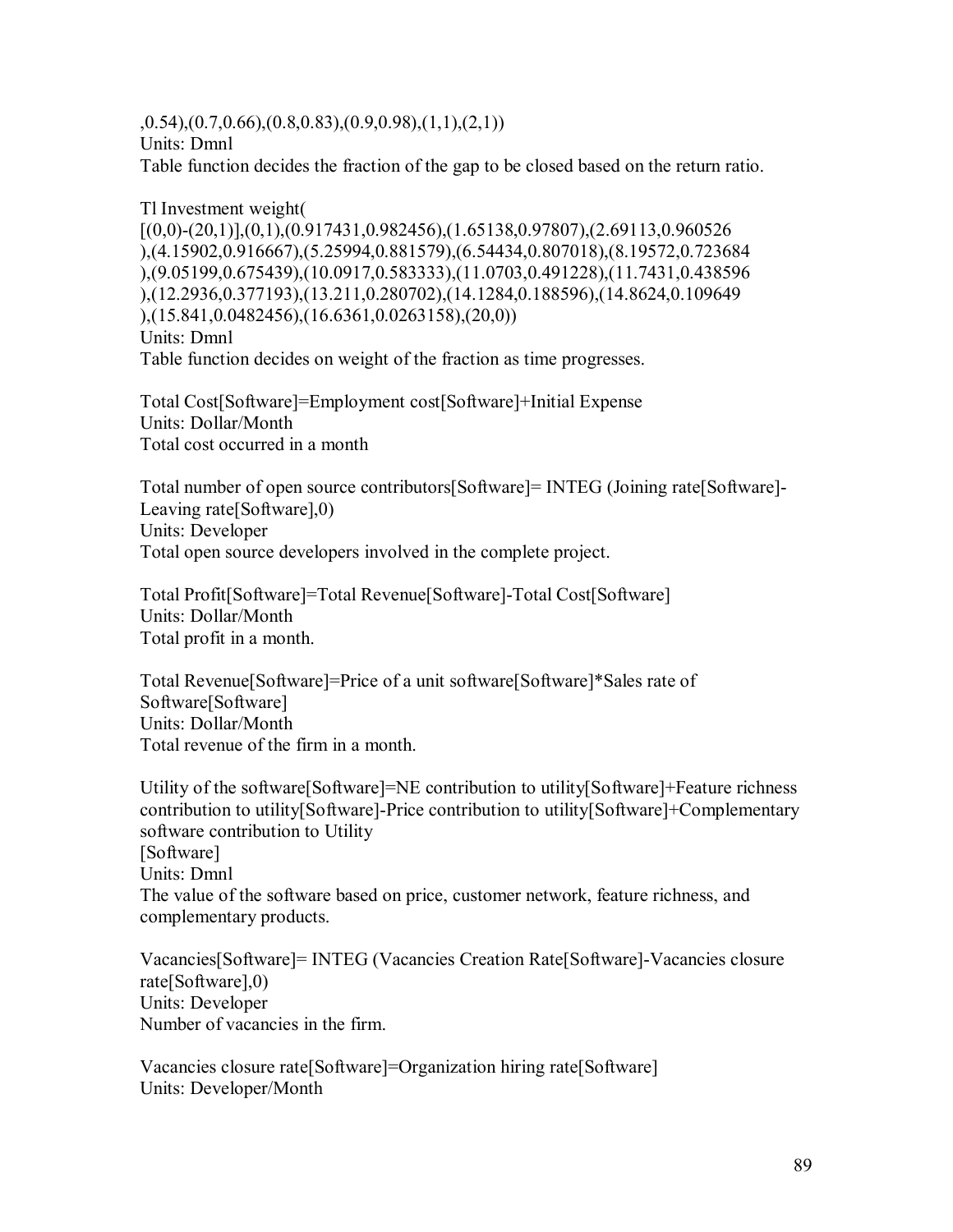,0.54),(0.7,0.66),(0.8,0.83),(0.9,0.98),(1,1),(2,1))
Units: Dmnl
Table function decides the fraction of the gap to be closed based on the return ratio.

Tl Investment weight(
[(0,0)-(20,1)],(0,1),(0.917431,0.982456),(1.65138,0.97807),(2.69113,0.960526
),(4.15902,0.916667),(5.25994,0.881579),(6.54434,0.807018),(8.19572,0.723684
),(9.05199,0.675439),(10.0917,0.583333),(11.0703,0.491228),(11.7431,0.438596
),(12.2936,0.377193),(13.211,0.280702),(14.1284,0.188596),(14.8624,0.109649
),(15.841,0.0482456),(16.6361,0.0263158),(20,0))
Units: Dmnl
Table function decides on weight of the fraction as time progresses.

Total Cost[Software]=Employment cost[Software]+Initial Expense
Units: Dollar/Month
Total cost occurred in a month

Total number of open source contributors[Software]= INTEG (Joining rate[Software]-Leaving rate[Software],0)
Units: Developer
Total open source developers involved in the complete project.

Total Profit[Software]=Total Revenue[Software]-Total Cost[Software]
Units: Dollar/Month
Total profit in a month.

Total Revenue[Software]=Price of a unit software[Software]*Sales rate of Software[Software]
Units: Dollar/Month
Total revenue of the firm in a month.

Utility of the software[Software]=NE contribution to utility[Software]+Feature richness contribution to utility[Software]-Price contribution to utility[Software]+Complementary software contribution to Utility
[Software]
Units: Dmnl
The value of the software based on price, customer network, feature richness, and complementary products.

Vacancies[Software]= INTEG (Vacancies Creation Rate[Software]-Vacancies closure rate[Software],0)
Units: Developer
Number of vacancies in the firm.

Vacancies closure rate[Software]=Organization hiring rate[Software]
Units: Developer/Month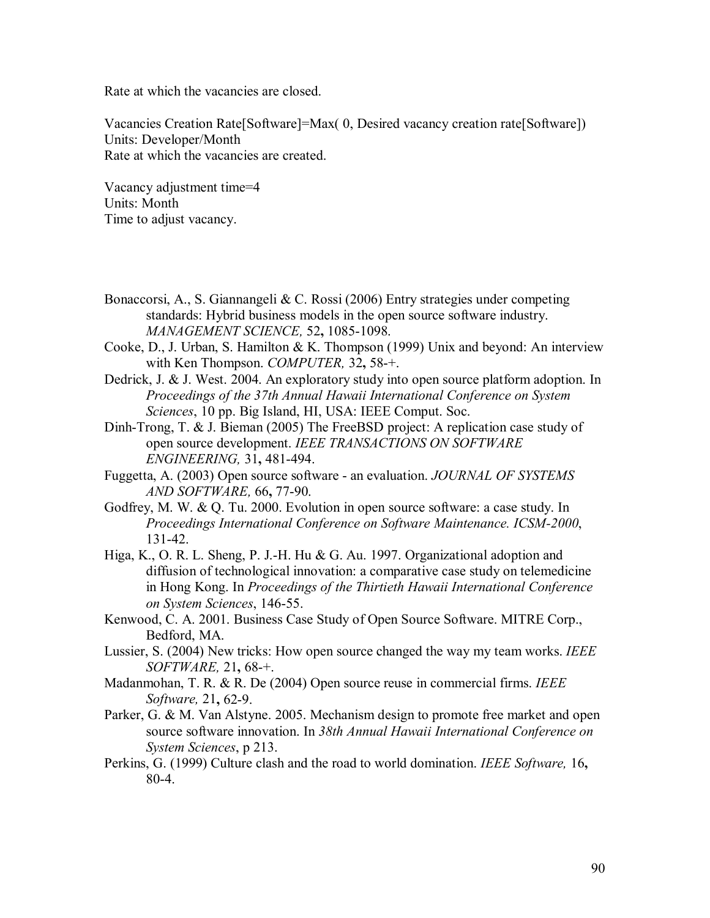Rate at which the vacancies are closed.

Vacancies Creation Rate[Software]=Max( 0, Desired vacancy creation rate[Software])
Units: Developer/Month
Rate at which the vacancies are created.

Vacancy adjustment time=4
Units: Month
Time to adjust vacancy.

Bonaccorsi, A., S. Giannangeli & C. Rossi (2006) Entry strategies under competing standards: Hybrid business models in the open source software industry. *MANAGEMENT SCIENCE,* 52**,** 1085-1098.

Cooke, D., J. Urban, S. Hamilton & K. Thompson (1999) Unix and beyond: An interview with Ken Thompson. *COMPUTER,* 32**,** 58-+.

Dedrick, J. & J. West. 2004. An exploratory study into open source platform adoption. In *Proceedings of the 37th Annual Hawaii International Conference on System Sciences*, 10 pp. Big Island, HI, USA: IEEE Comput. Soc.

Dinh-Trong, T. & J. Bieman (2005) The FreeBSD project: A replication case study of open source development. *IEEE TRANSACTIONS ON SOFTWARE ENGINEERING,* 31**,** 481-494.

Fuggetta, A. (2003) Open source software - an evaluation. *JOURNAL OF SYSTEMS AND SOFTWARE,* 66**,** 77-90.

Godfrey, M. W. & Q. Tu. 2000. Evolution in open source software: a case study. In *Proceedings International Conference on Software Maintenance. ICSM-2000*, 131-42.

Higa, K., O. R. L. Sheng, P. J.-H. Hu & G. Au. 1997. Organizational adoption and diffusion of technological innovation: a comparative case study on telemedicine in Hong Kong. In *Proceedings of the Thirtieth Hawaii International Conference on System Sciences*, 146-55.

Kenwood, C. A. 2001. Business Case Study of Open Source Software. MITRE Corp., Bedford, MA.

Lussier, S. (2004) New tricks: How open source changed the way my team works. *IEEE SOFTWARE,* 21**,** 68-+.

Madanmohan, T. R. & R. De (2004) Open source reuse in commercial firms. *IEEE Software,* 21**,** 62-9.

Parker, G. & M. Van Alstyne. 2005. Mechanism design to promote free market and open source software innovation. In *38th Annual Hawaii International Conference on System Sciences*, p 213.

Perkins, G. (1999) Culture clash and the road to world domination. *IEEE Software,* 16**,** 80-4.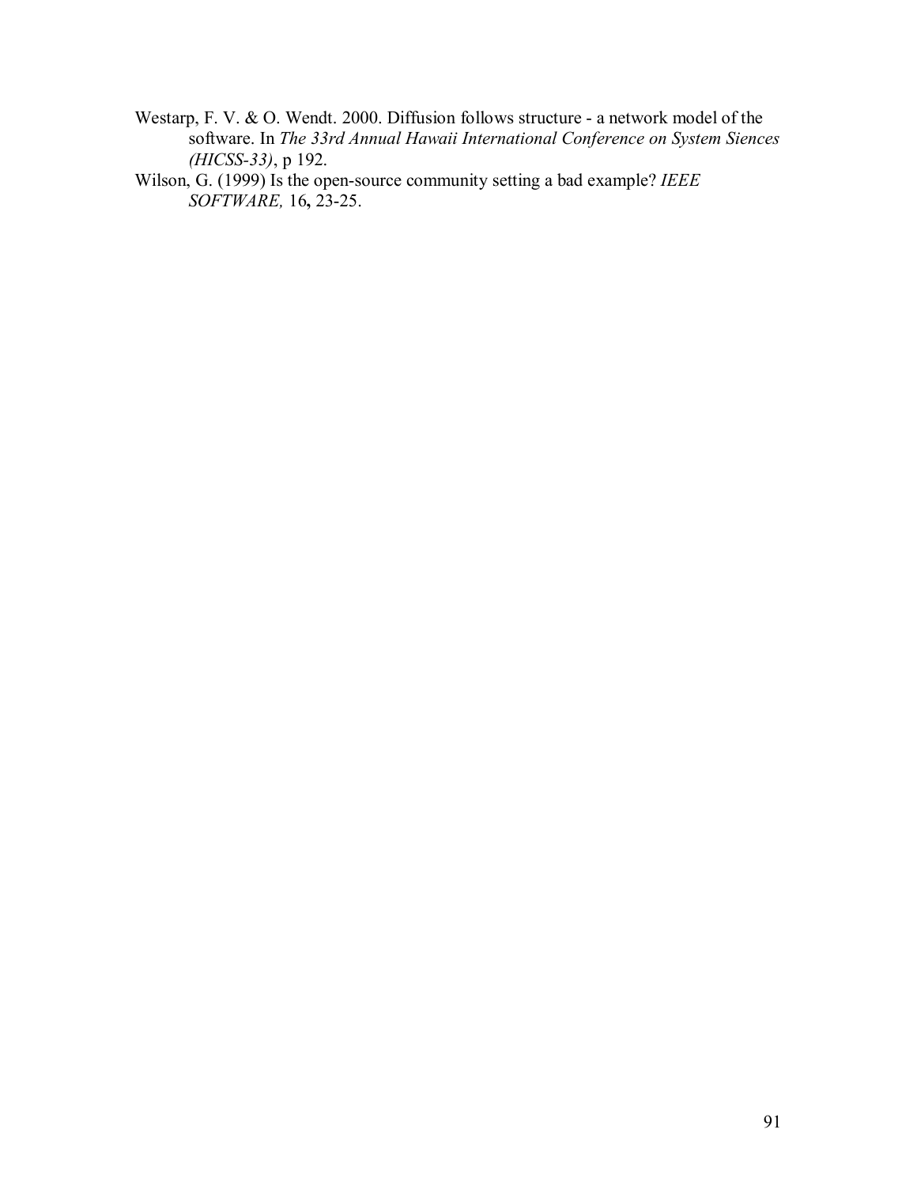Westarp, F. V. & O. Wendt. 2000. Diffusion follows structure - a network model of the software. In *The 33rd Annual Hawaii International Conference on System Siences (HICSS-33)*, p 192.

Wilson, G. (1999) Is the open-source community setting a bad example? *IEEE SOFTWARE,* 16**,** 23-25.